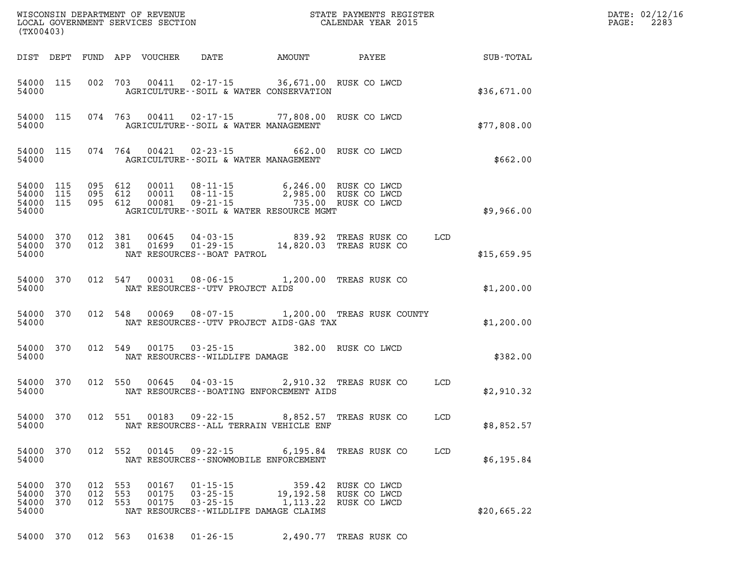WISCONSIN DEPARTMENT OF REVENUE
LOCAL GOVERNMENT SERVICES SECTION
(TX00403)

STATE PAYMENTS REGISTER
CALENDAR YEAR 2015

DATE: 02/12/16
PAGE: 2283

| DIST | DEPT | FUND | APP | VOUCHER | DATE | AMOUNT | PAYEE | | SUB-TOTAL |
|---|---|---|---|---|---|---|---|---|---|
| 54000 | 115 | 002 | 703 | 00411 | 02-17-15 | 36,671.00 | RUSK CO LWCD | | |
| 54000 | | | | | AGRICULTURE--SOIL & WATER CONSERVATION | | | | $36,671.00 |
| 54000 | 115 | 074 | 763 | 00411 | 02-17-15 | 77,808.00 | RUSK CO LWCD | | |
| 54000 | | | | | AGRICULTURE--SOIL & WATER MANAGEMENT | | | | $77,808.00 |
| 54000 | 115 | 074 | 764 | 00421 | 02-23-15 | 662.00 | RUSK CO LWCD | | |
| 54000 | | | | | AGRICULTURE--SOIL & WATER MANAGEMENT | | | | $662.00 |
| 54000 | 115 | 095 | 612 | 00011 | 08-11-15 | 6,246.00 | RUSK CO LWCD | | |
| 54000 | 115 | 095 | 612 | 00011 | 08-11-15 | 2,985.00 | RUSK CO LWCD | | |
| 54000 | 115 | 095 | 612 | 00081 | 09-21-15 | 735.00 | RUSK CO LWCD | | |
| 54000 | | | | | AGRICULTURE--SOIL & WATER RESOURCE MGMT | | | | $9,966.00 |
| 54000 | 370 | 012 | 381 | 00645 | 04-03-15 | 839.92 | TREAS RUSK CO | LCD | |
| 54000 | 370 | 012 | 381 | 01699 | 01-29-15 | 14,820.03 | TREAS RUSK CO | | |
| 54000 | | | | | NAT RESOURCES--BOAT PATROL | | | | $15,659.95 |
| 54000 | 370 | 012 | 547 | 00031 | 08-06-15 | 1,200.00 | TREAS RUSK CO | | |
| 54000 | | | | | NAT RESOURCES--UTV PROJECT AIDS | | | | $1,200.00 |
| 54000 | 370 | 012 | 548 | 00069 | 08-07-15 | 1,200.00 | TREAS RUSK COUNTY | | |
| 54000 | | | | | NAT RESOURCES--UTV PROJECT AIDS-GAS TAX | | | | $1,200.00 |
| 54000 | 370 | 012 | 549 | 00175 | 03-25-15 | 382.00 | RUSK CO LWCD | | |
| 54000 | | | | | NAT RESOURCES--WILDLIFE DAMAGE | | | | $382.00 |
| 54000 | 370 | 012 | 550 | 00645 | 04-03-15 | 2,910.32 | TREAS RUSK CO | LCD | |
| 54000 | | | | | NAT RESOURCES--BOATING ENFORCEMENT AIDS | | | | $2,910.32 |
| 54000 | 370 | 012 | 551 | 00183 | 09-22-15 | 8,852.57 | TREAS RUSK CO | LCD | |
| 54000 | | | | | NAT RESOURCES--ALL TERRAIN VEHICLE ENF | | | | $8,852.57 |
| 54000 | 370 | 012 | 552 | 00145 | 09-22-15 | 6,195.84 | TREAS RUSK CO | LCD | |
| 54000 | | | | | NAT RESOURCES--SNOWMOBILE ENFORCEMENT | | | | $6,195.84 |
| 54000 | 370 | 012 | 553 | 00167 | 01-15-15 | 359.42 | RUSK CO LWCD | | |
| 54000 | 370 | 012 | 553 | 00175 | 03-25-15 | 19,192.58 | RUSK CO LWCD | | |
| 54000 | 370 | 012 | 553 | 00175 | 03-25-15 | 1,113.22 | RUSK CO LWCD | | |
| 54000 | | | | | NAT RESOURCES--WILDLIFE DAMAGE CLAIMS | | | | $20,665.22 |
| 54000 | 370 | 012 | 563 | 01638 | 01-26-15 | 2,490.77 | TREAS RUSK CO | | |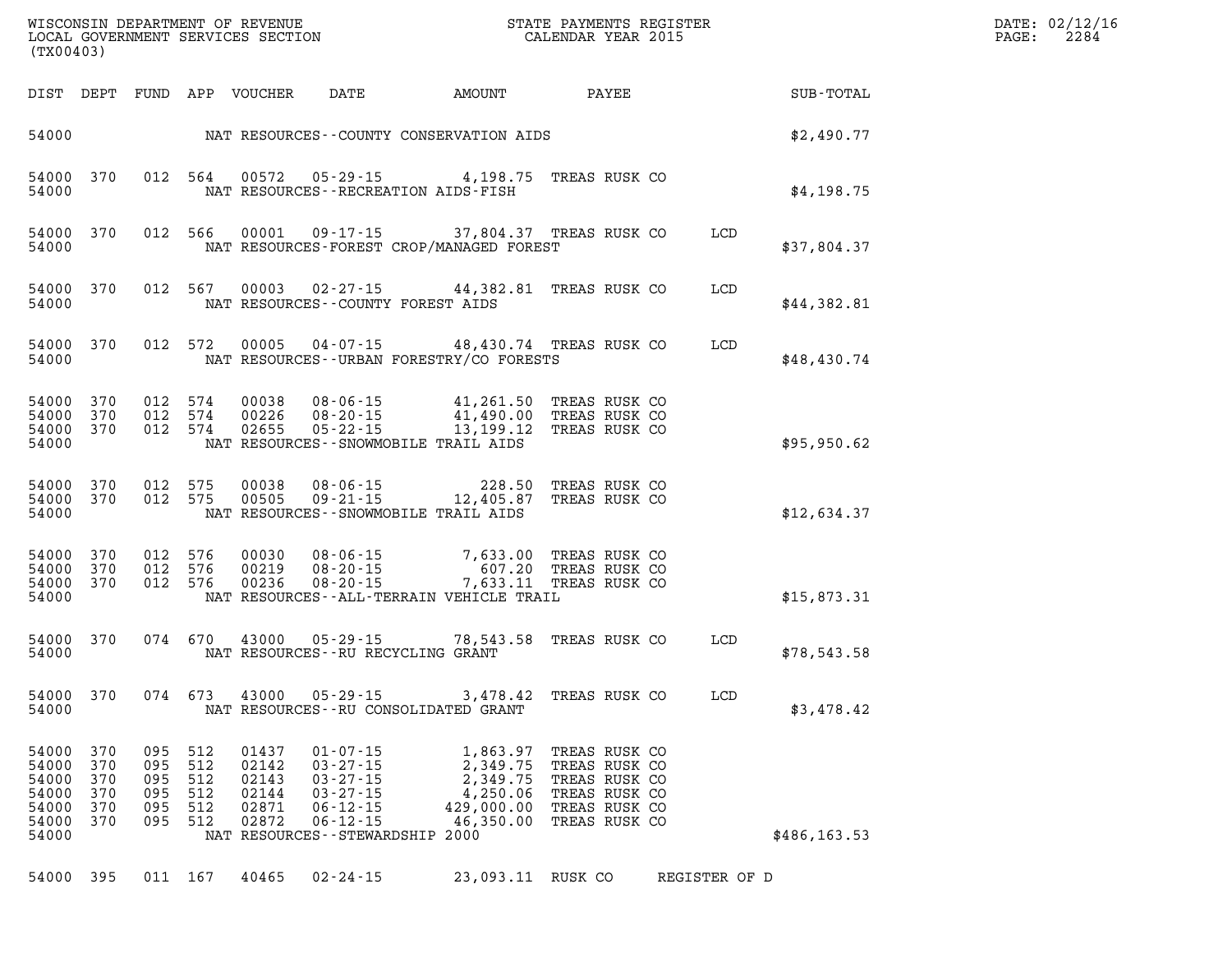WISCONSIN DEPARTMENT OF REVENUE
LOCAL GOVERNMENT SERVICES SECTION
(TX00403)

STATE PAYMENTS REGISTER
CALENDAR YEAR 2015

DATE: 02/12/16
PAGE: 2284

| DIST | DEPT | FUND | APP | VOUCHER | DATE | AMOUNT | PAYEE | | SUB-TOTAL |
|---|---|---|---|---|---|---|---|---|---|
| 54000 | | | | NAT RESOURCES--COUNTY CONSERVATION AIDS | | | | | $2,490.77 |
| 54000 | 370 | 012 | 564 | 00572 | 05-29-15 | 4,198.75 | TREAS RUSK CO | | |
| 54000 | | | | NAT RESOURCES--RECREATION AIDS-FISH | | | | | $4,198.75 |
| 54000 | 370 | 012 | 566 | 00001 | 09-17-15 | 37,804.37 | TREAS RUSK CO | LCD | |
| 54000 | | | | NAT RESOURCES-FOREST CROP/MANAGED FOREST | | | | | $37,804.37 |
| 54000 | 370 | 012 | 567 | 00003 | 02-27-15 | 44,382.81 | TREAS RUSK CO | LCD | |
| 54000 | | | | NAT RESOURCES--COUNTY FOREST AIDS | | | | | $44,382.81 |
| 54000 | 370 | 012 | 572 | 00005 | 04-07-15 | 48,430.74 | TREAS RUSK CO | LCD | |
| 54000 | | | | NAT RESOURCES--URBAN FORESTRY/CO FORESTS | | | | | $48,430.74 |
| 54000 | 370 | 012 | 574 | 00038 | 08-06-15 | 41,261.50 | TREAS RUSK CO | | |
| 54000 | 370 | 012 | 574 | 00226 | 08-20-15 | 41,490.00 | TREAS RUSK CO | | |
| 54000 | 370 | 012 | 574 | 02655 | 05-22-15 | 13,199.12 | TREAS RUSK CO | | |
| 54000 | | | | NAT RESOURCES--SNOWMOBILE TRAIL AIDS | | | | | $95,950.62 |
| 54000 | 370 | 012 | 575 | 00038 | 08-06-15 | 228.50 | TREAS RUSK CO | | |
| 54000 | 370 | 012 | 575 | 00505 | 09-21-15 | 12,405.87 | TREAS RUSK CO | | |
| 54000 | | | | NAT RESOURCES--SNOWMOBILE TRAIL AIDS | | | | | $12,634.37 |
| 54000 | 370 | 012 | 576 | 00030 | 08-06-15 | 7,633.00 | TREAS RUSK CO | | |
| 54000 | 370 | 012 | 576 | 00219 | 08-20-15 | 607.20 | TREAS RUSK CO | | |
| 54000 | 370 | 012 | 576 | 00236 | 08-20-15 | 7,633.11 | TREAS RUSK CO | | |
| 54000 | | | | NAT RESOURCES--ALL-TERRAIN VEHICLE TRAIL | | | | | $15,873.31 |
| 54000 | 370 | 074 | 670 | 43000 | 05-29-15 | 78,543.58 | TREAS RUSK CO | LCD | |
| 54000 | | | | NAT RESOURCES--RU RECYCLING GRANT | | | | | $78,543.58 |
| 54000 | 370 | 074 | 673 | 43000 | 05-29-15 | 3,478.42 | TREAS RUSK CO | LCD | |
| 54000 | | | | NAT RESOURCES--RU CONSOLIDATED GRANT | | | | | $3,478.42 |
| 54000 | 370 | 095 | 512 | 01437 | 01-07-15 | 1,863.97 | TREAS RUSK CO | | |
| 54000 | 370 | 095 | 512 | 02142 | 03-27-15 | 2,349.75 | TREAS RUSK CO | | |
| 54000 | 370 | 095 | 512 | 02143 | 03-27-15 | 2,349.75 | TREAS RUSK CO | | |
| 54000 | 370 | 095 | 512 | 02144 | 03-27-15 | 4,250.06 | TREAS RUSK CO | | |
| 54000 | 370 | 095 | 512 | 02871 | 06-12-15 | 429,000.00 | TREAS RUSK CO | | |
| 54000 | 370 | 095 | 512 | 02872 | 06-12-15 | 46,350.00 | TREAS RUSK CO | | |
| 54000 | | | | NAT RESOURCES--STEWARDSHIP 2000 | | | | | $486,163.53 |
| 54000 | 395 | 011 | 167 | 40465 | 02-24-15 | 23,093.11 | RUSK CO | REGISTER OF D | |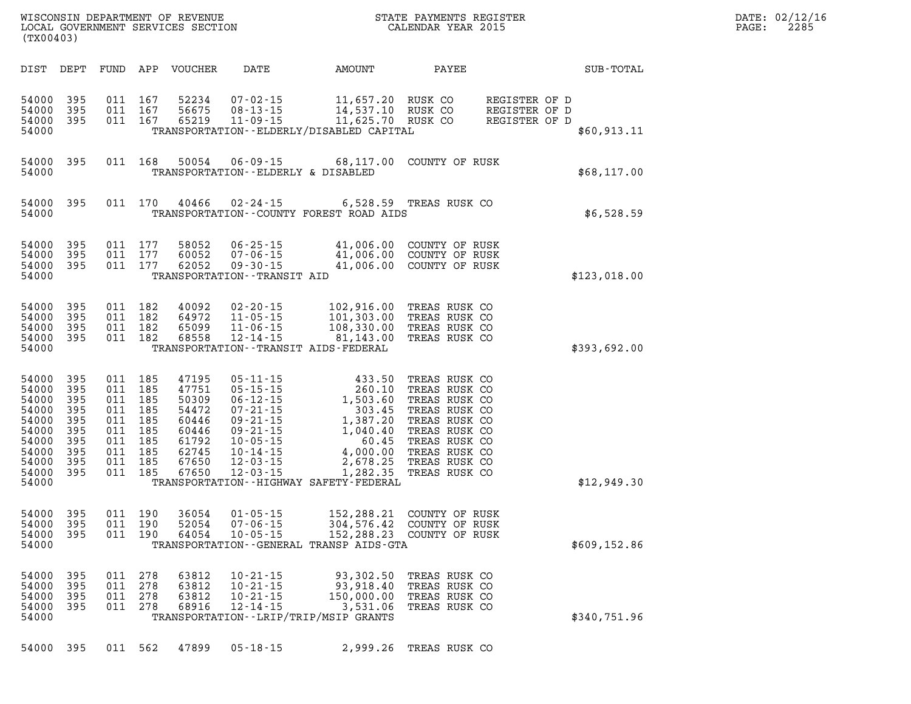WISCONSIN DEPARTMENT OF REVENUE
LOCAL GOVERNMENT SERVICES SECTION
(TX00403)

STATE PAYMENTS REGISTER
CALENDAR YEAR 2015

DATE: 02/12/16

| DIST | DEPT | FUND | APP | VOUCHER | DATE | AMOUNT | PAYEE | SUB-TOTAL |
|---|---|---|---|---|---|---|---|---|
| 54000 | 395 | 011 | 167 | 52234 | 07-02-15 | 11,657.20 | RUSK CO REGISTER OF D | |
| 54000 | 395 | 011 | 167 | 56675 | 08-13-15 | 14,537.10 | RUSK CO REGISTER OF D | |
| 54000 | 395 | 011 | 167 | 65219 | 11-09-15 | 11,625.70 | RUSK CO REGISTER OF D | |
| 54000 | | | | | TRANSPORTATION--ELDERLY/DISABLED CAPITAL | | | $60,913.11 |
| 54000 | 395 | 011 | 168 | 50054 | 06-09-15 | 68,117.00 | COUNTY OF RUSK | |
| 54000 | | | | | TRANSPORTATION--ELDERLY & DISABLED | | | $68,117.00 |
| 54000 | 395 | 011 | 170 | 40466 | 02-24-15 | 6,528.59 | TREAS RUSK CO | |
| 54000 | | | | | TRANSPORTATION--COUNTY FOREST ROAD AIDS | | | $6,528.59 |
| 54000 | 395 | 011 | 177 | 58052 | 06-25-15 | 41,006.00 | COUNTY OF RUSK | |
| 54000 | 395 | 011 | 177 | 60052 | 07-06-15 | 41,006.00 | COUNTY OF RUSK | |
| 54000 | 395 | 011 | 177 | 62052 | 09-30-15 | 41,006.00 | COUNTY OF RUSK | |
| 54000 | | | | | TRANSPORTATION--TRANSIT AID | | | $123,018.00 |
| 54000 | 395 | 011 | 182 | 40092 | 02-20-15 | 102,916.00 | TREAS RUSK CO | |
| 54000 | 395 | 011 | 182 | 64972 | 11-05-15 | 101,303.00 | TREAS RUSK CO | |
| 54000 | 395 | 011 | 182 | 65099 | 11-06-15 | 108,330.00 | TREAS RUSK CO | |
| 54000 | 395 | 011 | 182 | 68558 | 12-14-15 | 81,143.00 | TREAS RUSK CO | |
| 54000 | | | | | TRANSPORTATION--TRANSIT AIDS-FEDERAL | | | $393,692.00 |
| 54000 | 395 | 011 | 185 | 47195 | 05-11-15 | 433.50 | TREAS RUSK CO | |
| 54000 | 395 | 011 | 185 | 47751 | 05-15-15 | 260.10 | TREAS RUSK CO | |
| 54000 | 395 | 011 | 185 | 50309 | 06-12-15 | 1,503.60 | TREAS RUSK CO | |
| 54000 | 395 | 011 | 185 | 54472 | 07-21-15 | 303.45 | TREAS RUSK CO | |
| 54000 | 395 | 011 | 185 | 60446 | 09-21-15 | 1,387.20 | TREAS RUSK CO | |
| 54000 | 395 | 011 | 185 | 60446 | 09-21-15 | 1,040.40 | TREAS RUSK CO | |
| 54000 | 395 | 011 | 185 | 61792 | 10-05-15 | 60.45 | TREAS RUSK CO | |
| 54000 | 395 | 011 | 185 | 62745 | 10-14-15 | 4,000.00 | TREAS RUSK CO | |
| 54000 | 395 | 011 | 185 | 67650 | 12-03-15 | 2,678.25 | TREAS RUSK CO | |
| 54000 | 395 | 011 | 185 | 67650 | 12-03-15 | 1,282.35 | TREAS RUSK CO | |
| 54000 | | | | | TRANSPORTATION--HIGHWAY SAFETY-FEDERAL | | | $12,949.30 |
| 54000 | 395 | 011 | 190 | 36054 | 01-05-15 | 152,288.21 | COUNTY OF RUSK | |
| 54000 | 395 | 011 | 190 | 52054 | 07-06-15 | 304,576.42 | COUNTY OF RUSK | |
| 54000 | 395 | 011 | 190 | 64054 | 10-05-15 | 152,288.23 | COUNTY OF RUSK | |
| 54000 | | | | | TRANSPORTATION--GENERAL TRANSP AIDS-GTA | | | $609,152.86 |
| 54000 | 395 | 011 | 278 | 63812 | 10-21-15 | 93,302.50 | TREAS RUSK CO | |
| 54000 | 395 | 011 | 278 | 63812 | 10-21-15 | 93,918.40 | TREAS RUSK CO | |
| 54000 | 395 | 011 | 278 | 63812 | 10-21-15 | 150,000.00 | TREAS RUSK CO | |
| 54000 | 395 | 011 | 278 | 68916 | 12-14-15 | 3,531.06 | TREAS RUSK CO | |
| 54000 | | | | | TRANSPORTATION--LRIP/TRIP/MSIP GRANTS | | | $340,751.96 |
| 54000 | 395 | 011 | 562 | 47899 | 05-18-15 | 2,999.26 | TREAS RUSK CO | |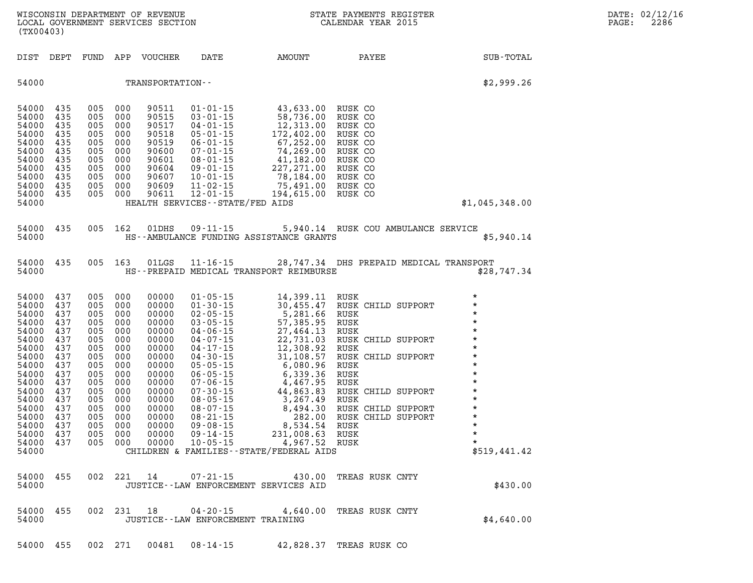WISCONSIN DEPARTMENT OF REVENUE
LOCAL GOVERNMENT SERVICES SECTION
(TX00403)

STATE PAYMENTS REGISTER
CALENDAR YEAR 2015

DATE: 02/12/16
PAGE: 2286

| DIST | DEPT | FUND | APP | VOUCHER | DATE | AMOUNT | PAYEE | SUB-TOTAL |
|---|---|---|---|---|---|---|---|---|
| 54000 | | | | TRANSPORTATION-- | | | | $2,999.26 |
| 54000 | 435 | 005 | 000 | 90511 | 01-01-15 | 43,633.00 | RUSK CO | |
| 54000 | 435 | 005 | 000 | 90515 | 03-01-15 | 58,736.00 | RUSK CO | |
| 54000 | 435 | 005 | 000 | 90517 | 04-01-15 | 12,313.00 | RUSK CO | |
| 54000 | 435 | 005 | 000 | 90518 | 05-01-15 | 172,402.00 | RUSK CO | |
| 54000 | 435 | 005 | 000 | 90519 | 06-01-15 | 67,252.00 | RUSK CO | |
| 54000 | 435 | 005 | 000 | 90600 | 07-01-15 | 74,269.00 | RUSK CO | |
| 54000 | 435 | 005 | 000 | 90601 | 08-01-15 | 41,182.00 | RUSK CO | |
| 54000 | 435 | 005 | 000 | 90604 | 09-01-15 | 227,271.00 | RUSK CO | |
| 54000 | 435 | 005 | 000 | 90607 | 10-01-15 | 78,184.00 | RUSK CO | |
| 54000 | 435 | 005 | 000 | 90609 | 11-02-15 | 75,491.00 | RUSK CO | |
| 54000 | 435 | 005 | 000 | 90611 | 12-01-15 | 194,615.00 | RUSK CO | |
| 54000 | | | | HEALTH SERVICES--STATE/FED AIDS | | | | $1,045,348.00 |
| 54000 | 435 | 005 | 162 | 01DHS | 09-11-15 | 5,940.14 | RUSK COU AMBULANCE SERVICE | |
| 54000 | | | | HS--AMBULANCE FUNDING ASSISTANCE GRANTS | | | | $5,940.14 |
| 54000 | 435 | 005 | 163 | 01LGS | 11-16-15 | 28,747.34 | DHS PREPAID MEDICAL TRANSPORT | |
| 54000 | | | | HS--PREPAID MEDICAL TRANSPORT REIMBURSE | | | | $28,747.34 |
| 54000 | 437 | 005 | 000 | 00000 | 01-05-15 | 14,399.11 | RUSK | * |
| 54000 | 437 | 005 | 000 | 00000 | 01-30-15 | 30,455.47 | RUSK CHILD SUPPORT | * |
| 54000 | 437 | 005 | 000 | 00000 | 02-05-15 | 5,281.66 | RUSK | * |
| 54000 | 437 | 005 | 000 | 00000 | 03-05-15 | 57,385.95 | RUSK | * |
| 54000 | 437 | 005 | 000 | 00000 | 04-06-15 | 27,464.13 | RUSK | * |
| 54000 | 437 | 005 | 000 | 00000 | 04-07-15 | 22,731.03 | RUSK CHILD SUPPORT | * |
| 54000 | 437 | 005 | 000 | 00000 | 04-17-15 | 12,308.92 | RUSK | * |
| 54000 | 437 | 005 | 000 | 00000 | 04-30-15 | 31,108.57 | RUSK CHILD SUPPORT | * |
| 54000 | 437 | 005 | 000 | 00000 | 05-05-15 | 6,080.96 | RUSK | * |
| 54000 | 437 | 005 | 000 | 00000 | 06-05-15 | 6,339.36 | RUSK | * |
| 54000 | 437 | 005 | 000 | 00000 | 07-06-15 | 4,467.95 | RUSK | * |
| 54000 | 437 | 005 | 000 | 00000 | 07-30-15 | 44,863.83 | RUSK CHILD SUPPORT | * |
| 54000 | 437 | 005 | 000 | 00000 | 08-05-15 | 3,267.49 | RUSK | * |
| 54000 | 437 | 005 | 000 | 00000 | 08-07-15 | 8,494.30 | RUSK CHILD SUPPORT | * |
| 54000 | 437 | 005 | 000 | 00000 | 08-21-15 | 282.00 | RUSK CHILD SUPPORT | * |
| 54000 | 437 | 005 | 000 | 00000 | 09-08-15 | 8,534.54 | RUSK | * |
| 54000 | 437 | 005 | 000 | 00000 | 09-14-15 | 231,008.63 | RUSK | * |
| 54000 | 437 | 005 | 000 | 00000 | 10-05-15 | 4,967.52 | RUSK | * |
| 54000 | | | | CHILDREN & FAMILIES--STATE/FEDERAL AIDS | | | | $519,441.42 |
| 54000 | 455 | 002 | 221 | 14 | 07-21-15 | 430.00 | TREAS RUSK CNTY | |
| 54000 | | | | JUSTICE--LAW ENFORCEMENT SERVICES AID | | | | $430.00 |
| 54000 | 455 | 002 | 231 | 18 | 04-20-15 | 4,640.00 | TREAS RUSK CNTY | |
| 54000 | | | | JUSTICE--LAW ENFORCEMENT TRAINING | | | | $4,640.00 |
| 54000 | 455 | 002 | 271 | 00481 | 08-14-15 | 42,828.37 | TREAS RUSK CO | |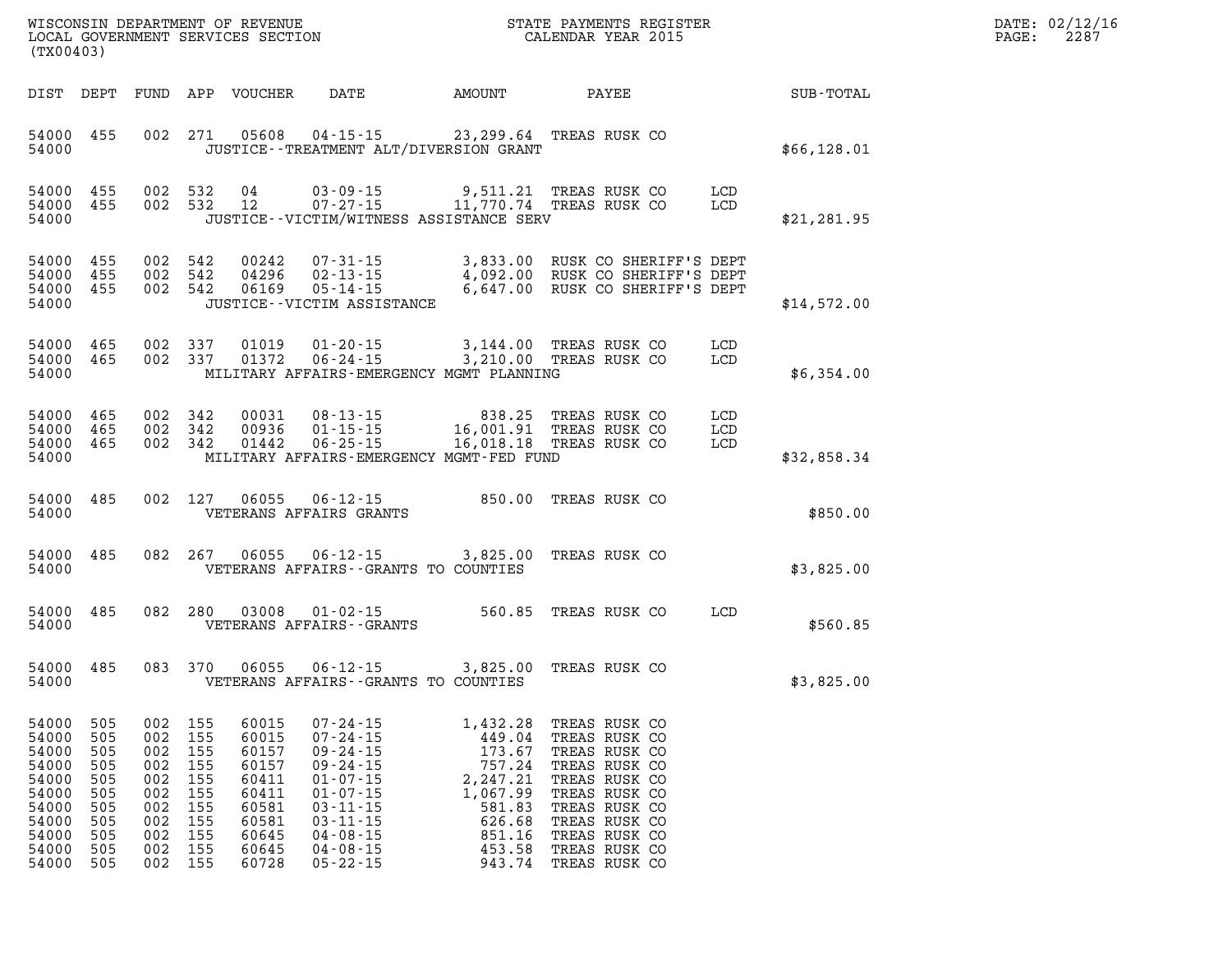WISCONSIN DEPARTMENT OF REVENUE
LOCAL GOVERNMENT SERVICES SECTION
(TX00403)

STATE PAYMENTS REGISTER
CALENDAR YEAR 2015

DATE: 02/12/16

| DIST | DEPT | FUND | APP | VOUCHER | DATE | AMOUNT | PAYEE | | SUB-TOTAL |
|---|---|---|---|---|---|---|---|---|---|
| 54000 | 455 | 002 | 271 | 05608 | 04-15-15 | 23,299.64 | TREAS RUSK CO | | |
| 54000 | | | | | JUSTICE--TREATMENT ALT/DIVERSION GRANT | | | | $66,128.01 |
| 54000 | 455 | 002 | 532 | 04 | 03-09-15 | 9,511.21 | TREAS RUSK CO | LCD | |
| 54000 | 455 | 002 | 532 | 12 | 07-27-15 | 11,770.74 | TREAS RUSK CO | LCD | |
| 54000 | | | | | JUSTICE--VICTIM/WITNESS ASSISTANCE SERV | | | | $21,281.95 |
| 54000 | 455 | 002 | 542 | 00242 | 07-31-15 | 3,833.00 | RUSK CO SHERIFF'S DEPT | | |
| 54000 | 455 | 002 | 542 | 04296 | 02-13-15 | 4,092.00 | RUSK CO SHERIFF'S DEPT | | |
| 54000 | 455 | 002 | 542 | 06169 | 05-14-15 | 6,647.00 | RUSK CO SHERIFF'S DEPT | | |
| 54000 | | | | | JUSTICE--VICTIM ASSISTANCE | | | | $14,572.00 |
| 54000 | 465 | 002 | 337 | 01019 | 01-20-15 | 3,144.00 | TREAS RUSK CO | LCD | |
| 54000 | 465 | 002 | 337 | 01372 | 06-24-15 | 3,210.00 | TREAS RUSK CO | LCD | |
| 54000 | | | | | MILITARY AFFAIRS-EMERGENCY MGMT PLANNING | | | | $6,354.00 |
| 54000 | 465 | 002 | 342 | 00031 | 08-13-15 | 838.25 | TREAS RUSK CO | LCD | |
| 54000 | 465 | 002 | 342 | 00936 | 01-15-15 | 16,001.91 | TREAS RUSK CO | LCD | |
| 54000 | 465 | 002 | 342 | 01442 | 06-25-15 | 16,018.18 | TREAS RUSK CO | LCD | |
| 54000 | | | | | MILITARY AFFAIRS-EMERGENCY MGMT-FED FUND | | | | $32,858.34 |
| 54000 | 485 | 002 | 127 | 06055 | 06-12-15 | 850.00 | TREAS RUSK CO | | |
| 54000 | | | | | VETERANS AFFAIRS GRANTS | | | | $850.00 |
| 54000 | 485 | 082 | 267 | 06055 | 06-12-15 | 3,825.00 | TREAS RUSK CO | | |
| 54000 | | | | | VETERANS AFFAIRS--GRANTS TO COUNTIES | | | | $3,825.00 |
| 54000 | 485 | 082 | 280 | 03008 | 01-02-15 | 560.85 | TREAS RUSK CO | LCD | |
| 54000 | | | | | VETERANS AFFAIRS--GRANTS | | | | $560.85 |
| 54000 | 485 | 083 | 370 | 06055 | 06-12-15 | 3,825.00 | TREAS RUSK CO | | |
| 54000 | | | | | VETERANS AFFAIRS--GRANTS TO COUNTIES | | | | $3,825.00 |
| 54000 | 505 | 002 | 155 | 60015 | 07-24-15 | 1,432.28 | TREAS RUSK CO | | |
| 54000 | 505 | 002 | 155 | 60015 | 07-24-15 | 449.04 | TREAS RUSK CO | | |
| 54000 | 505 | 002 | 155 | 60157 | 09-24-15 | 173.67 | TREAS RUSK CO | | |
| 54000 | 505 | 002 | 155 | 60157 | 09-24-15 | 757.24 | TREAS RUSK CO | | |
| 54000 | 505 | 002 | 155 | 60411 | 01-07-15 | 2,247.21 | TREAS RUSK CO | | |
| 54000 | 505 | 002 | 155 | 60411 | 01-07-15 | 1,067.99 | TREAS RUSK CO | | |
| 54000 | 505 | 002 | 155 | 60581 | 03-11-15 | 581.83 | TREAS RUSK CO | | |
| 54000 | 505 | 002 | 155 | 60581 | 03-11-15 | 626.68 | TREAS RUSK CO | | |
| 54000 | 505 | 002 | 155 | 60645 | 04-08-15 | 851.16 | TREAS RUSK CO | | |
| 54000 | 505 | 002 | 155 | 60645 | 04-08-15 | 453.58 | TREAS RUSK CO | | |
| 54000 | 505 | 002 | 155 | 60728 | 05-22-15 | 943.74 | TREAS RUSK CO | | |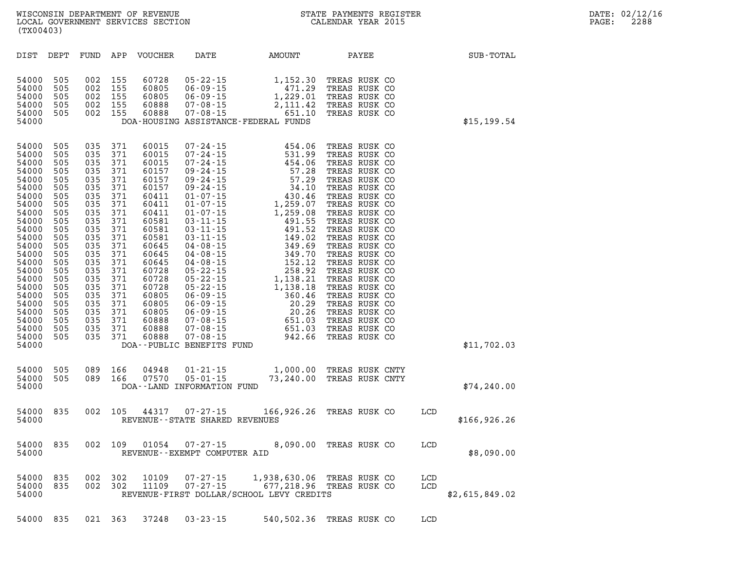WISCONSIN DEPARTMENT OF REVENUE
LOCAL GOVERNMENT SERVICES SECTION
(TX00403)

STATE PAYMENTS REGISTER
CALENDAR YEAR 2015

DATE: 02/12/16

| DIST | DEPT | FUND | APP | VOUCHER | DATE | AMOUNT | PAYEE | | SUB-TOTAL |
|---|---|---|---|---|---|---|---|---|---|
| 54000 | 505 | 002 | 155 | 60728 | 05-22-15 | 1,152.30 | TREAS RUSK CO | | |
| 54000 | 505 | 002 | 155 | 60805 | 06-09-15 | 471.29 | TREAS RUSK CO | | |
| 54000 | 505 | 002 | 155 | 60805 | 06-09-15 | 1,229.01 | TREAS RUSK CO | | |
| 54000 | 505 | 002 | 155 | 60888 | 07-08-15 | 2,111.42 | TREAS RUSK CO | | |
| 54000 | 505 | 002 | 155 | 60888 | 07-08-15 | 651.10 | TREAS RUSK CO | | |
| 54000 | | | | | DOA-HOUSING ASSISTANCE-FEDERAL FUNDS | | | | $15,199.54 |
| 54000 | 505 | 035 | 371 | 60015 | 07-24-15 | 454.06 | TREAS RUSK CO | | |
| 54000 | 505 | 035 | 371 | 60015 | 07-24-15 | 531.99 | TREAS RUSK CO | | |
| 54000 | 505 | 035 | 371 | 60015 | 07-24-15 | 454.06 | TREAS RUSK CO | | |
| 54000 | 505 | 035 | 371 | 60157 | 09-24-15 | 57.28 | TREAS RUSK CO | | |
| 54000 | 505 | 035 | 371 | 60157 | 09-24-15 | 57.29 | TREAS RUSK CO | | |
| 54000 | 505 | 035 | 371 | 60157 | 09-24-15 | 34.10 | TREAS RUSK CO | | |
| 54000 | 505 | 035 | 371 | 60411 | 01-07-15 | 430.46 | TREAS RUSK CO | | |
| 54000 | 505 | 035 | 371 | 60411 | 01-07-15 | 1,259.07 | TREAS RUSK CO | | |
| 54000 | 505 | 035 | 371 | 60411 | 01-07-15 | 1,259.08 | TREAS RUSK CO | | |
| 54000 | 505 | 035 | 371 | 60581 | 03-11-15 | 491.55 | TREAS RUSK CO | | |
| 54000 | 505 | 035 | 371 | 60581 | 03-11-15 | 491.52 | TREAS RUSK CO | | |
| 54000 | 505 | 035 | 371 | 60581 | 03-11-15 | 149.02 | TREAS RUSK CO | | |
| 54000 | 505 | 035 | 371 | 60645 | 04-08-15 | 349.69 | TREAS RUSK CO | | |
| 54000 | 505 | 035 | 371 | 60645 | 04-08-15 | 349.70 | TREAS RUSK CO | | |
| 54000 | 505 | 035 | 371 | 60645 | 04-08-15 | 152.12 | TREAS RUSK CO | | |
| 54000 | 505 | 035 | 371 | 60728 | 05-22-15 | 258.92 | TREAS RUSK CO | | |
| 54000 | 505 | 035 | 371 | 60728 | 05-22-15 | 1,138.21 | TREAS RUSK CO | | |
| 54000 | 505 | 035 | 371 | 60728 | 05-22-15 | 1,138.18 | TREAS RUSK CO | | |
| 54000 | 505 | 035 | 371 | 60805 | 06-09-15 | 360.46 | TREAS RUSK CO | | |
| 54000 | 505 | 035 | 371 | 60805 | 06-09-15 | 20.29 | TREAS RUSK CO | | |
| 54000 | 505 | 035 | 371 | 60805 | 06-09-15 | 20.26 | TREAS RUSK CO | | |
| 54000 | 505 | 035 | 371 | 60888 | 07-08-15 | 651.03 | TREAS RUSK CO | | |
| 54000 | 505 | 035 | 371 | 60888 | 07-08-15 | 651.03 | TREAS RUSK CO | | |
| 54000 | 505 | 035 | 371 | 60888 | 07-08-15 | 942.66 | TREAS RUSK CO | | |
| 54000 | | | | | DOA--PUBLIC BENEFITS FUND | | | | $11,702.03 |
| 54000 | 505 | 089 | 166 | 04948 | 01-21-15 | 1,000.00 | TREAS RUSK CNTY | | |
| 54000 | 505 | 089 | 166 | 07570 | 05-01-15 | 73,240.00 | TREAS RUSK CNTY | | |
| 54000 | | | | | DOA--LAND INFORMATION FUND | | | | $74,240.00 |
| 54000 | 835 | 002 | 105 | 44317 | 07-27-15 | 166,926.26 | TREAS RUSK CO | LCD | |
| 54000 | | | | | REVENUE--STATE SHARED REVENUES | | | | $166,926.26 |
| 54000 | 835 | 002 | 109 | 01054 | 07-27-15 | 8,090.00 | TREAS RUSK CO | LCD | |
| 54000 | | | | | REVENUE--EXEMPT COMPUTER AID | | | | $8,090.00 |
| 54000 | 835 | 002 | 302 | 10109 | 07-27-15 | 1,938,630.06 | TREAS RUSK CO | LCD | |
| 54000 | 835 | 002 | 302 | 11109 | 07-27-15 | 677,218.96 | TREAS RUSK CO | LCD | |
| 54000 | | | | | REVENUE-FIRST DOLLAR/SCHOOL LEVY CREDITS | | | | $2,615,849.02 |
| 54000 | 835 | 021 | 363 | 37248 | 03-23-15 | 540,502.36 | TREAS RUSK CO | LCD | |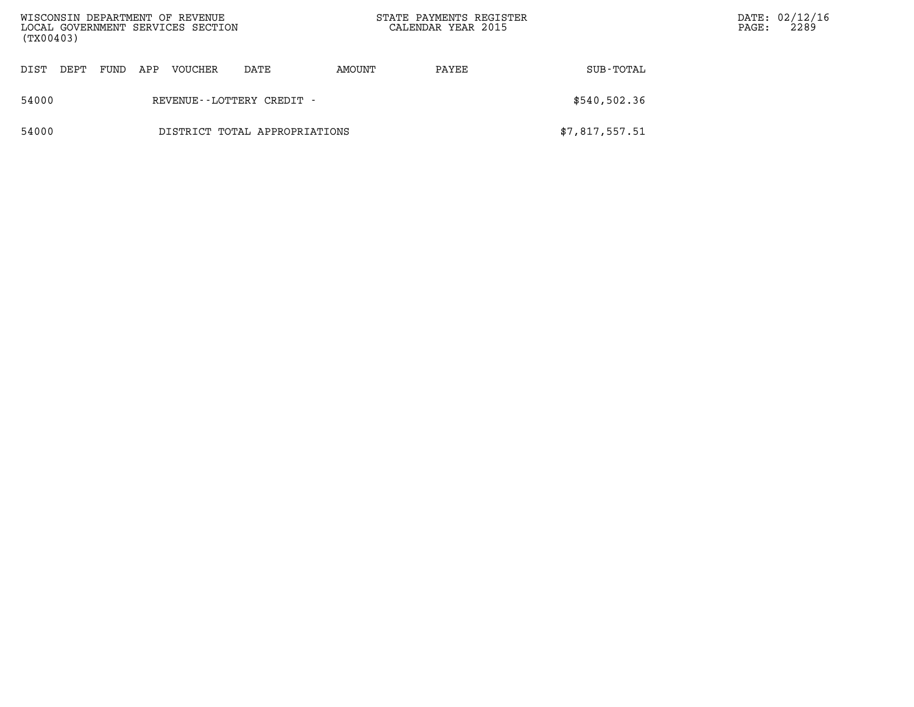| DIST | DEPT | FUND | APP | VOUCHER | DATE | AMOUNT | PAYEE | SUB-TOTAL |
|---|---|---|---|---|---|---|---|---|
| 54000 | | | | REVENUE--LOTTERY CREDIT - | | | | $540,502.36 |
| 54000 | | | | DISTRICT TOTAL APPROPRIATIONS | | | | $7,817,557.51 |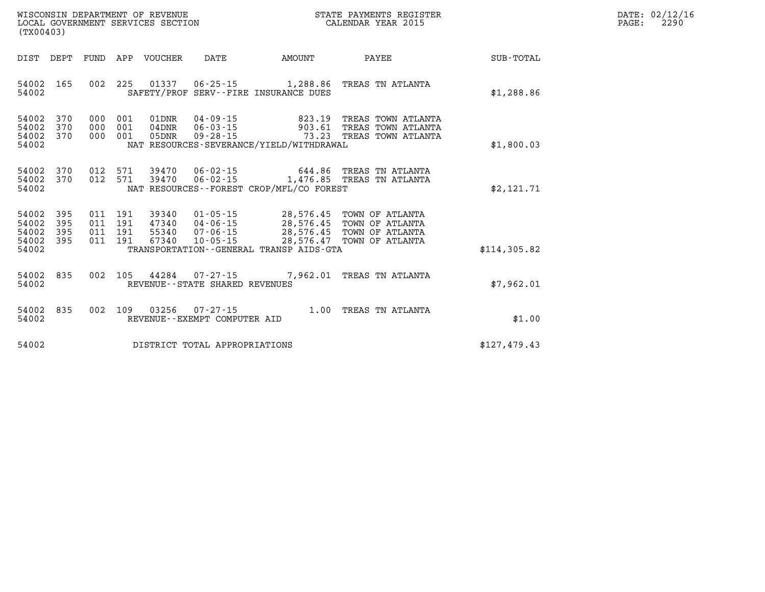WISCONSIN DEPARTMENT OF REVENUE
LOCAL GOVERNMENT SERVICES SECTION
(TX00403)

STATE PAYMENTS REGISTER
CALENDAR YEAR 2015

| DIST | DEPT | FUND | APP | VOUCHER | DATE | AMOUNT | PAYEE | SUB-TOTAL |
|---|---|---|---|---|---|---|---|---|
| 54002 | 165 | 002 | 225 | 01337 | 06-25-15 | 1,288.86 | TREAS TN ATLANTA | |
| 54002 | | | | SAFETY/PROF SERV--FIRE INSURANCE DUES | | | | $1,288.86 |
| 54002 | 370 | 000 | 001 | 01DNR | 04-09-15 | 823.19 | TREAS TOWN ATLANTA | |
| 54002 | 370 | 000 | 001 | 04DNR | 06-03-15 | 903.61 | TREAS TOWN ATLANTA | |
| 54002 | 370 | 000 | 001 | 05DNR | 09-28-15 | 73.23 | TREAS TOWN ATLANTA | |
| 54002 | | | | NAT RESOURCES-SEVERANCE/YIELD/WITHDRAWAL | | | | $1,800.03 |
| 54002 | 370 | 012 | 571 | 39470 | 06-02-15 | 644.86 | TREAS TN ATLANTA | |
| 54002 | 370 | 012 | 571 | 39470 | 06-02-15 | 1,476.85 | TREAS TN ATLANTA | |
| 54002 | | | | NAT RESOURCES--FOREST CROP/MFL/CO FOREST | | | | $2,121.71 |
| 54002 | 395 | 011 | 191 | 39340 | 01-05-15 | 28,576.45 | TOWN OF ATLANTA | |
| 54002 | 395 | 011 | 191 | 47340 | 04-06-15 | 28,576.45 | TOWN OF ATLANTA | |
| 54002 | 395 | 011 | 191 | 55340 | 07-06-15 | 28,576.45 | TOWN OF ATLANTA | |
| 54002 | 395 | 011 | 191 | 67340 | 10-05-15 | 28,576.47 | TOWN OF ATLANTA | |
| 54002 | | | | TRANSPORTATION--GENERAL TRANSP AIDS-GTA | | | | $114,305.82 |
| 54002 | 835 | 002 | 105 | 44284 | 07-27-15 | 7,962.01 | TREAS TN ATLANTA | |
| 54002 | | | | REVENUE--STATE SHARED REVENUES | | | | $7,962.01 |
| 54002 | 835 | 002 | 109 | 03256 | 07-27-15 | 1.00 | TREAS TN ATLANTA | |
| 54002 | | | | REVENUE--EXEMPT COMPUTER AID | | | | $1.00 |
| 54002 | | | | DISTRICT TOTAL APPROPRIATIONS | | | | $127,479.43 |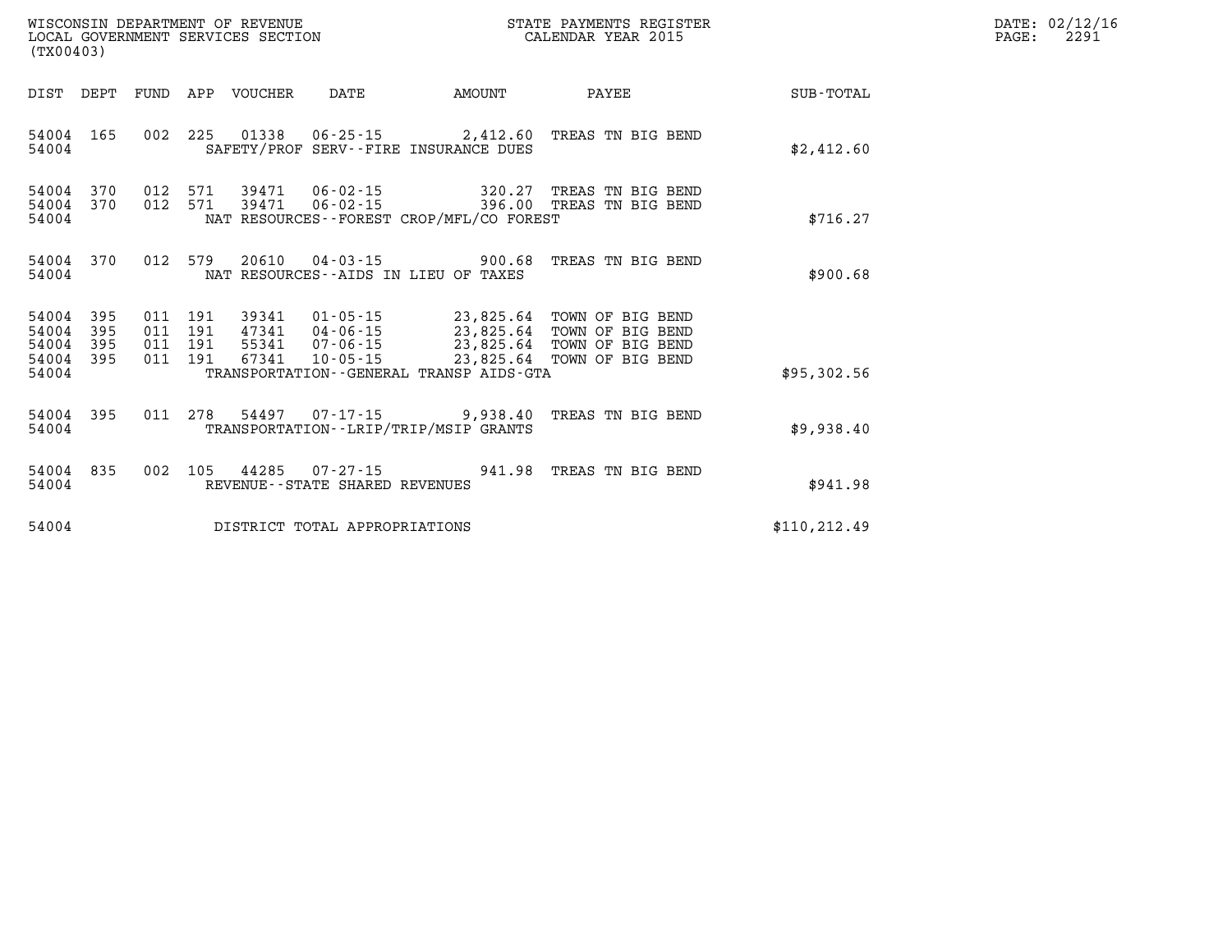WISCONSIN DEPARTMENT OF REVENUE
LOCAL GOVERNMENT SERVICES SECTION
(TX00403)

STATE PAYMENTS REGISTER
CALENDAR YEAR 2015

DATE: 02/12/16
PAGE: 2291

| DIST | DEPT | FUND | APP | VOUCHER | DATE | AMOUNT | PAYEE | SUB-TOTAL |
|---|---|---|---|---|---|---|---|---|
| 54004 | 165 | 002 | 225 | 01338 | 06-25-15 | 2,412.60 | TREAS TN BIG BEND | |
| 54004 | | | | SAFETY/PROF SERV--FIRE INSURANCE DUES | | | | $2,412.60 |
| 54004 | 370 | 012 | 571 | 39471 | 06-02-15 | 320.27 | TREAS TN BIG BEND | |
| 54004 | 370 | 012 | 571 | 39471 | 06-02-15 | 396.00 | TREAS TN BIG BEND | |
| 54004 | | | | NAT RESOURCES--FOREST CROP/MFL/CO FOREST | | | | $716.27 |
| 54004 | 370 | 012 | 579 | 20610 | 04-03-15 | 900.68 | TREAS TN BIG BEND | |
| 54004 | | | | NAT RESOURCES--AIDS IN LIEU OF TAXES | | | | $900.68 |
| 54004 | 395 | 011 | 191 | 39341 | 01-05-15 | 23,825.64 | TOWN OF BIG BEND | |
| 54004 | 395 | 011 | 191 | 47341 | 04-06-15 | 23,825.64 | TOWN OF BIG BEND | |
| 54004 | 395 | 011 | 191 | 55341 | 07-06-15 | 23,825.64 | TOWN OF BIG BEND | |
| 54004 | 395 | 011 | 191 | 67341 | 10-05-15 | 23,825.64 | TOWN OF BIG BEND | |
| 54004 | | | | TRANSPORTATION--GENERAL TRANSP AIDS-GTA | | | | $95,302.56 |
| 54004 | 395 | 011 | 278 | 54497 | 07-17-15 | 9,938.40 | TREAS TN BIG BEND | |
| 54004 | | | | TRANSPORTATION--LRIP/TRIP/MSIP GRANTS | | | | $9,938.40 |
| 54004 | 835 | 002 | 105 | 44285 | 07-27-15 | 941.98 | TREAS TN BIG BEND | |
| 54004 | | | | REVENUE--STATE SHARED REVENUES | | | | $941.98 |
| 54004 | | | | DISTRICT TOTAL APPROPRIATIONS | | | | $110,212.49 |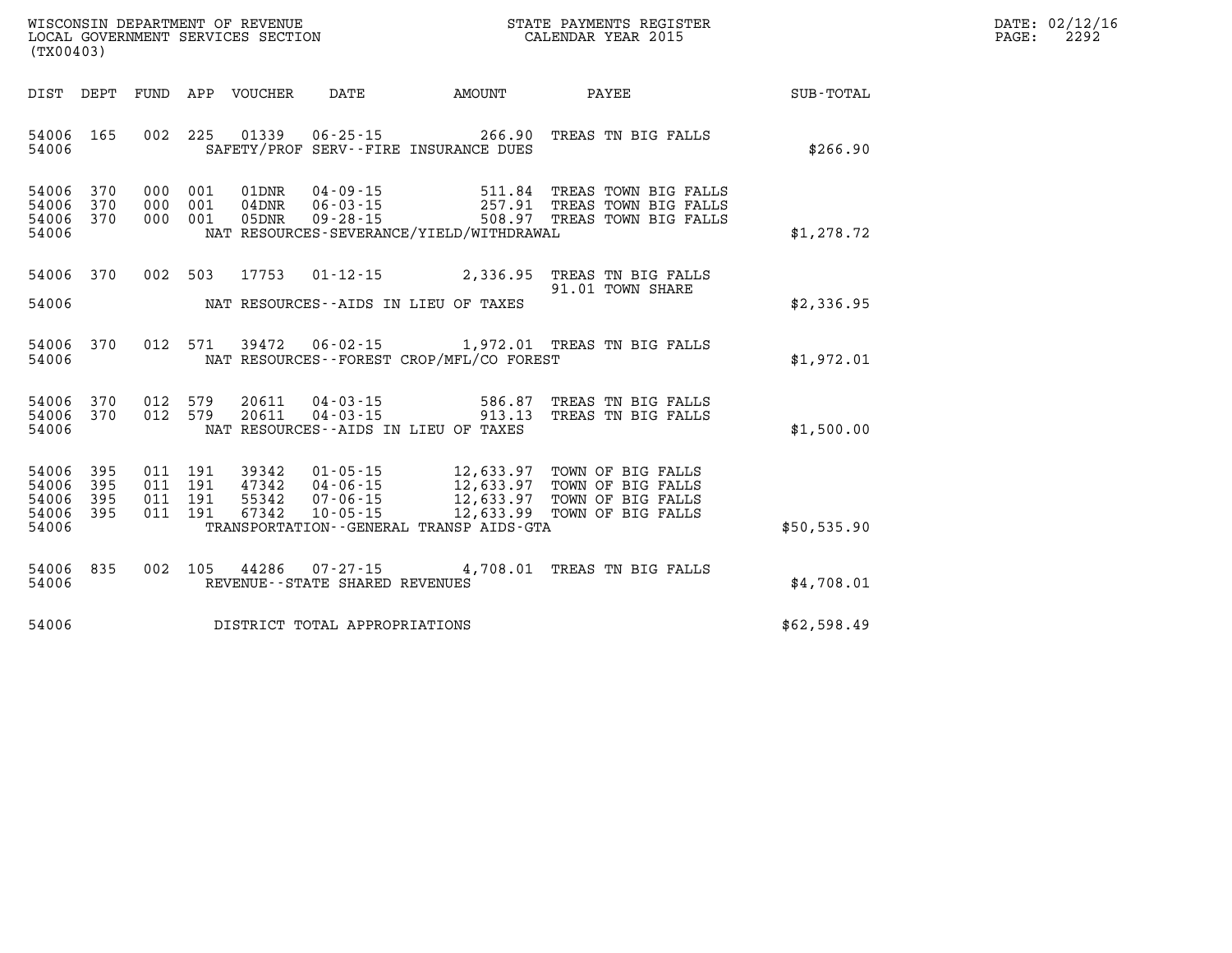WISCONSIN DEPARTMENT OF REVENUE
LOCAL GOVERNMENT SERVICES SECTION
(TX00403)

STATE PAYMENTS REGISTER
CALENDAR YEAR 2015

DATE: 02/12/16
PAGE: 2292

| DIST | DEPT | FUND | APP | VOUCHER | DATE | AMOUNT | PAYEE | SUB-TOTAL |
|---|---|---|---|---|---|---|---|---|
| 54006 | 165 | 002 | 225 | 01339 | 06-25-15 | 266.90 | TREAS TN BIG FALLS | |
| 54006 | | | | | SAFETY/PROF SERV--FIRE INSURANCE DUES | | | $266.90 |
| 54006 | 370 | 000 | 001 | 01DNR | 04-09-15 | 511.84 | TREAS TOWN BIG FALLS | |
| 54006 | 370 | 000 | 001 | 04DNR | 06-03-15 | 257.91 | TREAS TOWN BIG FALLS | |
| 54006 | 370 | 000 | 001 | 05DNR | 09-28-15 | 508.97 | TREAS TOWN BIG FALLS | |
| 54006 | | | | | NAT RESOURCES-SEVERANCE/YIELD/WITHDRAWAL | | | $1,278.72 |
| 54006 | 370 | 002 | 503 | 17753 | 01-12-15 | 2,336.95 | TREAS TN BIG FALLS | |
| | | | | | | | 91.01 TOWN SHARE | |
| 54006 | | | | | NAT RESOURCES--AIDS IN LIEU OF TAXES | | | $2,336.95 |
| 54006 | 370 | 012 | 571 | 39472 | 06-02-15 | 1,972.01 | TREAS TN BIG FALLS | |
| 54006 | | | | | NAT RESOURCES--FOREST CROP/MFL/CO FOREST | | | $1,972.01 |
| 54006 | 370 | 012 | 579 | 20611 | 04-03-15 | 586.87 | TREAS TN BIG FALLS | |
| 54006 | 370 | 012 | 579 | 20611 | 04-03-15 | 913.13 | TREAS TN BIG FALLS | |
| 54006 | | | | | NAT RESOURCES--AIDS IN LIEU OF TAXES | | | $1,500.00 |
| 54006 | 395 | 011 | 191 | 39342 | 01-05-15 | 12,633.97 | TOWN OF BIG FALLS | |
| 54006 | 395 | 011 | 191 | 47342 | 04-06-15 | 12,633.97 | TOWN OF BIG FALLS | |
| 54006 | 395 | 011 | 191 | 55342 | 07-06-15 | 12,633.97 | TOWN OF BIG FALLS | |
| 54006 | 395 | 011 | 191 | 67342 | 10-05-15 | 12,633.99 | TOWN OF BIG FALLS | |
| 54006 | | | | | TRANSPORTATION--GENERAL TRANSP AIDS-GTA | | | $50,535.90 |
| 54006 | 835 | 002 | 105 | 44286 | 07-27-15 | 4,708.01 | TREAS TN BIG FALLS | |
| 54006 | | | | | REVENUE--STATE SHARED REVENUES | | | $4,708.01 |
| 54006 | | | | | DISTRICT TOTAL APPROPRIATIONS | | | $62,598.49 |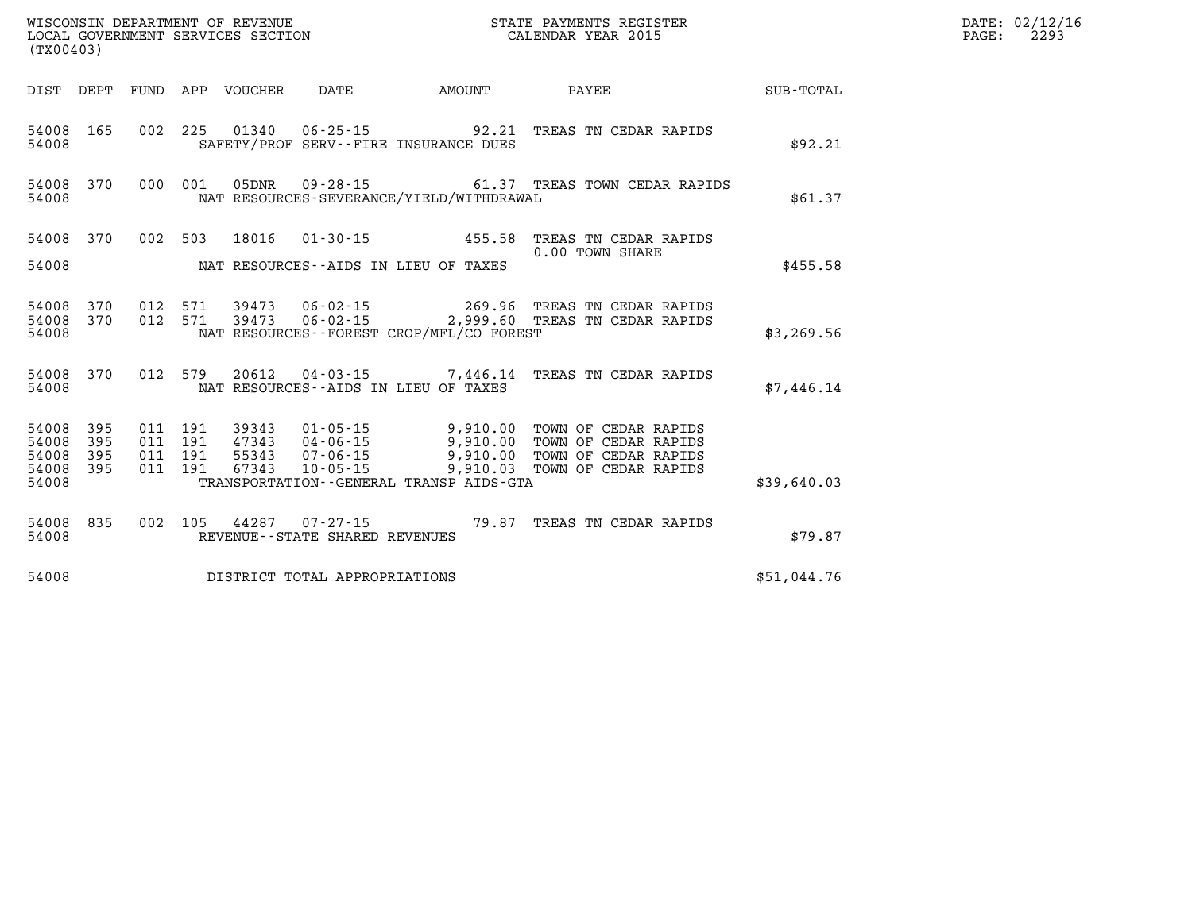WISCONSIN DEPARTMENT OF REVENUE
LOCAL GOVERNMENT SERVICES SECTION
(TX00403)

STATE PAYMENTS REGISTER
CALENDAR YEAR 2015

DATE: 02/12/16
PAGE: 2293

| DIST | DEPT | FUND | APP | VOUCHER | DATE | AMOUNT | PAYEE | SUB-TOTAL |
|---|---|---|---|---|---|---|---|---|
| 54008 | 165 | 002 | 225 | 01340 | 06-25-15 | 92.21 | TREAS TN CEDAR RAPIDS | |
| 54008 | | | | | SAFETY/PROF SERV--FIRE INSURANCE DUES | | | $92.21 |
| 54008 | 370 | 000 | 001 | 05DNR | 09-28-15 | 61.37 | TREAS TOWN CEDAR RAPIDS | |
| 54008 | | | | | NAT RESOURCES-SEVERANCE/YIELD/WITHDRAWAL | | | $61.37 |
| 54008 | 370 | 002 | 503 | 18016 | 01-30-15 | 455.58 | TREAS TN CEDAR RAPIDS 0.00 TOWN SHARE | |
| 54008 | | | | | NAT RESOURCES--AIDS IN LIEU OF TAXES | | | $455.58 |
| 54008 | 370 | 012 | 571 | 39473 | 06-02-15 | 269.96 | TREAS TN CEDAR RAPIDS | |
| 54008 | 370 | 012 | 571 | 39473 | 06-02-15 | 2,999.60 | TREAS TN CEDAR RAPIDS | |
| 54008 | | | | | NAT RESOURCES--FOREST CROP/MFL/CO FOREST | | | $3,269.56 |
| 54008 | 370 | 012 | 579 | 20612 | 04-03-15 | 7,446.14 | TREAS TN CEDAR RAPIDS | |
| 54008 | | | | | NAT RESOURCES--AIDS IN LIEU OF TAXES | | | $7,446.14 |
| 54008 | 395 | 011 | 191 | 39343 | 01-05-15 | 9,910.00 | TOWN OF CEDAR RAPIDS | |
| 54008 | 395 | 011 | 191 | 47343 | 04-06-15 | 9,910.00 | TOWN OF CEDAR RAPIDS | |
| 54008 | 395 | 011 | 191 | 55343 | 07-06-15 | 9,910.00 | TOWN OF CEDAR RAPIDS | |
| 54008 | 395 | 011 | 191 | 67343 | 10-05-15 | 9,910.03 | TOWN OF CEDAR RAPIDS | |
| 54008 | | | | | TRANSPORTATION--GENERAL TRANSP AIDS-GTA | | | $39,640.03 |
| 54008 | 835 | 002 | 105 | 44287 | 07-27-15 | 79.87 | TREAS TN CEDAR RAPIDS | |
| 54008 | | | | | REVENUE--STATE SHARED REVENUES | | | $79.87 |
| 54008 | | | | | DISTRICT TOTAL APPROPRIATIONS | | | $51,044.76 |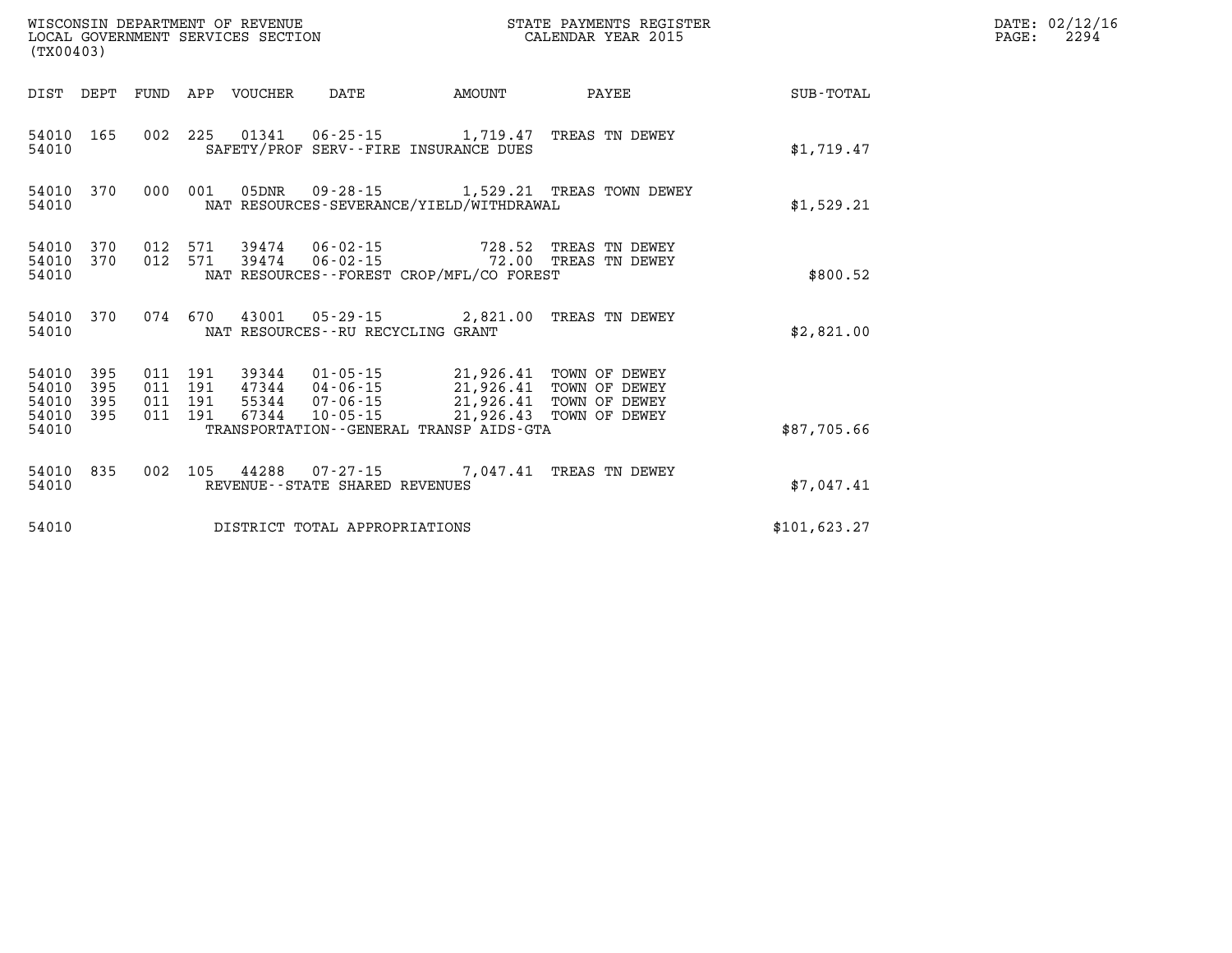WISCONSIN DEPARTMENT OF REVENUE
LOCAL GOVERNMENT SERVICES SECTION
(TX00403)

STATE PAYMENTS REGISTER
CALENDAR YEAR 2015

DATE: 02/12/16
PAGE: 2294

| DIST | DEPT | FUND | APP | VOUCHER | DATE | AMOUNT | PAYEE | SUB-TOTAL |
|---|---|---|---|---|---|---|---|---|
| 54010 | 165 | 002 | 225 | 01341 | 06-25-15 | 1,719.47 | TREAS TN DEWEY | |
| 54010 | | | | SAFETY/PROF SERV--FIRE INSURANCE DUES | | | | $1,719.47 |
| 54010 | 370 | 000 | 001 | 05DNR | 09-28-15 | 1,529.21 | TREAS TOWN DEWEY | |
| 54010 | | | | NAT RESOURCES-SEVERANCE/YIELD/WITHDRAWAL | | | | $1,529.21 |
| 54010 | 370 | 012 | 571 | 39474 | 06-02-15 | 728.52 | TREAS TN DEWEY | |
| 54010 | 370 | 012 | 571 | 39474 | 06-02-15 | 72.00 | TREAS TN DEWEY | |
| 54010 | | | | NAT RESOURCES--FOREST CROP/MFL/CO FOREST | | | | $800.52 |
| 54010 | 370 | 074 | 670 | 43001 | 05-29-15 | 2,821.00 | TREAS TN DEWEY | |
| 54010 | | | | NAT RESOURCES--RU RECYCLING GRANT | | | | $2,821.00 |
| 54010 | 395 | 011 | 191 | 39344 | 01-05-15 | 21,926.41 | TOWN OF DEWEY | |
| 54010 | 395 | 011 | 191 | 47344 | 04-06-15 | 21,926.41 | TOWN OF DEWEY | |
| 54010 | 395 | 011 | 191 | 55344 | 07-06-15 | 21,926.41 | TOWN OF DEWEY | |
| 54010 | 395 | 011 | 191 | 67344 | 10-05-15 | 21,926.43 | TOWN OF DEWEY | |
| 54010 | | | | TRANSPORTATION--GENERAL TRANSP AIDS-GTA | | | | $87,705.66 |
| 54010 | 835 | 002 | 105 | 44288 | 07-27-15 | 7,047.41 | TREAS TN DEWEY | |
| 54010 | | | | REVENUE--STATE SHARED REVENUES | | | | $7,047.41 |
| 54010 | | | | DISTRICT TOTAL APPROPRIATIONS | | | | $101,623.27 |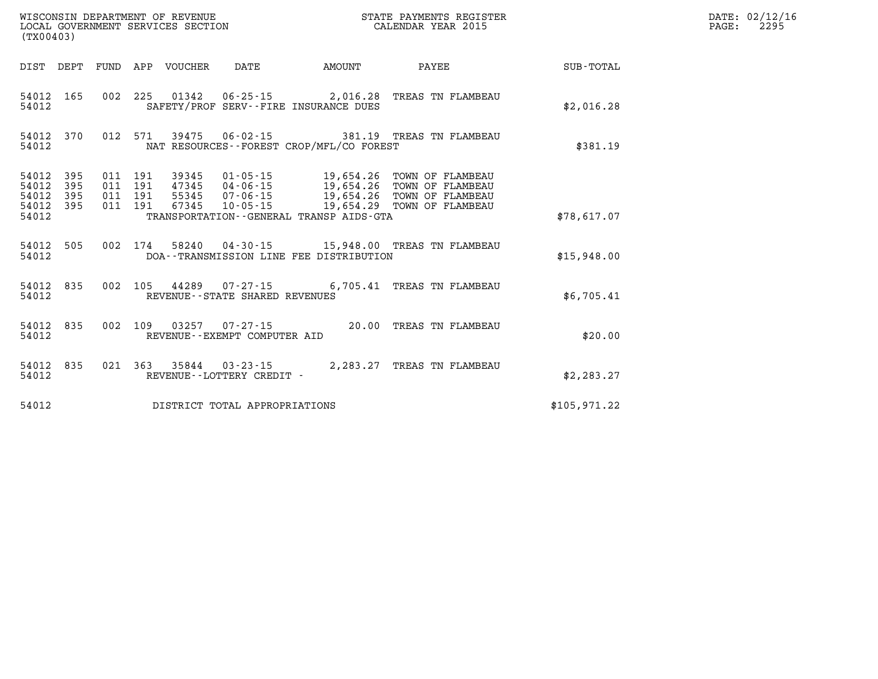WISCONSIN DEPARTMENT OF REVENUE
LOCAL GOVERNMENT SERVICES SECTION
(TX00403)

STATE PAYMENTS REGISTER
CALENDAR YEAR 2015

DATE: 02/12/16
PAGE: 2295

| DIST | DEPT | FUND | APP | VOUCHER | DATE | AMOUNT | PAYEE | SUB-TOTAL |
|---|---|---|---|---|---|---|---|---|
| 54012 | 165 | 002 | 225 | 01342 | 06-25-15 | 2,016.28 | TREAS TN FLAMBEAU | |
| 54012 | | | | SAFETY/PROF SERV--FIRE INSURANCE DUES | | | | $2,016.28 |
| 54012 | 370 | 012 | 571 | 39475 | 06-02-15 | 381.19 | TREAS TN FLAMBEAU | |
| 54012 | | | | NAT RESOURCES--FOREST CROP/MFL/CO FOREST | | | | $381.19 |
| 54012 | 395 | 011 | 191 | 39345 | 01-05-15 | 19,654.26 | TOWN OF FLAMBEAU | |
| 54012 | 395 | 011 | 191 | 47345 | 04-06-15 | 19,654.26 | TOWN OF FLAMBEAU | |
| 54012 | 395 | 011 | 191 | 55345 | 07-06-15 | 19,654.26 | TOWN OF FLAMBEAU | |
| 54012 | 395 | 011 | 191 | 67345 | 10-05-15 | 19,654.29 | TOWN OF FLAMBEAU | |
| 54012 | | | | TRANSPORTATION--GENERAL TRANSP AIDS-GTA | | | | $78,617.07 |
| 54012 | 505 | 002 | 174 | 58240 | 04-30-15 | 15,948.00 | TREAS TN FLAMBEAU | |
| 54012 | | | | DOA--TRANSMISSION LINE FEE DISTRIBUTION | | | | $15,948.00 |
| 54012 | 835 | 002 | 105 | 44289 | 07-27-15 | 6,705.41 | TREAS TN FLAMBEAU | |
| 54012 | | | | REVENUE--STATE SHARED REVENUES | | | | $6,705.41 |
| 54012 | 835 | 002 | 109 | 03257 | 07-27-15 | 20.00 | TREAS TN FLAMBEAU | |
| 54012 | | | | REVENUE--EXEMPT COMPUTER AID | | | | $20.00 |
| 54012 | 835 | 021 | 363 | 35844 | 03-23-15 | 2,283.27 | TREAS TN FLAMBEAU | |
| 54012 | | | | REVENUE--LOTTERY CREDIT - | | | | $2,283.27 |
| 54012 | | | | DISTRICT TOTAL APPROPRIATIONS | | | | $105,971.22 |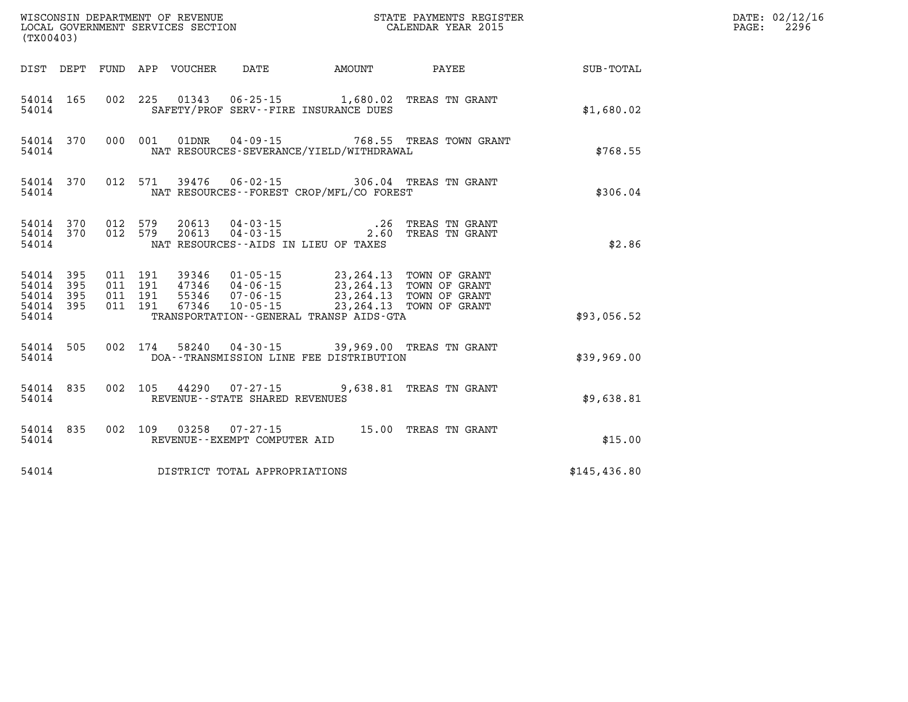WISCONSIN DEPARTMENT OF REVENUE
LOCAL GOVERNMENT SERVICES SECTION
(TX00403)

STATE PAYMENTS REGISTER
CALENDAR YEAR 2015

DATE: 02/12/16
PAGE: 2296

| DIST | DEPT | FUND | APP | VOUCHER | DATE | AMOUNT | PAYEE | SUB-TOTAL |
|---|---|---|---|---|---|---|---|---|
| 54014 | 165 | 002 | 225 | 01343 | 06-25-15 | 1,680.02 | TREAS TN GRANT | |
| 54014 | | | | SAFETY/PROF SERV--FIRE INSURANCE DUES | | | | $1,680.02 |
| 54014 | 370 | 000 | 001 | 01DNR | 04-09-15 | 768.55 | TREAS TOWN GRANT | |
| 54014 | | | | NAT RESOURCES-SEVERANCE/YIELD/WITHDRAWAL | | | | $768.55 |
| 54014 | 370 | 012 | 571 | 39476 | 06-02-15 | 306.04 | TREAS TN GRANT | |
| 54014 | | | | NAT RESOURCES--FOREST CROP/MFL/CO FOREST | | | | $306.04 |
| 54014 | 370 | 012 | 579 | 20613 | 04-03-15 | .26 | TREAS TN GRANT | |
| 54014 | 370 | 012 | 579 | 20613 | 04-03-15 | 2.60 | TREAS TN GRANT | |
| 54014 | | | | NAT RESOURCES--AIDS IN LIEU OF TAXES | | | | $2.86 |
| 54014 | 395 | 011 | 191 | 39346 | 01-05-15 | 23,264.13 | TOWN OF GRANT | |
| 54014 | 395 | 011 | 191 | 47346 | 04-06-15 | 23,264.13 | TOWN OF GRANT | |
| 54014 | 395 | 011 | 191 | 55346 | 07-06-15 | 23,264.13 | TOWN OF GRANT | |
| 54014 | 395 | 011 | 191 | 67346 | 10-05-15 | 23,264.13 | TOWN OF GRANT | |
| 54014 | | | | TRANSPORTATION--GENERAL TRANSP AIDS-GTA | | | | $93,056.52 |
| 54014 | 505 | 002 | 174 | 58240 | 04-30-15 | 39,969.00 | TREAS TN GRANT | |
| 54014 | | | | DOA--TRANSMISSION LINE FEE DISTRIBUTION | | | | $39,969.00 |
| 54014 | 835 | 002 | 105 | 44290 | 07-27-15 | 9,638.81 | TREAS TN GRANT | |
| 54014 | | | | REVENUE--STATE SHARED REVENUES | | | | $9,638.81 |
| 54014 | 835 | 002 | 109 | 03258 | 07-27-15 | 15.00 | TREAS TN GRANT | |
| 54014 | | | | REVENUE--EXEMPT COMPUTER AID | | | | $15.00 |
| 54014 | | | | DISTRICT TOTAL APPROPRIATIONS | | | | $145,436.80 |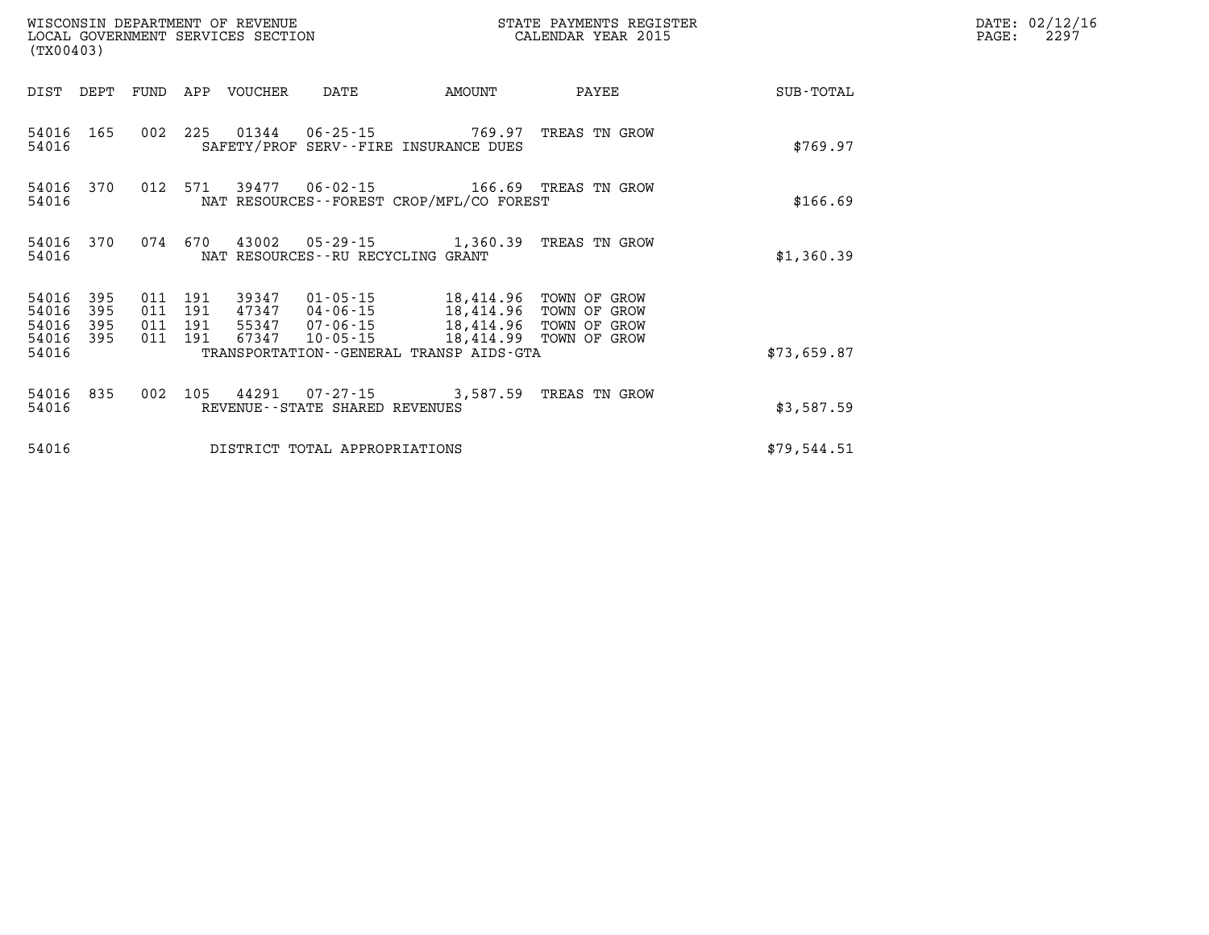WISCONSIN DEPARTMENT OF REVENUE
LOCAL GOVERNMENT SERVICES SECTION
(TX00403)

STATE PAYMENTS REGISTER
CALENDAR YEAR 2015

DATE: 02/12/16

| DIST | DEPT | FUND | APP | VOUCHER | DATE | AMOUNT | PAYEE | SUB-TOTAL |
|---|---|---|---|---|---|---|---|---|
| 54016 | 165 | 002 | 225 | 01344 | 06-25-15 | 769.97 | TREAS TN GROW | |
| 54016 | | | | | SAFETY/PROF SERV--FIRE INSURANCE DUES | | | $769.97 |
| 54016 | 370 | 012 | 571 | 39477 | 06-02-15 | 166.69 | TREAS TN GROW | |
| 54016 | | | | | NAT RESOURCES--FOREST CROP/MFL/CO FOREST | | | $166.69 |
| 54016 | 370 | 074 | 670 | 43002 | 05-29-15 | 1,360.39 | TREAS TN GROW | |
| 54016 | | | | | NAT RESOURCES--RU RECYCLING GRANT | | | $1,360.39 |
| 54016 | 395 | 011 | 191 | 39347 | 01-05-15 | 18,414.96 | TOWN OF GROW | |
| 54016 | 395 | 011 | 191 | 47347 | 04-06-15 | 18,414.96 | TOWN OF GROW | |
| 54016 | 395 | 011 | 191 | 55347 | 07-06-15 | 18,414.96 | TOWN OF GROW | |
| 54016 | 395 | 011 | 191 | 67347 | 10-05-15 | 18,414.99 | TOWN OF GROW | |
| 54016 | | | | | TRANSPORTATION--GENERAL TRANSP AIDS-GTA | | | $73,659.87 |
| 54016 | 835 | 002 | 105 | 44291 | 07-27-15 | 3,587.59 | TREAS TN GROW | |
| 54016 | | | | | REVENUE--STATE SHARED REVENUES | | | $3,587.59 |
| 54016 | | | | | DISTRICT TOTAL APPROPRIATIONS | | | $79,544.51 |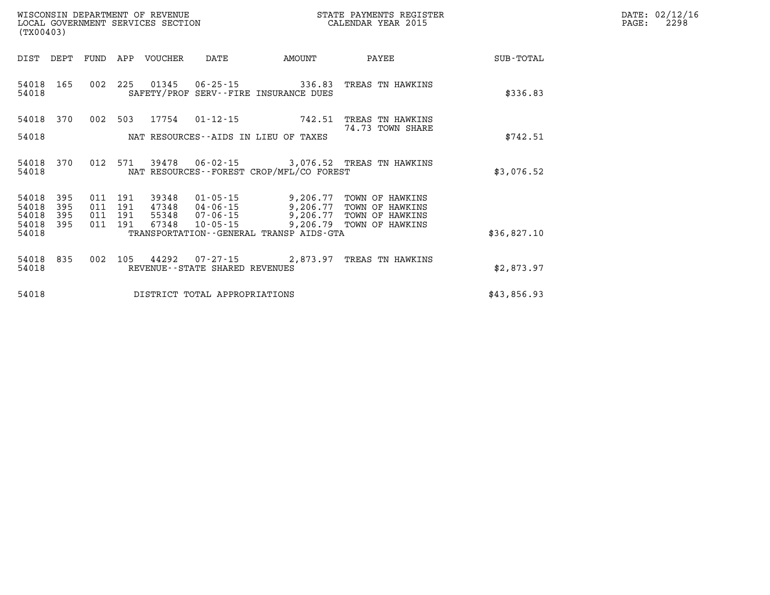WISCONSIN DEPARTMENT OF REVENUE
LOCAL GOVERNMENT SERVICES SECTION
(TX00403)

STATE PAYMENTS REGISTER
CALENDAR YEAR 2015

DATE: 02/12/16

| DIST | DEPT | FUND | APP | VOUCHER | DATE | AMOUNT | PAYEE | SUB-TOTAL |
|---|---|---|---|---|---|---|---|---|
| 54018 | 165 | 002 | 225 | 01345 | 06-25-15 | 336.83 | TREAS TN HAWKINS | |
| 54018 | | | | SAFETY/PROF SERV--FIRE INSURANCE DUES | | | | $336.83 |
| 54018 | 370 | 002 | 503 | 17754 | 01-12-15 | 742.51 | TREAS TN HAWKINS 74.73 TOWN SHARE | |
| 54018 | | | | NAT RESOURCES--AIDS IN LIEU OF TAXES | | | | $742.51 |
| 54018 | 370 | 012 | 571 | 39478 | 06-02-15 | 3,076.52 | TREAS TN HAWKINS | |
| 54018 | | | | NAT RESOURCES--FOREST CROP/MFL/CO FOREST | | | | $3,076.52 |
| 54018 | 395 | 011 | 191 | 39348 | 01-05-15 | 9,206.77 | TOWN OF HAWKINS | |
| 54018 | 395 | 011 | 191 | 47348 | 04-06-15 | 9,206.77 | TOWN OF HAWKINS | |
| 54018 | 395 | 011 | 191 | 55348 | 07-06-15 | 9,206.77 | TOWN OF HAWKINS | |
| 54018 | 395 | 011 | 191 | 67348 | 10-05-15 | 9,206.79 | TOWN OF HAWKINS | |
| 54018 | | | | TRANSPORTATION--GENERAL TRANSP AIDS-GTA | | | | $36,827.10 |
| 54018 | 835 | 002 | 105 | 44292 | 07-27-15 | 2,873.97 | TREAS TN HAWKINS | |
| 54018 | | | | REVENUE--STATE SHARED REVENUES | | | | $2,873.97 |
| 54018 | | | | DISTRICT TOTAL APPROPRIATIONS | | | | $43,856.93 |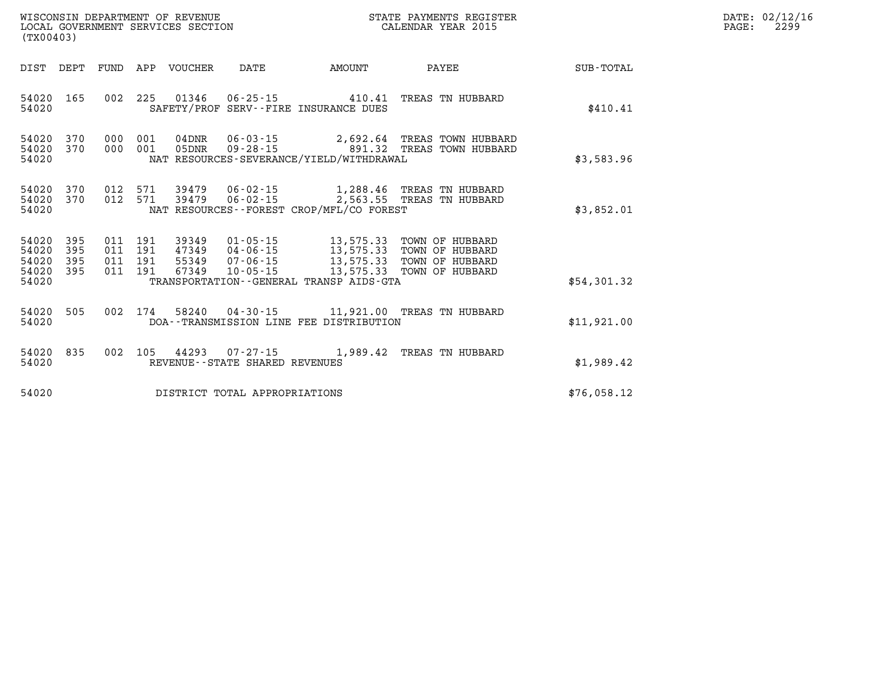WISCONSIN DEPARTMENT OF REVENUE
LOCAL GOVERNMENT SERVICES SECTION
(TX00403)

STATE PAYMENTS REGISTER
CALENDAR YEAR 2015

DATE: 02/12/16

| DIST | DEPT | FUND | APP | VOUCHER | DATE | AMOUNT | PAYEE | SUB-TOTAL |
|---|---|---|---|---|---|---|---|---|
| 54020 | 165 | 002 | 225 | 01346 | 06-25-15 | 410.41 | TREAS TN HUBBARD | |
| 54020 | | | | | SAFETY/PROF SERV--FIRE INSURANCE DUES | | | $410.41 |
| 54020 | 370 | 000 | 001 | 04DNR | 06-03-15 | 2,692.64 | TREAS TOWN HUBBARD | |
| 54020 | 370 | 000 | 001 | 05DNR | 09-28-15 | 891.32 | TREAS TOWN HUBBARD | |
| 54020 | | | | | NAT RESOURCES-SEVERANCE/YIELD/WITHDRAWAL | | | $3,583.96 |
| 54020 | 370 | 012 | 571 | 39479 | 06-02-15 | 1,288.46 | TREAS TN HUBBARD | |
| 54020 | 370 | 012 | 571 | 39479 | 06-02-15 | 2,563.55 | TREAS TN HUBBARD | |
| 54020 | | | | | NAT RESOURCES--FOREST CROP/MFL/CO FOREST | | | $3,852.01 |
| 54020 | 395 | 011 | 191 | 39349 | 01-05-15 | 13,575.33 | TOWN OF HUBBARD | |
| 54020 | 395 | 011 | 191 | 47349 | 04-06-15 | 13,575.33 | TOWN OF HUBBARD | |
| 54020 | 395 | 011 | 191 | 55349 | 07-06-15 | 13,575.33 | TOWN OF HUBBARD | |
| 54020 | 395 | 011 | 191 | 67349 | 10-05-15 | 13,575.33 | TOWN OF HUBBARD | |
| 54020 | | | | | TRANSPORTATION--GENERAL TRANSP AIDS-GTA | | | $54,301.32 |
| 54020 | 505 | 002 | 174 | 58240 | 04-30-15 | 11,921.00 | TREAS TN HUBBARD | |
| 54020 | | | | | DOA--TRANSMISSION LINE FEE DISTRIBUTION | | | $11,921.00 |
| 54020 | 835 | 002 | 105 | 44293 | 07-27-15 | 1,989.42 | TREAS TN HUBBARD | |
| 54020 | | | | | REVENUE--STATE SHARED REVENUES | | | $1,989.42 |
| 54020 | | | | | DISTRICT TOTAL APPROPRIATIONS | | | $76,058.12 |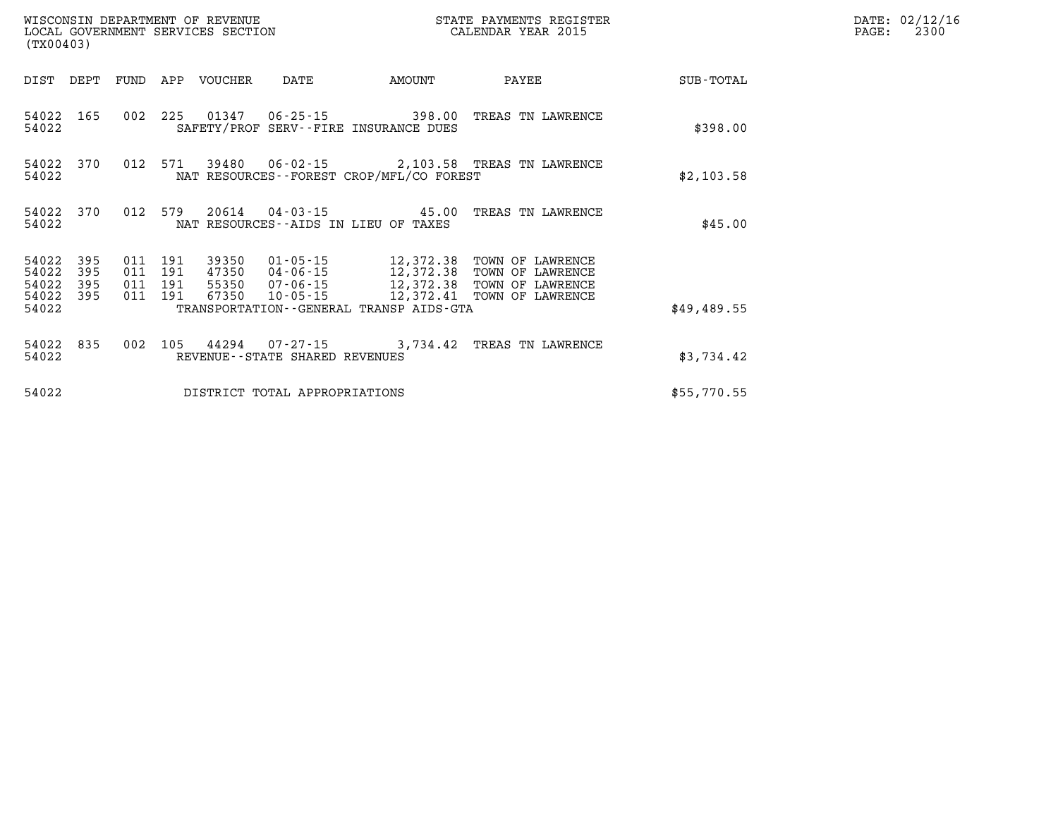WISCONSIN DEPARTMENT OF REVENUE
LOCAL GOVERNMENT SERVICES SECTION
(TX00403)

STATE PAYMENTS REGISTER
CALENDAR YEAR 2015

DATE: 02/12/16
PAGE: 2300

| DIST | DEPT | FUND | APP | VOUCHER | DATE | AMOUNT | PAYEE | SUB-TOTAL |
|---|---|---|---|---|---|---|---|---|
| 54022 | 165 | 002 | 225 | 01347 | 06-25-15 | 398.00 | TREAS TN LAWRENCE | |
| 54022 | | | | | SAFETY/PROF SERV--FIRE INSURANCE DUES | | | $398.00 |
| 54022 | 370 | 012 | 571 | 39480 | 06-02-15 | 2,103.58 | TREAS TN LAWRENCE | |
| 54022 | | | | | NAT RESOURCES--FOREST CROP/MFL/CO FOREST | | | $2,103.58 |
| 54022 | 370 | 012 | 579 | 20614 | 04-03-15 | 45.00 | TREAS TN LAWRENCE | |
| 54022 | | | | | NAT RESOURCES--AIDS IN LIEU OF TAXES | | | $45.00 |
| 54022 | 395 | 011 | 191 | 39350 | 01-05-15 | 12,372.38 | TOWN OF LAWRENCE | |
| 54022 | 395 | 011 | 191 | 47350 | 04-06-15 | 12,372.38 | TOWN OF LAWRENCE | |
| 54022 | 395 | 011 | 191 | 55350 | 07-06-15 | 12,372.38 | TOWN OF LAWRENCE | |
| 54022 | 395 | 011 | 191 | 67350 | 10-05-15 | 12,372.41 | TOWN OF LAWRENCE | |
| 54022 | | | | | TRANSPORTATION--GENERAL TRANSP AIDS-GTA | | | $49,489.55 |
| 54022 | 835 | 002 | 105 | 44294 | 07-27-15 | 3,734.42 | TREAS TN LAWRENCE | |
| 54022 | | | | | REVENUE--STATE SHARED REVENUES | | | $3,734.42 |
| 54022 | | | | | DISTRICT TOTAL APPROPRIATIONS | | | $55,770.55 |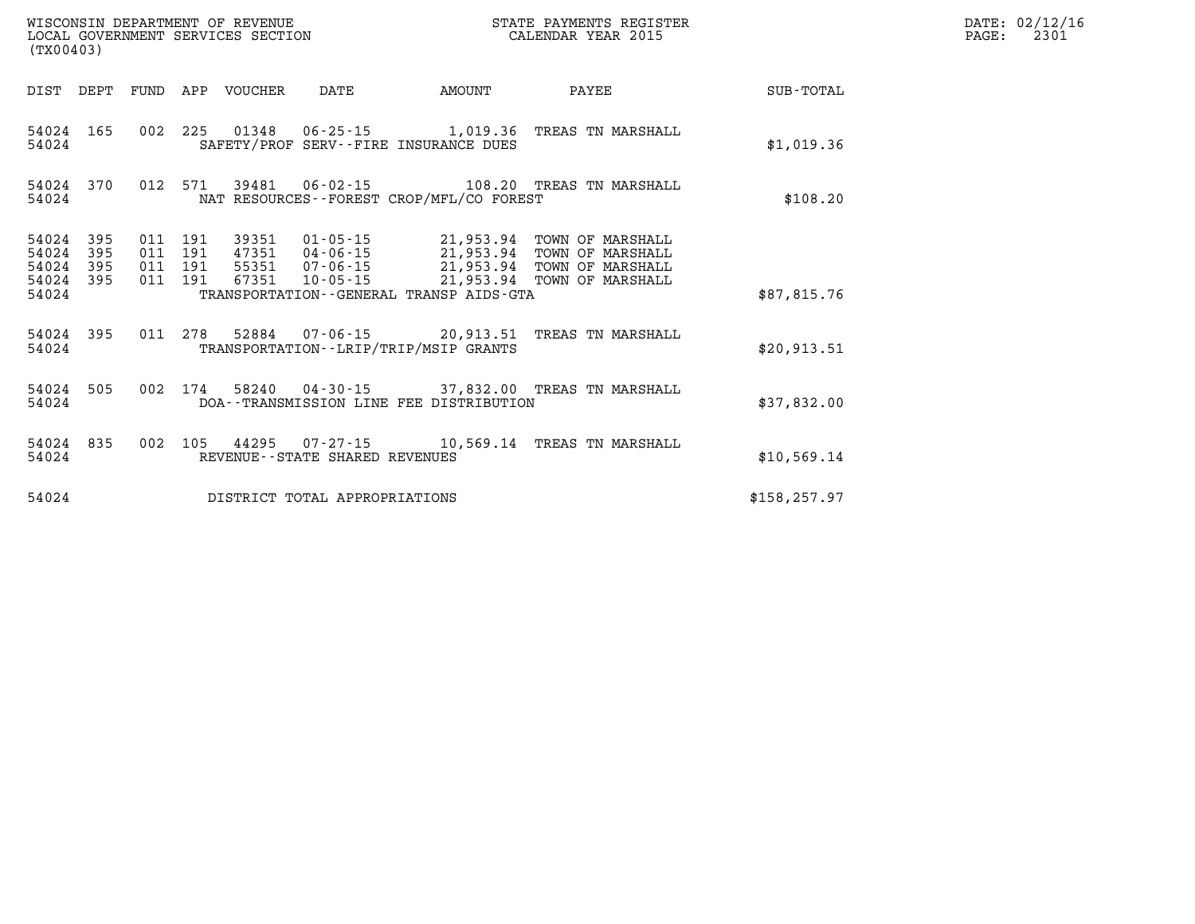WISCONSIN DEPARTMENT OF REVENUE
LOCAL GOVERNMENT SERVICES SECTION
(TX00403)

STATE PAYMENTS REGISTER
CALENDAR YEAR 2015

DATE: 02/12/16
PAGE: 2301

| DIST | DEPT | FUND | APP | VOUCHER | DATE | AMOUNT | PAYEE | SUB-TOTAL |
|---|---|---|---|---|---|---|---|---|
| 54024 | 165 | 002 | 225 | 01348 | 06-25-15 | 1,019.36 | TREAS TN MARSHALL | |
| 54024 | | | | SAFETY/PROF SERV--FIRE INSURANCE DUES | | | | $1,019.36 |
| 54024 | 370 | 012 | 571 | 39481 | 06-02-15 | 108.20 | TREAS TN MARSHALL | |
| 54024 | | | | NAT RESOURCES--FOREST CROP/MFL/CO FOREST | | | | $108.20 |
| 54024 | 395 | 011 | 191 | 39351 | 01-05-15 | 21,953.94 | TOWN OF MARSHALL | |
| 54024 | 395 | 011 | 191 | 47351 | 04-06-15 | 21,953.94 | TOWN OF MARSHALL | |
| 54024 | 395 | 011 | 191 | 55351 | 07-06-15 | 21,953.94 | TOWN OF MARSHALL | |
| 54024 | 395 | 011 | 191 | 67351 | 10-05-15 | 21,953.94 | TOWN OF MARSHALL | |
| 54024 | | | | TRANSPORTATION--GENERAL TRANSP AIDS-GTA | | | | $87,815.76 |
| 54024 | 395 | 011 | 278 | 52884 | 07-06-15 | 20,913.51 | TREAS TN MARSHALL | |
| 54024 | | | | TRANSPORTATION--LRIP/TRIP/MSIP GRANTS | | | | $20,913.51 |
| 54024 | 505 | 002 | 174 | 58240 | 04-30-15 | 37,832.00 | TREAS TN MARSHALL | |
| 54024 | | | | DOA--TRANSMISSION LINE FEE DISTRIBUTION | | | | $37,832.00 |
| 54024 | 835 | 002 | 105 | 44295 | 07-27-15 | 10,569.14 | TREAS TN MARSHALL | |
| 54024 | | | | REVENUE--STATE SHARED REVENUES | | | | $10,569.14 |
| 54024 | | | | DISTRICT TOTAL APPROPRIATIONS | | | | $158,257.97 |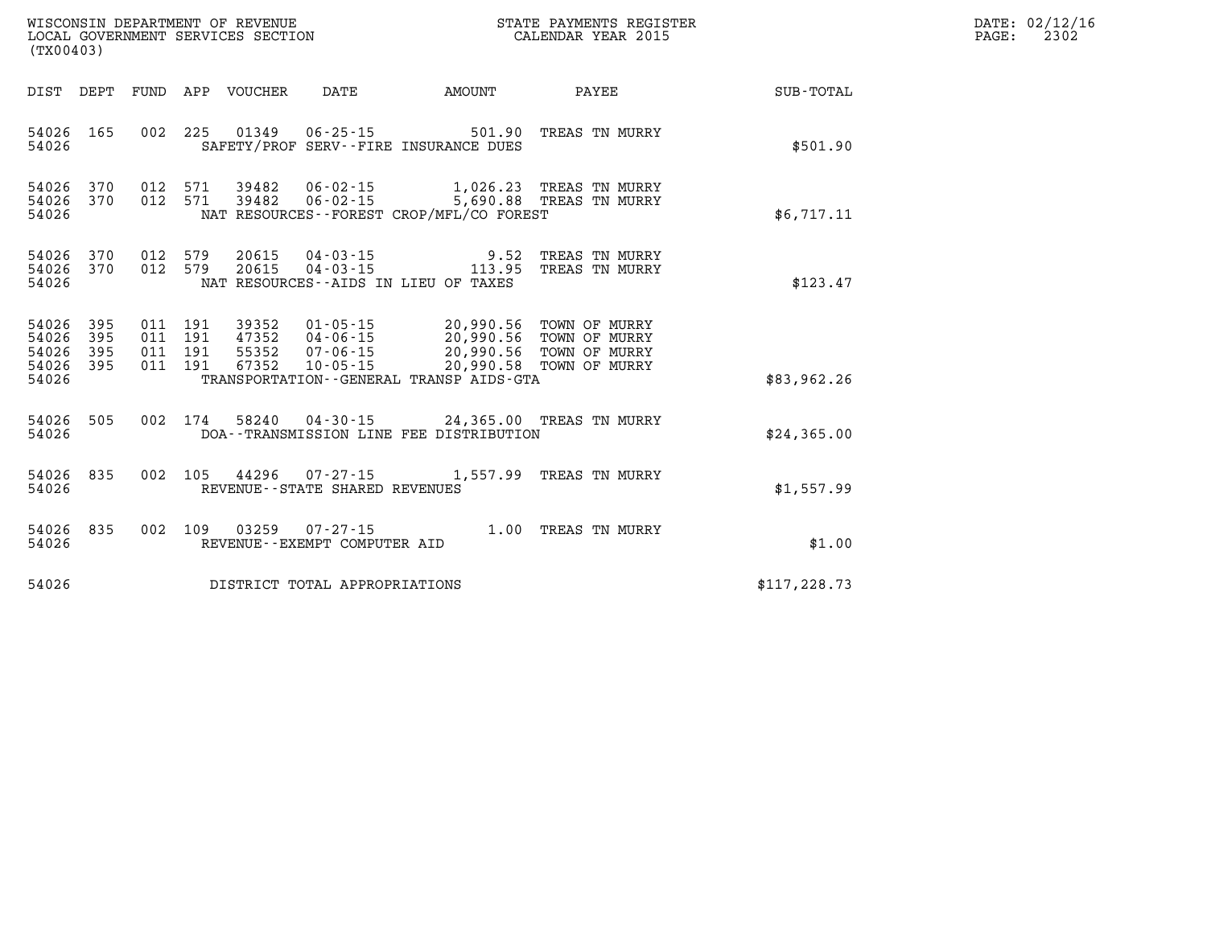WISCONSIN DEPARTMENT OF REVENUE
LOCAL GOVERNMENT SERVICES SECTION
(TX00403)

STATE PAYMENTS REGISTER
CALENDAR YEAR 2015

DATE: 02/12/16
PAGE: 2302

| DIST | DEPT | FUND | APP | VOUCHER | DATE | AMOUNT | PAYEE | SUB-TOTAL |
|---|---|---|---|---|---|---|---|---|
| 54026 | 165 | 002 | 225 | 01349 | 06-25-15 | 501.90 | TREAS TN MURRY | |
| 54026 | | | | | SAFETY/PROF SERV--FIRE INSURANCE DUES | | | $501.90 |
| 54026 | 370 | 012 | 571 | 39482 | 06-02-15 | 1,026.23 | TREAS TN MURRY | |
| 54026 | 370 | 012 | 571 | 39482 | 06-02-15 | 5,690.88 | TREAS TN MURRY | |
| 54026 | | | | | NAT RESOURCES--FOREST CROP/MFL/CO FOREST | | | $6,717.11 |
| 54026 | 370 | 012 | 579 | 20615 | 04-03-15 | 9.52 | TREAS TN MURRY | |
| 54026 | 370 | 012 | 579 | 20615 | 04-03-15 | 113.95 | TREAS TN MURRY | |
| 54026 | | | | | NAT RESOURCES--AIDS IN LIEU OF TAXES | | | $123.47 |
| 54026 | 395 | 011 | 191 | 39352 | 01-05-15 | 20,990.56 | TOWN OF MURRY | |
| 54026 | 395 | 011 | 191 | 47352 | 04-06-15 | 20,990.56 | TOWN OF MURRY | |
| 54026 | 395 | 011 | 191 | 55352 | 07-06-15 | 20,990.56 | TOWN OF MURRY | |
| 54026 | 395 | 011 | 191 | 67352 | 10-05-15 | 20,990.58 | TOWN OF MURRY | |
| 54026 | | | | | TRANSPORTATION--GENERAL TRANSP AIDS-GTA | | | $83,962.26 |
| 54026 | 505 | 002 | 174 | 58240 | 04-30-15 | 24,365.00 | TREAS TN MURRY | |
| 54026 | | | | | DOA--TRANSMISSION LINE FEE DISTRIBUTION | | | $24,365.00 |
| 54026 | 835 | 002 | 105 | 44296 | 07-27-15 | 1,557.99 | TREAS TN MURRY | |
| 54026 | | | | | REVENUE--STATE SHARED REVENUES | | | $1,557.99 |
| 54026 | 835 | 002 | 109 | 03259 | 07-27-15 | 1.00 | TREAS TN MURRY | |
| 54026 | | | | | REVENUE--EXEMPT COMPUTER AID | | | $1.00 |
| 54026 | | | | | DISTRICT TOTAL APPROPRIATIONS | | | $117,228.73 |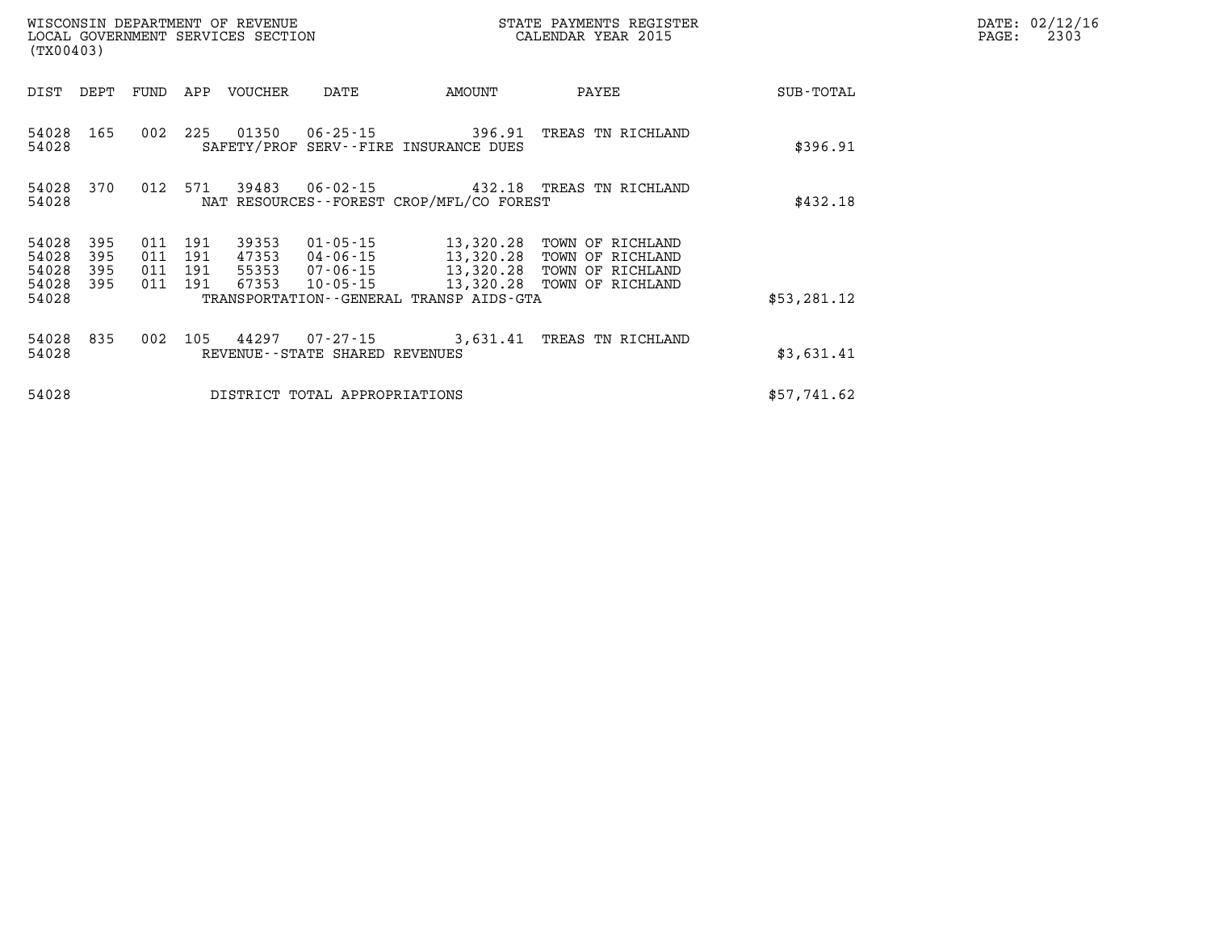WISCONSIN DEPARTMENT OF REVENUE
LOCAL GOVERNMENT SERVICES SECTION
(TX00403)

STATE PAYMENTS REGISTER
CALENDAR YEAR 2015

DATE: 02/12/16

| DIST | DEPT | FUND | APP | VOUCHER | DATE | AMOUNT | PAYEE | SUB-TOTAL |
|---|---|---|---|---|---|---|---|---|
| 54028 | 165 | 002 | 225 | 01350 | 06-25-15 | 396.91 | TREAS TN RICHLAND | |
| 54028 | | | | SAFETY/PROF SERV--FIRE INSURANCE DUES | | | | $396.91 |
| 54028 | 370 | 012 | 571 | 39483 | 06-02-15 | 432.18 | TREAS TN RICHLAND | |
| 54028 | | | | NAT RESOURCES--FOREST CROP/MFL/CO FOREST | | | | $432.18 |
| 54028 | 395 | 011 | 191 | 39353 | 01-05-15 | 13,320.28 | TOWN OF RICHLAND | |
| 54028 | 395 | 011 | 191 | 47353 | 04-06-15 | 13,320.28 | TOWN OF RICHLAND | |
| 54028 | 395 | 011 | 191 | 55353 | 07-06-15 | 13,320.28 | TOWN OF RICHLAND | |
| 54028 | 395 | 011 | 191 | 67353 | 10-05-15 | 13,320.28 | TOWN OF RICHLAND | |
| 54028 | | | | TRANSPORTATION--GENERAL TRANSP AIDS-GTA | | | | $53,281.12 |
| 54028 | 835 | 002 | 105 | 44297 | 07-27-15 | 3,631.41 | TREAS TN RICHLAND | |
| 54028 | | | | REVENUE--STATE SHARED REVENUES | | | | $3,631.41 |
| 54028 | | | | DISTRICT TOTAL APPROPRIATIONS | | | | $57,741.62 |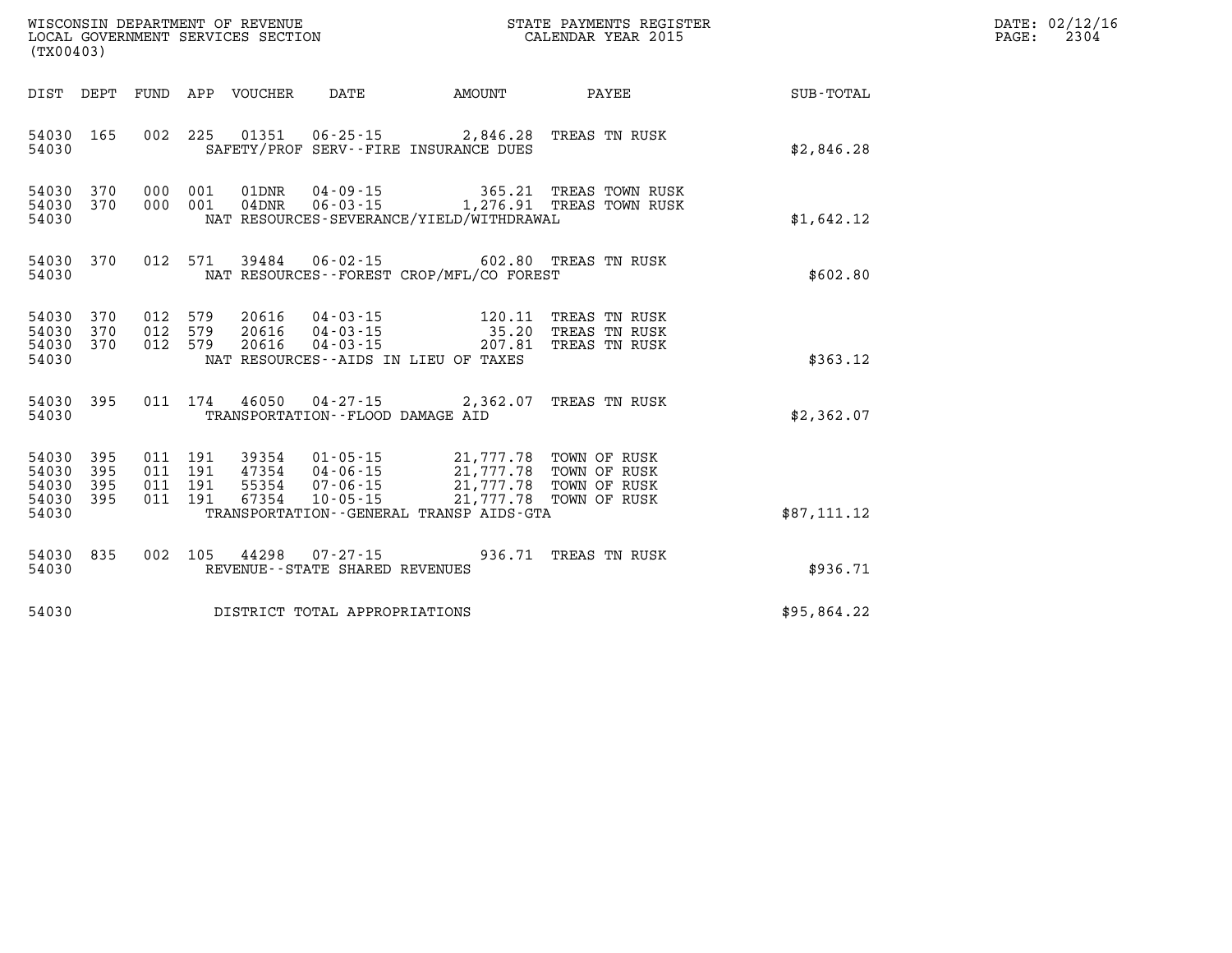WISCONSIN DEPARTMENT OF REVENUE
LOCAL GOVERNMENT SERVICES SECTION
(TX00403)

STATE PAYMENTS REGISTER
CALENDAR YEAR 2015

| DIST | DEPT | FUND | APP | VOUCHER | DATE | AMOUNT | PAYEE | SUB-TOTAL |
|---|---|---|---|---|---|---|---|---|
| 54030 | 165 | 002 | 225 | 01351 | 06-25-15 | 2,846.28 | TREAS TN RUSK | |
| 54030 | | | | SAFETY/PROF SERV--FIRE INSURANCE DUES | | | | $2,846.28 |
| 54030 | 370 | 000 | 001 | 01DNR | 04-09-15 | 365.21 | TREAS TOWN RUSK | |
| 54030 | 370 | 000 | 001 | 04DNR | 06-03-15 | 1,276.91 | TREAS TOWN RUSK | |
| 54030 | | | | NAT RESOURCES-SEVERANCE/YIELD/WITHDRAWAL | | | | $1,642.12 |
| 54030 | 370 | 012 | 571 | 39484 | 06-02-15 | 602.80 | TREAS TN RUSK | |
| 54030 | | | | NAT RESOURCES--FOREST CROP/MFL/CO FOREST | | | | $602.80 |
| 54030 | 370 | 012 | 579 | 20616 | 04-03-15 | 120.11 | TREAS TN RUSK | |
| 54030 | 370 | 012 | 579 | 20616 | 04-03-15 | 35.20 | TREAS TN RUSK | |
| 54030 | 370 | 012 | 579 | 20616 | 04-03-15 | 207.81 | TREAS TN RUSK | |
| 54030 | | | | NAT RESOURCES--AIDS IN LIEU OF TAXES | | | | $363.12 |
| 54030 | 395 | 011 | 174 | 46050 | 04-27-15 | 2,362.07 | TREAS TN RUSK | |
| 54030 | | | | TRANSPORTATION--FLOOD DAMAGE AID | | | | $2,362.07 |
| 54030 | 395 | 011 | 191 | 39354 | 01-05-15 | 21,777.78 | TOWN OF RUSK | |
| 54030 | 395 | 011 | 191 | 47354 | 04-06-15 | 21,777.78 | TOWN OF RUSK | |
| 54030 | 395 | 011 | 191 | 55354 | 07-06-15 | 21,777.78 | TOWN OF RUSK | |
| 54030 | 395 | 011 | 191 | 67354 | 10-05-15 | 21,777.78 | TOWN OF RUSK | |
| 54030 | | | | TRANSPORTATION--GENERAL TRANSP AIDS-GTA | | | | $87,111.12 |
| 54030 | 835 | 002 | 105 | 44298 | 07-27-15 | 936.71 | TREAS TN RUSK | |
| 54030 | | | | REVENUE--STATE SHARED REVENUES | | | | $936.71 |
| 54030 | | | | DISTRICT TOTAL APPROPRIATIONS | | | | $95,864.22 |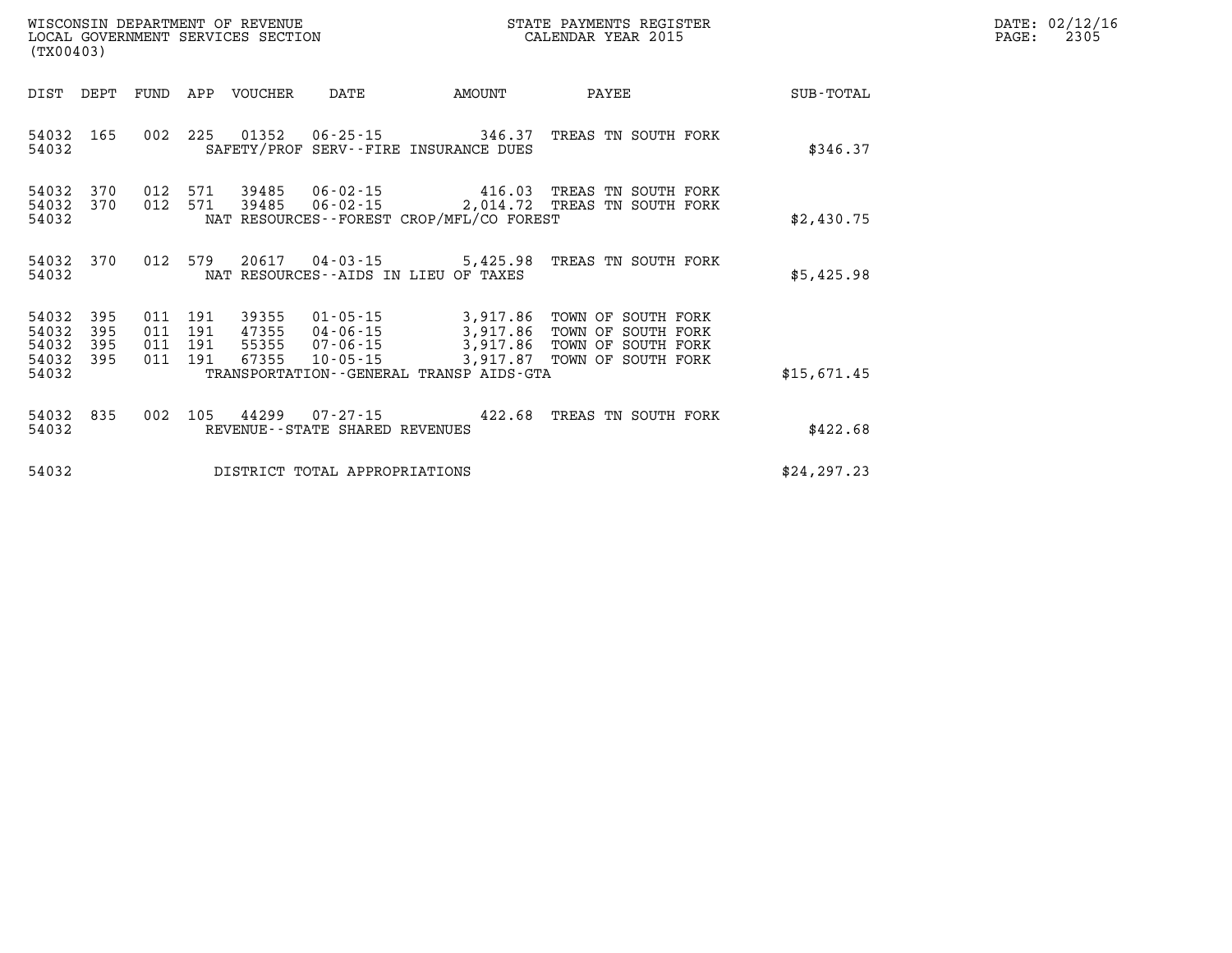WISCONSIN DEPARTMENT OF REVENUE
LOCAL GOVERNMENT SERVICES SECTION
(TX00403)

STATE PAYMENTS REGISTER
CALENDAR YEAR 2015

DATE: 02/12/16

| DIST | DEPT | FUND | APP | VOUCHER | DATE | AMOUNT | PAYEE | SUB-TOTAL |
|---|---|---|---|---|---|---|---|---|
| 54032 | 165 | 002 | 225 | 01352 | 06-25-15 | 346.37 | TREAS TN SOUTH FORK | |
| 54032 | | | | | SAFETY/PROF SERV--FIRE INSURANCE DUES | | | $346.37 |
| 54032 | 370 | 012 | 571 | 39485 | 06-02-15 | 416.03 | TREAS TN SOUTH FORK | |
| 54032 | 370 | 012 | 571 | 39485 | 06-02-15 | 2,014.72 | TREAS TN SOUTH FORK | |
| 54032 | | | | | NAT RESOURCES--FOREST CROP/MFL/CO FOREST | | | $2,430.75 |
| 54032 | 370 | 012 | 579 | 20617 | 04-03-15 | 5,425.98 | TREAS TN SOUTH FORK | |
| 54032 | | | | | NAT RESOURCES--AIDS IN LIEU OF TAXES | | | $5,425.98 |
| 54032 | 395 | 011 | 191 | 39355 | 01-05-15 | 3,917.86 | TOWN OF SOUTH FORK | |
| 54032 | 395 | 011 | 191 | 47355 | 04-06-15 | 3,917.86 | TOWN OF SOUTH FORK | |
| 54032 | 395 | 011 | 191 | 55355 | 07-06-15 | 3,917.86 | TOWN OF SOUTH FORK | |
| 54032 | 395 | 011 | 191 | 67355 | 10-05-15 | 3,917.87 | TOWN OF SOUTH FORK | |
| 54032 | | | | | TRANSPORTATION--GENERAL TRANSP AIDS-GTA | | | $15,671.45 |
| 54032 | 835 | 002 | 105 | 44299 | 07-27-15 | 422.68 | TREAS TN SOUTH FORK | |
| 54032 | | | | | REVENUE--STATE SHARED REVENUES | | | $422.68 |
| 54032 | | | | | DISTRICT TOTAL APPROPRIATIONS | | | $24,297.23 |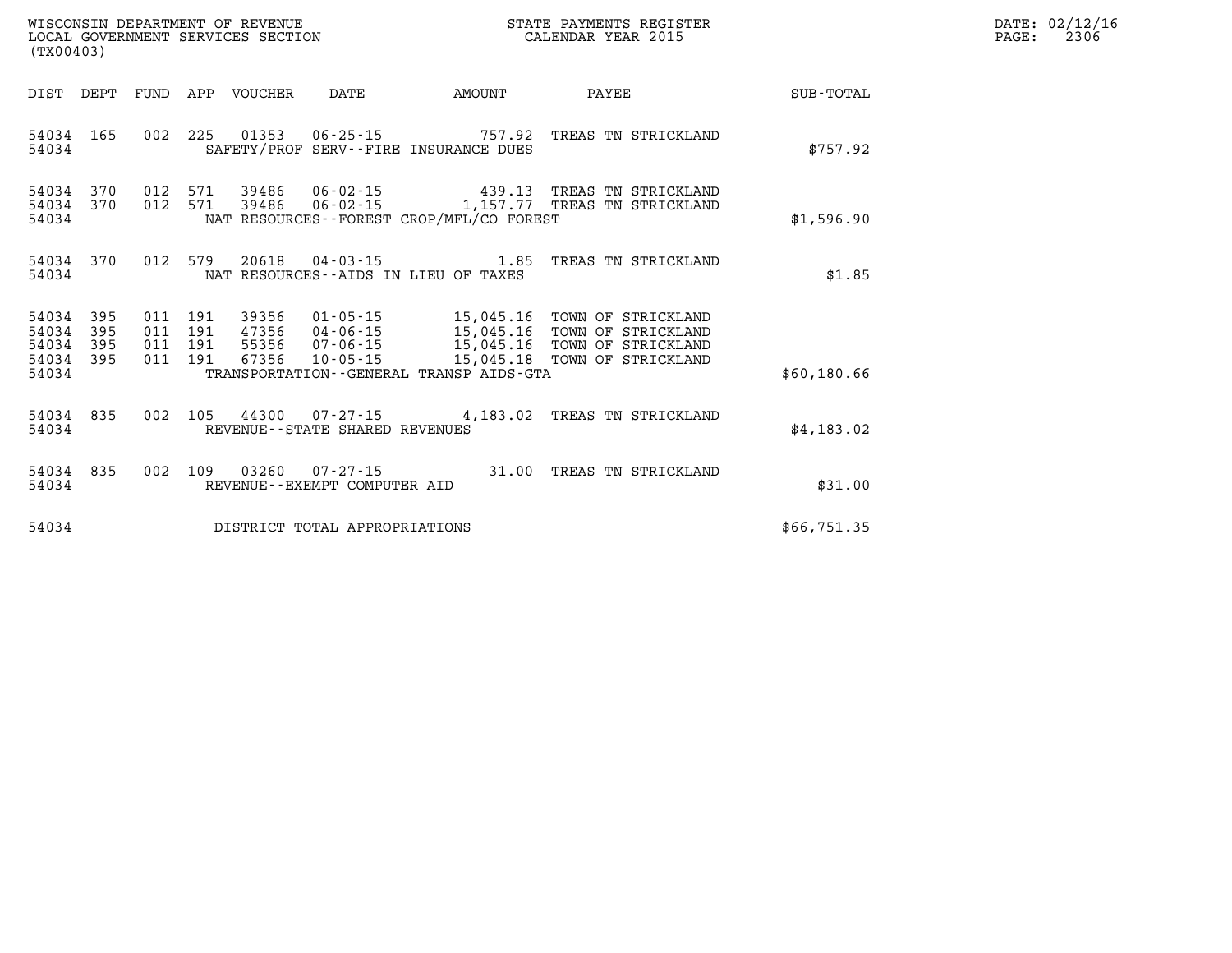WISCONSIN DEPARTMENT OF REVENUE
LOCAL GOVERNMENT SERVICES SECTION
(TX00403)

STATE PAYMENTS REGISTER
CALENDAR YEAR 2015

DATE: 02/12/16

| DIST | DEPT | FUND | APP | VOUCHER | DATE | AMOUNT | PAYEE | SUB-TOTAL |
|---|---|---|---|---|---|---|---|---|
| 54034 | 165 | 002 | 225 | 01353 | 06-25-15 | 757.92 | TREAS TN STRICKLAND | |
| 54034 | | | | | SAFETY/PROF SERV--FIRE INSURANCE DUES | | | $757.92 |
| 54034 | 370 | 012 | 571 | 39486 | 06-02-15 | 439.13 | TREAS TN STRICKLAND | |
| 54034 | 370 | 012 | 571 | 39486 | 06-02-15 | 1,157.77 | TREAS TN STRICKLAND | |
| 54034 | | | | | NAT RESOURCES--FOREST CROP/MFL/CO FOREST | | | $1,596.90 |
| 54034 | 370 | 012 | 579 | 20618 | 04-03-15 | 1.85 | TREAS TN STRICKLAND | |
| 54034 | | | | | NAT RESOURCES--AIDS IN LIEU OF TAXES | | | $1.85 |
| 54034 | 395 | 011 | 191 | 39356 | 01-05-15 | 15,045.16 | TOWN OF STRICKLAND | |
| 54034 | 395 | 011 | 191 | 47356 | 04-06-15 | 15,045.16 | TOWN OF STRICKLAND | |
| 54034 | 395 | 011 | 191 | 55356 | 07-06-15 | 15,045.16 | TOWN OF STRICKLAND | |
| 54034 | 395 | 011 | 191 | 67356 | 10-05-15 | 15,045.18 | TOWN OF STRICKLAND | |
| 54034 | | | | | TRANSPORTATION--GENERAL TRANSP AIDS-GTA | | | $60,180.66 |
| 54034 | 835 | 002 | 105 | 44300 | 07-27-15 | 4,183.02 | TREAS TN STRICKLAND | |
| 54034 | | | | | REVENUE--STATE SHARED REVENUES | | | $4,183.02 |
| 54034 | 835 | 002 | 109 | 03260 | 07-27-15 | 31.00 | TREAS TN STRICKLAND | |
| 54034 | | | | | REVENUE--EXEMPT COMPUTER AID | | | $31.00 |
| 54034 | | | | | DISTRICT TOTAL APPROPRIATIONS | | | $66,751.35 |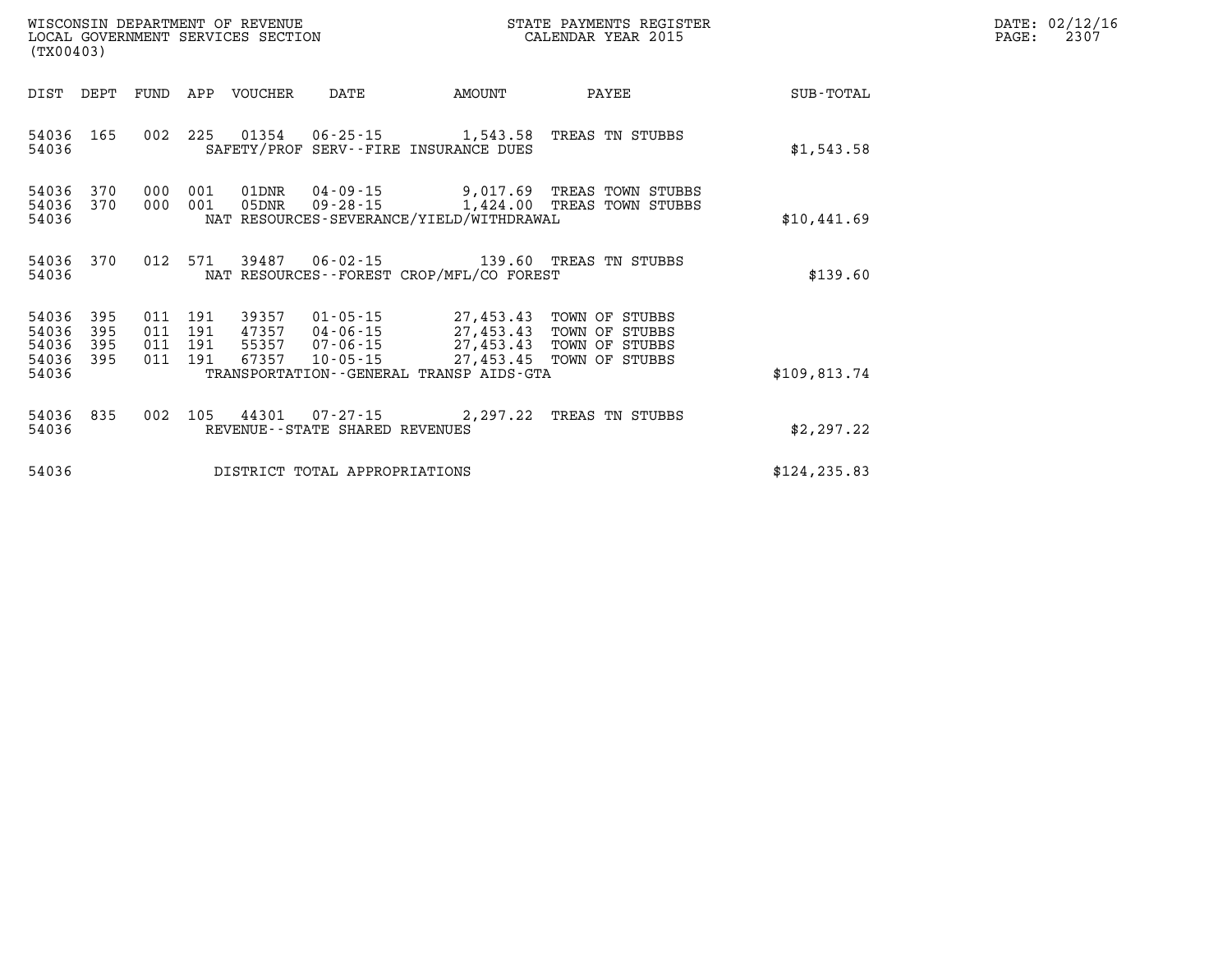WISCONSIN DEPARTMENT OF REVENUE
LOCAL GOVERNMENT SERVICES SECTION
(TX00403)

STATE PAYMENTS REGISTER
CALENDAR YEAR 2015

DATE: 02/12/16

| DIST | DEPT | FUND | APP | VOUCHER | DATE | AMOUNT | PAYEE | SUB-TOTAL |
|---|---|---|---|---|---|---|---|---|
| 54036 | 165 | 002 | 225 | 01354 | 06-25-15 | 1,543.58 | TREAS TN STUBBS | |
| 54036 | | | | SAFETY/PROF SERV--FIRE INSURANCE DUES | | | | $1,543.58 |
| 54036 | 370 | 000 | 001 | 01DNR | 04-09-15 | 9,017.69 | TREAS TOWN STUBBS | |
| 54036 | 370 | 000 | 001 | 05DNR | 09-28-15 | 1,424.00 | TREAS TOWN STUBBS | |
| 54036 | | | | NAT RESOURCES-SEVERANCE/YIELD/WITHDRAWAL | | | | $10,441.69 |
| 54036 | 370 | 012 | 571 | 39487 | 06-02-15 | 139.60 | TREAS TN STUBBS | |
| 54036 | | | | NAT RESOURCES--FOREST CROP/MFL/CO FOREST | | | | $139.60 |
| 54036 | 395 | 011 | 191 | 39357 | 01-05-15 | 27,453.43 | TOWN OF STUBBS | |
| 54036 | 395 | 011 | 191 | 47357 | 04-06-15 | 27,453.43 | TOWN OF STUBBS | |
| 54036 | 395 | 011 | 191 | 55357 | 07-06-15 | 27,453.43 | TOWN OF STUBBS | |
| 54036 | 395 | 011 | 191 | 67357 | 10-05-15 | 27,453.45 | TOWN OF STUBBS | |
| 54036 | | | | TRANSPORTATION--GENERAL TRANSP AIDS-GTA | | | | $109,813.74 |
| 54036 | 835 | 002 | 105 | 44301 | 07-27-15 | 2,297.22 | TREAS TN STUBBS | |
| 54036 | | | | REVENUE--STATE SHARED REVENUES | | | | $2,297.22 |
| 54036 | | | | DISTRICT TOTAL APPROPRIATIONS | | | | $124,235.83 |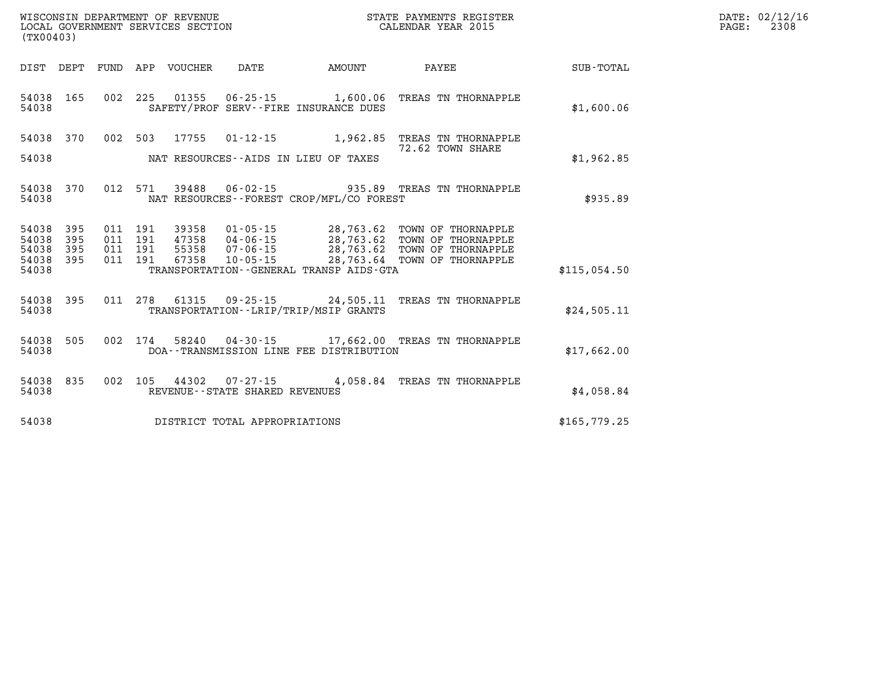WISCONSIN DEPARTMENT OF REVENUE
LOCAL GOVERNMENT SERVICES SECTION
(TX00403)

STATE PAYMENTS REGISTER
CALENDAR YEAR 2015

DATE: 02/12/16
PAGE: 2308

| DIST | DEPT | FUND | APP | VOUCHER | DATE | AMOUNT | PAYEE | SUB-TOTAL |
|---|---|---|---|---|---|---|---|---|
| 54038 | 165 | 002 | 225 | 01355 | 06-25-15 | 1,600.06 | TREAS TN THORNAPPLE | |
| 54038 | | | | | SAFETY/PROF SERV--FIRE INSURANCE DUES | | | $1,600.06 |
| 54038 | 370 | 002 | 503 | 17755 | 01-12-15 | 1,962.85 | TREAS TN THORNAPPLE 72.62 TOWN SHARE | |
| 54038 | | | | | NAT RESOURCES--AIDS IN LIEU OF TAXES | | | $1,962.85 |
| 54038 | 370 | 012 | 571 | 39488 | 06-02-15 | 935.89 | TREAS TN THORNAPPLE | |
| 54038 | | | | | NAT RESOURCES--FOREST CROP/MFL/CO FOREST | | | $935.89 |
| 54038 | 395 | 011 | 191 | 39358 | 01-05-15 | 28,763.62 | TOWN OF THORNAPPLE | |
| 54038 | 395 | 011 | 191 | 47358 | 04-06-15 | 28,763.62 | TOWN OF THORNAPPLE | |
| 54038 | 395 | 011 | 191 | 55358 | 07-06-15 | 28,763.62 | TOWN OF THORNAPPLE | |
| 54038 | 395 | 011 | 191 | 67358 | 10-05-15 | 28,763.64 | TOWN OF THORNAPPLE | |
| 54038 | | | | | TRANSPORTATION--GENERAL TRANSP AIDS-GTA | | | $115,054.50 |
| 54038 | 395 | 011 | 278 | 61315 | 09-25-15 | 24,505.11 | TREAS TN THORNAPPLE | |
| 54038 | | | | | TRANSPORTATION--LRIP/TRIP/MSIP GRANTS | | | $24,505.11 |
| 54038 | 505 | 002 | 174 | 58240 | 04-30-15 | 17,662.00 | TREAS TN THORNAPPLE | |
| 54038 | | | | | DOA--TRANSMISSION LINE FEE DISTRIBUTION | | | $17,662.00 |
| 54038 | 835 | 002 | 105 | 44302 | 07-27-15 | 4,058.84 | TREAS TN THORNAPPLE | |
| 54038 | | | | | REVENUE--STATE SHARED REVENUES | | | $4,058.84 |
| 54038 | | | | | DISTRICT TOTAL APPROPRIATIONS | | | $165,779.25 |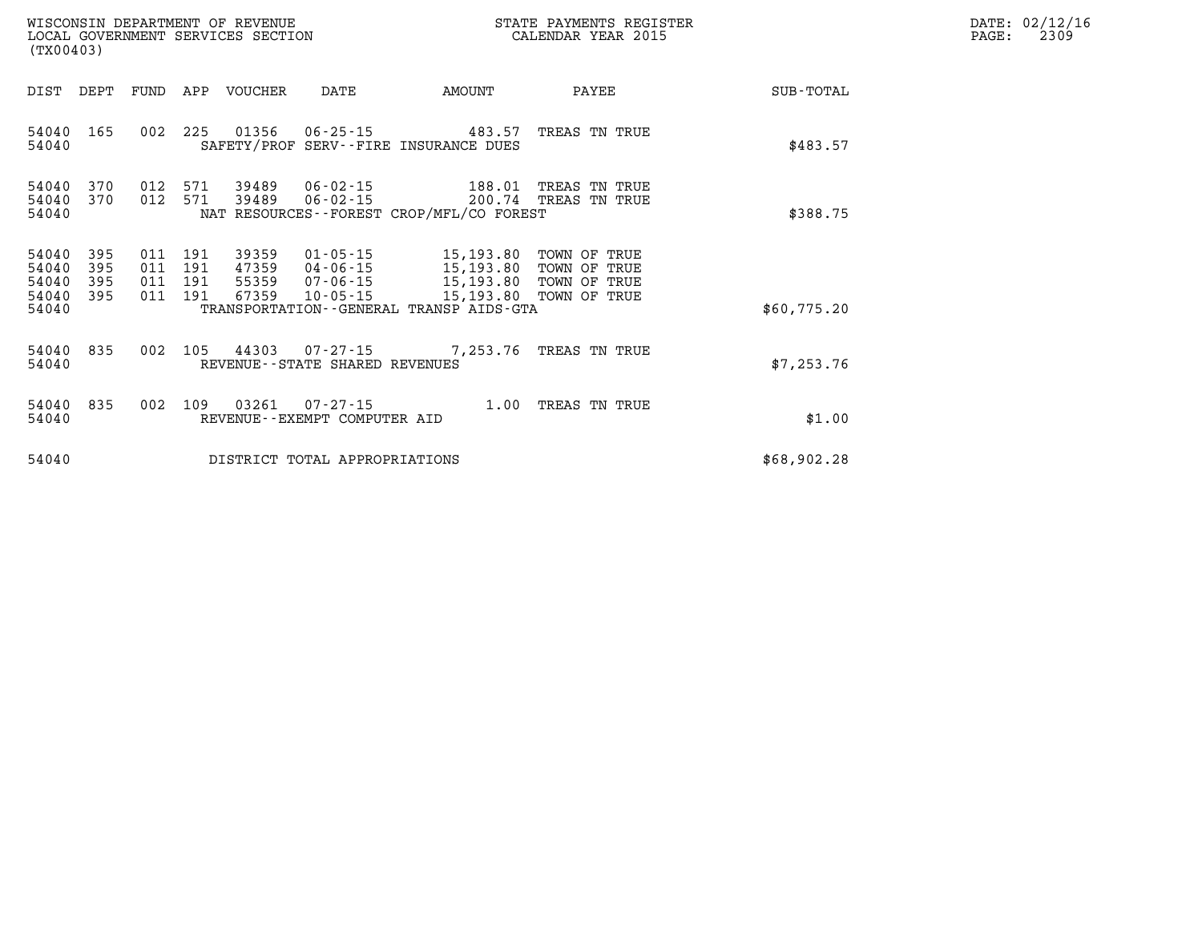WISCONSIN DEPARTMENT OF REVENUE
LOCAL GOVERNMENT SERVICES SECTION
(TX00403)

STATE PAYMENTS REGISTER
CALENDAR YEAR 2015

DATE: 02/12/16

| DIST | DEPT | FUND | APP | VOUCHER | DATE | AMOUNT | PAYEE | SUB-TOTAL |
|---|---|---|---|---|---|---|---|---|
| 54040 | 165 | 002 | 225 | 01356 | 06-25-15 | 483.57 | TREAS TN TRUE | |
| 54040 | | | | SAFETY/PROF SERV--FIRE INSURANCE DUES | | | | $483.57 |
| 54040 | 370 | 012 | 571 | 39489 | 06-02-15 | 188.01 | TREAS TN TRUE | |
| 54040 | 370 | 012 | 571 | 39489 | 06-02-15 | 200.74 | TREAS TN TRUE | |
| 54040 | | | | NAT RESOURCES--FOREST CROP/MFL/CO FOREST | | | | $388.75 |
| 54040 | 395 | 011 | 191 | 39359 | 01-05-15 | 15,193.80 | TOWN OF TRUE | |
| 54040 | 395 | 011 | 191 | 47359 | 04-06-15 | 15,193.80 | TOWN OF TRUE | |
| 54040 | 395 | 011 | 191 | 55359 | 07-06-15 | 15,193.80 | TOWN OF TRUE | |
| 54040 | 395 | 011 | 191 | 67359 | 10-05-15 | 15,193.80 | TOWN OF TRUE | |
| 54040 | | | | TRANSPORTATION--GENERAL TRANSP AIDS-GTA | | | | $60,775.20 |
| 54040 | 835 | 002 | 105 | 44303 | 07-27-15 | 7,253.76 | TREAS TN TRUE | |
| 54040 | | | | REVENUE--STATE SHARED REVENUES | | | | $7,253.76 |
| 54040 | 835 | 002 | 109 | 03261 | 07-27-15 | 1.00 | TREAS TN TRUE | |
| 54040 | | | | REVENUE--EXEMPT COMPUTER AID | | | | $1.00 |
| 54040 | | | | DISTRICT TOTAL APPROPRIATIONS | | | | $68,902.28 |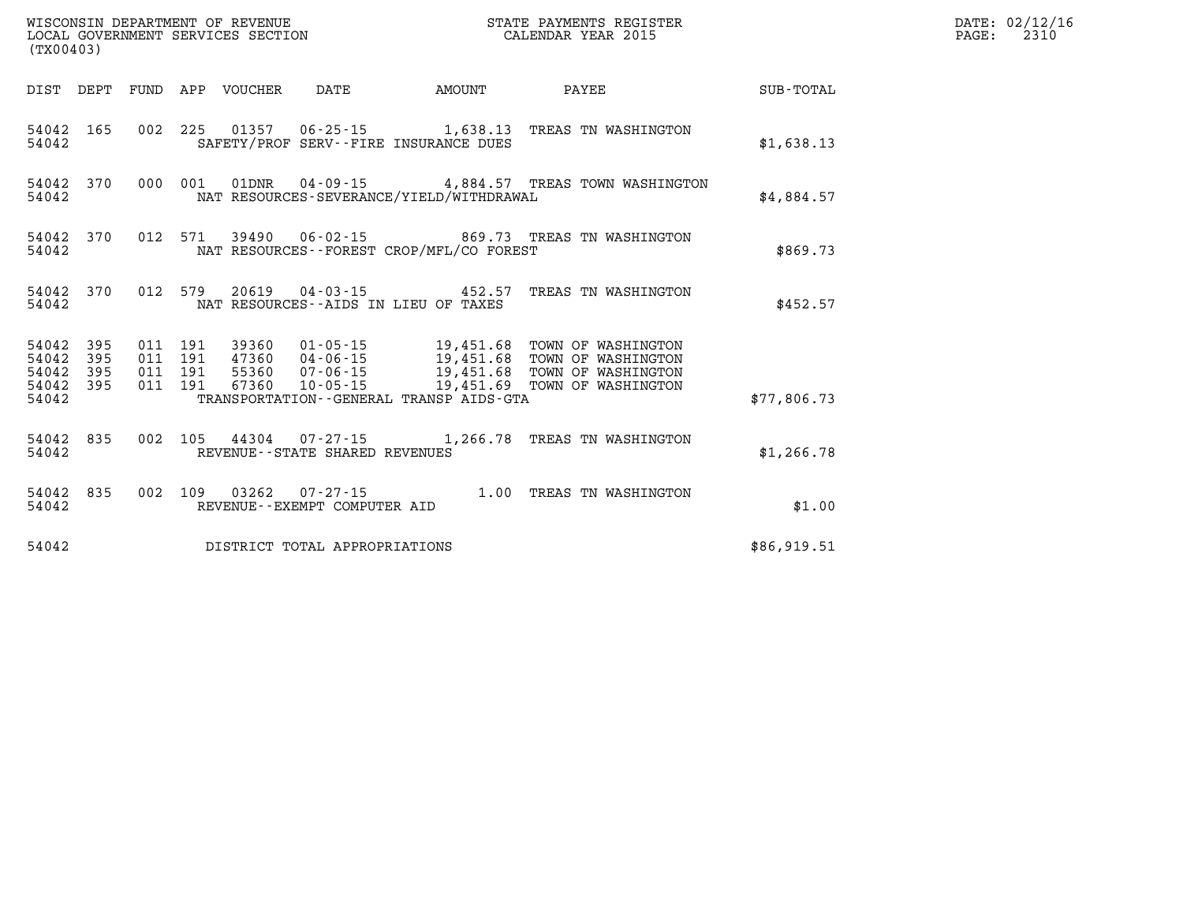WISCONSIN DEPARTMENT OF REVENUE
LOCAL GOVERNMENT SERVICES SECTION
(TX00403)

STATE PAYMENTS REGISTER
CALENDAR YEAR 2015

DATE: 02/12/16
PAGE: 2310

| DIST | DEPT | FUND | APP | VOUCHER | DATE | AMOUNT | PAYEE | SUB-TOTAL |
|---|---|---|---|---|---|---|---|---|
| 54042 | 165 | 002 | 225 | 01357 | 06-25-15 | 1,638.13 | TREAS TN WASHINGTON | |
| 54042 | | | | SAFETY/PROF SERV--FIRE INSURANCE DUES | | | | $1,638.13 |
| 54042 | 370 | 000 | 001 | 01DNR | 04-09-15 | 4,884.57 | TREAS TOWN WASHINGTON | |
| 54042 | | | | NAT RESOURCES-SEVERANCE/YIELD/WITHDRAWAL | | | | $4,884.57 |
| 54042 | 370 | 012 | 571 | 39490 | 06-02-15 | 869.73 | TREAS TN WASHINGTON | |
| 54042 | | | | NAT RESOURCES--FOREST CROP/MFL/CO FOREST | | | | $869.73 |
| 54042 | 370 | 012 | 579 | 20619 | 04-03-15 | 452.57 | TREAS TN WASHINGTON | |
| 54042 | | | | NAT RESOURCES--AIDS IN LIEU OF TAXES | | | | $452.57 |
| 54042 | 395 | 011 | 191 | 39360 | 01-05-15 | 19,451.68 | TOWN OF WASHINGTON | |
| 54042 | 395 | 011 | 191 | 47360 | 04-06-15 | 19,451.68 | TOWN OF WASHINGTON | |
| 54042 | 395 | 011 | 191 | 55360 | 07-06-15 | 19,451.68 | TOWN OF WASHINGTON | |
| 54042 | 395 | 011 | 191 | 67360 | 10-05-15 | 19,451.69 | TOWN OF WASHINGTON | |
| 54042 | | | | TRANSPORTATION--GENERAL TRANSP AIDS-GTA | | | | $77,806.73 |
| 54042 | 835 | 002 | 105 | 44304 | 07-27-15 | 1,266.78 | TREAS TN WASHINGTON | |
| 54042 | | | | REVENUE--STATE SHARED REVENUES | | | | $1,266.78 |
| 54042 | 835 | 002 | 109 | 03262 | 07-27-15 | 1.00 | TREAS TN WASHINGTON | |
| 54042 | | | | REVENUE--EXEMPT COMPUTER AID | | | | $1.00 |
| 54042 | | | | DISTRICT TOTAL APPROPRIATIONS | | | | $86,919.51 |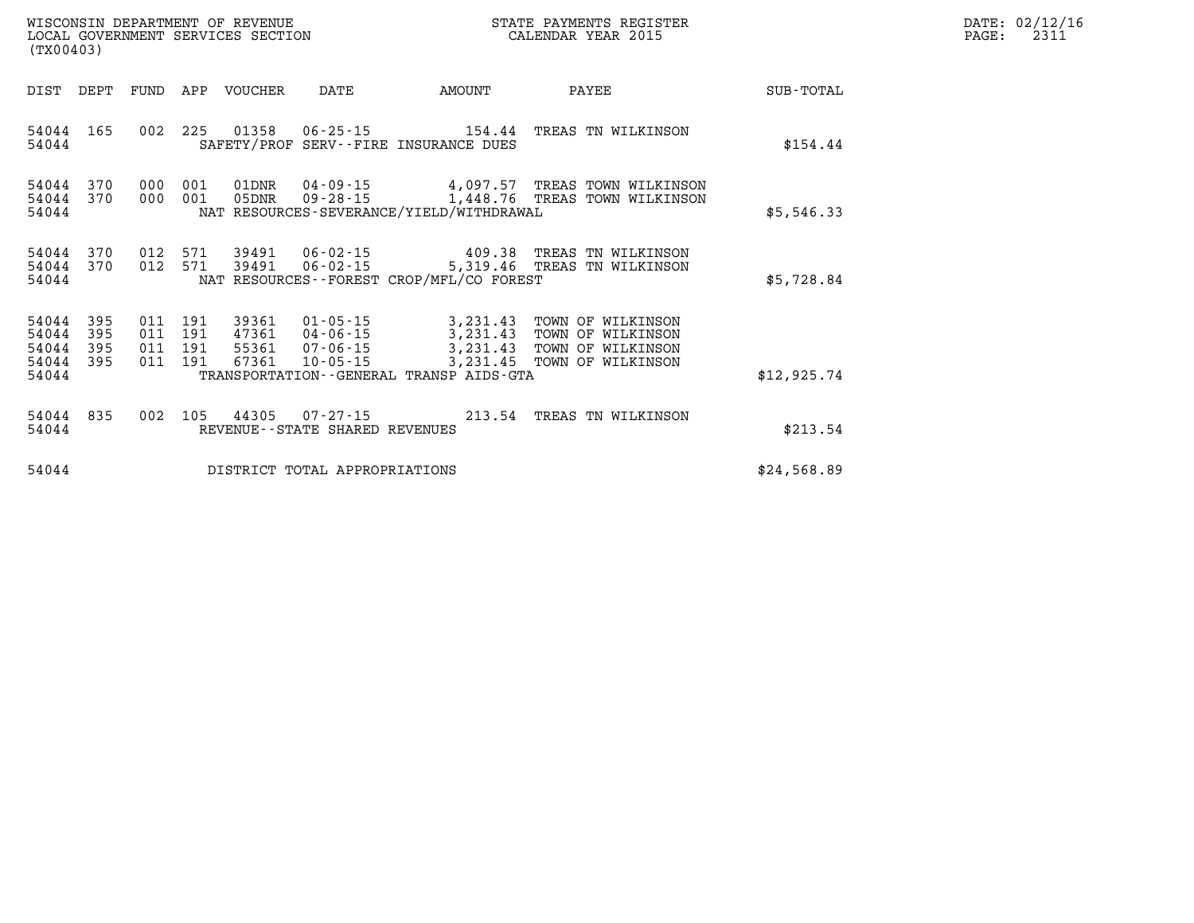WISCONSIN DEPARTMENT OF REVENUE
LOCAL GOVERNMENT SERVICES SECTION
(TX00403)

STATE PAYMENTS REGISTER
CALENDAR YEAR 2015

DATE: 02/12/16
PAGE: 2311

| DIST | DEPT | FUND | APP | VOUCHER | DATE | AMOUNT | PAYEE | SUB-TOTAL |
|---|---|---|---|---|---|---|---|---|
| 54044 | 165 | 002 | 225 | 01358 | 06-25-15 | 154.44 | TREAS TN WILKINSON | |
| 54044 | | | | SAFETY/PROF SERV--FIRE INSURANCE DUES | | | | $154.44 |
| 54044 | 370 | 000 | 001 | 01DNR | 04-09-15 | 4,097.57 | TREAS TOWN WILKINSON | |
| 54044 | 370 | 000 | 001 | 05DNR | 09-28-15 | 1,448.76 | TREAS TOWN WILKINSON | |
| 54044 | | | | NAT RESOURCES-SEVERANCE/YIELD/WITHDRAWAL | | | | $5,546.33 |
| 54044 | 370 | 012 | 571 | 39491 | 06-02-15 | 409.38 | TREAS TN WILKINSON | |
| 54044 | 370 | 012 | 571 | 39491 | 06-02-15 | 5,319.46 | TREAS TN WILKINSON | |
| 54044 | | | | NAT RESOURCES--FOREST CROP/MFL/CO FOREST | | | | $5,728.84 |
| 54044 | 395 | 011 | 191 | 39361 | 01-05-15 | 3,231.43 | TOWN OF WILKINSON | |
| 54044 | 395 | 011 | 191 | 47361 | 04-06-15 | 3,231.43 | TOWN OF WILKINSON | |
| 54044 | 395 | 011 | 191 | 55361 | 07-06-15 | 3,231.43 | TOWN OF WILKINSON | |
| 54044 | 395 | 011 | 191 | 67361 | 10-05-15 | 3,231.45 | TOWN OF WILKINSON | |
| 54044 | | | | TRANSPORTATION--GENERAL TRANSP AIDS-GTA | | | | $12,925.74 |
| 54044 | 835 | 002 | 105 | 44305 | 07-27-15 | 213.54 | TREAS TN WILKINSON | |
| 54044 | | | | REVENUE--STATE SHARED REVENUES | | | | $213.54 |
| 54044 | | | | DISTRICT TOTAL APPROPRIATIONS | | | | $24,568.89 |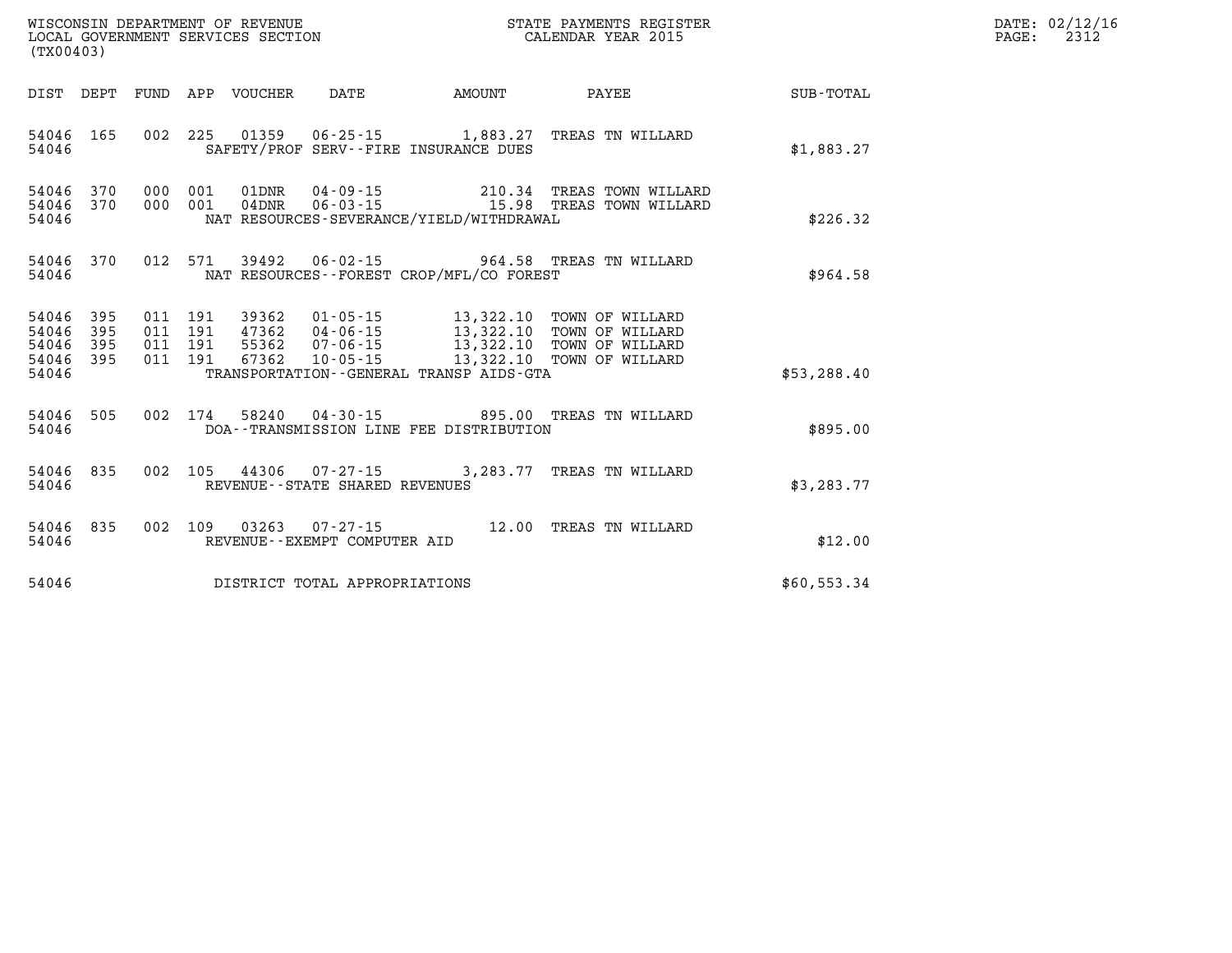WISCONSIN DEPARTMENT OF REVENUE
LOCAL GOVERNMENT SERVICES SECTION
(TX00403)

STATE PAYMENTS REGISTER
CALENDAR YEAR 2015

| DIST | DEPT | FUND | APP | VOUCHER | DATE | AMOUNT | PAYEE | SUB-TOTAL |
|---|---|---|---|---|---|---|---|---|
| 54046 | 165 | 002 | 225 | 01359 | 06-25-15 | 1,883.27 | TREAS TN WILLARD | |
| 54046 | | | | | SAFETY/PROF SERV--FIRE INSURANCE DUES | | | $1,883.27 |
| 54046 | 370 | 000 | 001 | 01DNR | 04-09-15 | 210.34 | TREAS TOWN WILLARD | |
| 54046 | 370 | 000 | 001 | 04DNR | 06-03-15 | 15.98 | TREAS TOWN WILLARD | |
| 54046 | | | | | NAT RESOURCES-SEVERANCE/YIELD/WITHDRAWAL | | | $226.32 |
| 54046 | 370 | 012 | 571 | 39492 | 06-02-15 | 964.58 | TREAS TN WILLARD | |
| 54046 | | | | | NAT RESOURCES--FOREST CROP/MFL/CO FOREST | | | $964.58 |
| 54046 | 395 | 011 | 191 | 39362 | 01-05-15 | 13,322.10 | TOWN OF WILLARD | |
| 54046 | 395 | 011 | 191 | 47362 | 04-06-15 | 13,322.10 | TOWN OF WILLARD | |
| 54046 | 395 | 011 | 191 | 55362 | 07-06-15 | 13,322.10 | TOWN OF WILLARD | |
| 54046 | 395 | 011 | 191 | 67362 | 10-05-15 | 13,322.10 | TOWN OF WILLARD | |
| 54046 | | | | | TRANSPORTATION--GENERAL TRANSP AIDS-GTA | | | $53,288.40 |
| 54046 | 505 | 002 | 174 | 58240 | 04-30-15 | 895.00 | TREAS TN WILLARD | |
| 54046 | | | | | DOA--TRANSMISSION LINE FEE DISTRIBUTION | | | $895.00 |
| 54046 | 835 | 002 | 105 | 44306 | 07-27-15 | 3,283.77 | TREAS TN WILLARD | |
| 54046 | | | | | REVENUE--STATE SHARED REVENUES | | | $3,283.77 |
| 54046 | 835 | 002 | 109 | 03263 | 07-27-15 | 12.00 | TREAS TN WILLARD | |
| 54046 | | | | | REVENUE--EXEMPT COMPUTER AID | | | $12.00 |
| 54046 | | | | | DISTRICT TOTAL APPROPRIATIONS | | | $60,553.34 |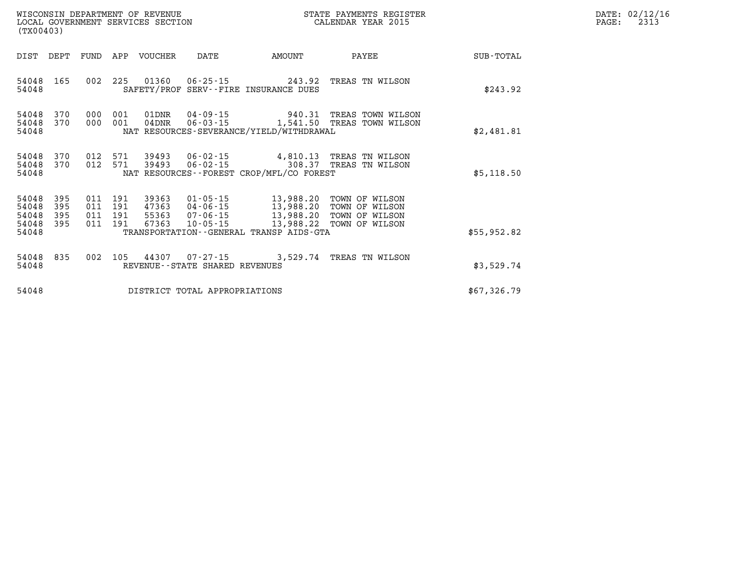WISCONSIN DEPARTMENT OF REVENUE
LOCAL GOVERNMENT SERVICES SECTION
(TX00403)

STATE PAYMENTS REGISTER
CALENDAR YEAR 2015

DATE: 02/12/16

| DIST | DEPT | FUND | APP | VOUCHER | DATE | AMOUNT | PAYEE | SUB-TOTAL |
|---|---|---|---|---|---|---|---|---|
| 54048 | 165 | 002 | 225 | 01360 | 06-25-15 | 243.92 | TREAS TN WILSON | |
| 54048 | | | | | SAFETY/PROF SERV--FIRE INSURANCE DUES | | | $243.92 |
| 54048 | 370 | 000 | 001 | 01DNR | 04-09-15 | 940.31 | TREAS TOWN WILSON | |
| 54048 | 370 | 000 | 001 | 04DNR | 06-03-15 | 1,541.50 | TREAS TOWN WILSON | |
| 54048 | | | | | NAT RESOURCES-SEVERANCE/YIELD/WITHDRAWAL | | | $2,481.81 |
| 54048 | 370 | 012 | 571 | 39493 | 06-02-15 | 4,810.13 | TREAS TN WILSON | |
| 54048 | 370 | 012 | 571 | 39493 | 06-02-15 | 308.37 | TREAS TN WILSON | |
| 54048 | | | | | NAT RESOURCES--FOREST CROP/MFL/CO FOREST | | | $5,118.50 |
| 54048 | 395 | 011 | 191 | 39363 | 01-05-15 | 13,988.20 | TOWN OF WILSON | |
| 54048 | 395 | 011 | 191 | 47363 | 04-06-15 | 13,988.20 | TOWN OF WILSON | |
| 54048 | 395 | 011 | 191 | 55363 | 07-06-15 | 13,988.20 | TOWN OF WILSON | |
| 54048 | 395 | 011 | 191 | 67363 | 10-05-15 | 13,988.22 | TOWN OF WILSON | |
| 54048 | | | | | TRANSPORTATION--GENERAL TRANSP AIDS-GTA | | | $55,952.82 |
| 54048 | 835 | 002 | 105 | 44307 | 07-27-15 | 3,529.74 | TREAS TN WILSON | |
| 54048 | | | | | REVENUE--STATE SHARED REVENUES | | | $3,529.74 |
| 54048 | | | | | DISTRICT TOTAL APPROPRIATIONS | | | $67,326.79 |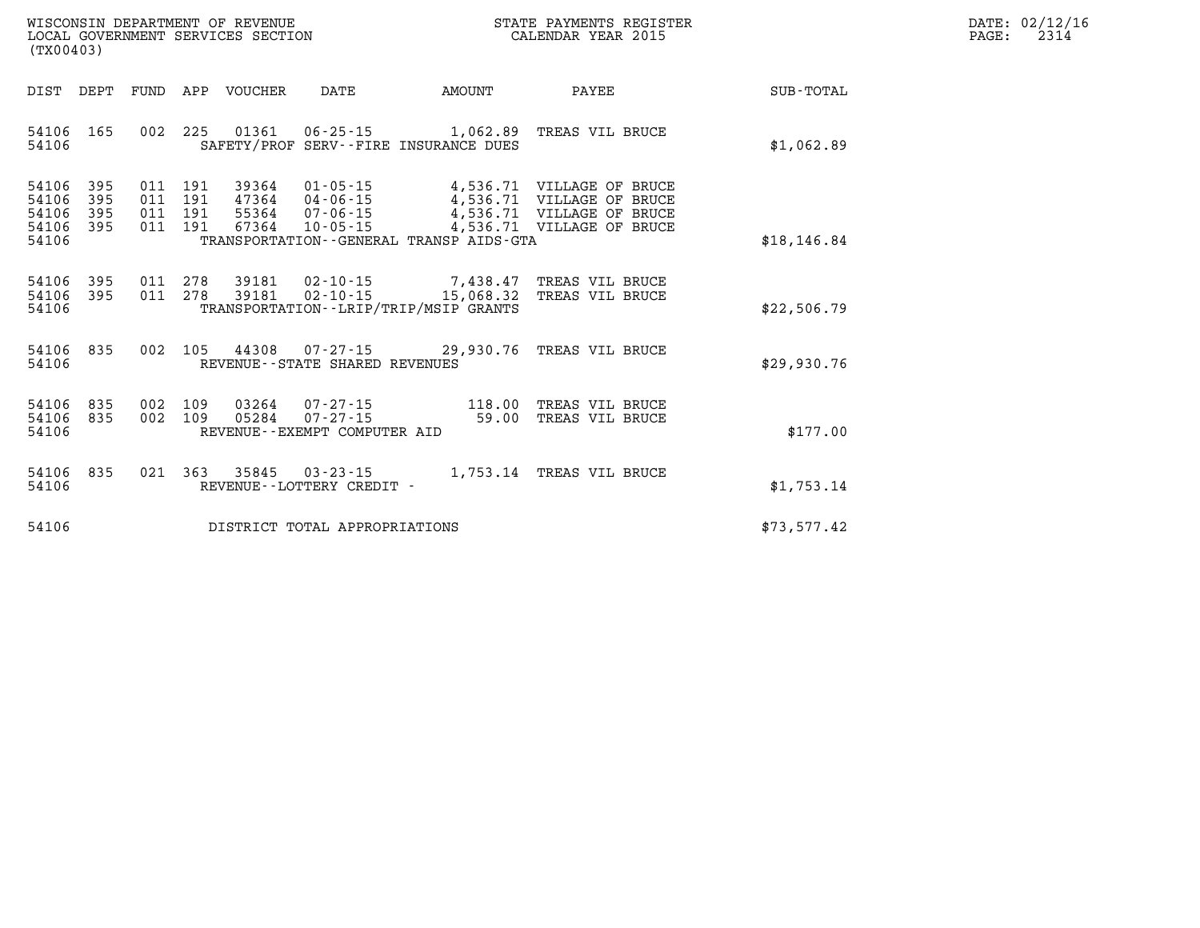WISCONSIN DEPARTMENT OF REVENUE
LOCAL GOVERNMENT SERVICES SECTION
(TX00403)

STATE PAYMENTS REGISTER
CALENDAR YEAR 2015

DATE: 02/12/16

| DIST | DEPT | FUND | APP | VOUCHER | DATE | AMOUNT | PAYEE | SUB-TOTAL |
|---|---|---|---|---|---|---|---|---|
| 54106 | 165 | 002 | 225 | 01361 | 06-25-15 | 1,062.89 | TREAS VIL BRUCE | |
| 54106 | | | | | SAFETY/PROF SERV--FIRE INSURANCE DUES | | | $1,062.89 |
| 54106 | 395 | 011 | 191 | 39364 | 01-05-15 | 4,536.71 | VILLAGE OF BRUCE | |
| 54106 | 395 | 011 | 191 | 47364 | 04-06-15 | 4,536.71 | VILLAGE OF BRUCE | |
| 54106 | 395 | 011 | 191 | 55364 | 07-06-15 | 4,536.71 | VILLAGE OF BRUCE | |
| 54106 | 395 | 011 | 191 | 67364 | 10-05-15 | 4,536.71 | VILLAGE OF BRUCE | |
| 54106 | | | | | TRANSPORTATION--GENERAL TRANSP AIDS-GTA | | | $18,146.84 |
| 54106 | 395 | 011 | 278 | 39181 | 02-10-15 | 7,438.47 | TREAS VIL BRUCE | |
| 54106 | 395 | 011 | 278 | 39181 | 02-10-15 | 15,068.32 | TREAS VIL BRUCE | |
| 54106 | | | | | TRANSPORTATION--LRIP/TRIP/MSIP GRANTS | | | $22,506.79 |
| 54106 | 835 | 002 | 105 | 44308 | 07-27-15 | 29,930.76 | TREAS VIL BRUCE | |
| 54106 | | | | | REVENUE--STATE SHARED REVENUES | | | $29,930.76 |
| 54106 | 835 | 002 | 109 | 03264 | 07-27-15 | 118.00 | TREAS VIL BRUCE | |
| 54106 | 835 | 002 | 109 | 05284 | 07-27-15 | 59.00 | TREAS VIL BRUCE | |
| 54106 | | | | | REVENUE--EXEMPT COMPUTER AID | | | $177.00 |
| 54106 | 835 | 021 | 363 | 35845 | 03-23-15 | 1,753.14 | TREAS VIL BRUCE | |
| 54106 | | | | | REVENUE--LOTTERY CREDIT - | | | $1,753.14 |
| 54106 | | | | | DISTRICT TOTAL APPROPRIATIONS | | | $73,577.42 |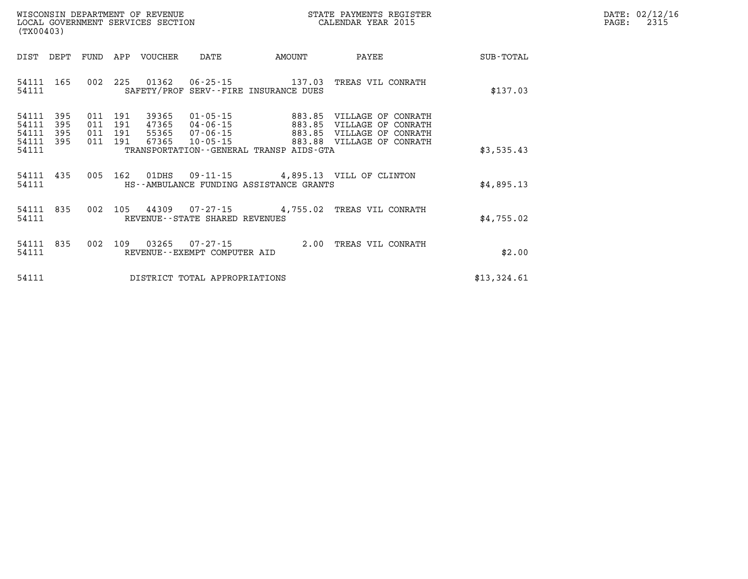WISCONSIN DEPARTMENT OF REVENUE
LOCAL GOVERNMENT SERVICES SECTION
(TX00403)

STATE PAYMENTS REGISTER
CALENDAR YEAR 2015

DATE: 02/12/16

| DIST | DEPT | FUND | APP | VOUCHER | DATE | AMOUNT | PAYEE | SUB-TOTAL |
|---|---|---|---|---|---|---|---|---|
| 54111 | 165 | 002 | 225 | 01362 | 06-25-15 | 137.03 | TREAS VIL CONRATH | |
| 54111 | | | | SAFETY/PROF SERV--FIRE INSURANCE DUES | | | | $137.03 |
| 54111 | 395 | 011 | 191 | 39365 | 01-05-15 | 883.85 | VILLAGE OF CONRATH | |
| 54111 | 395 | 011 | 191 | 47365 | 04-06-15 | 883.85 | VILLAGE OF CONRATH | |
| 54111 | 395 | 011 | 191 | 55365 | 07-06-15 | 883.85 | VILLAGE OF CONRATH | |
| 54111 | 395 | 011 | 191 | 67365 | 10-05-15 | 883.88 | VILLAGE OF CONRATH | |
| 54111 | | | | TRANSPORTATION--GENERAL TRANSP AIDS-GTA | | | | $3,535.43 |
| 54111 | 435 | 005 | 162 | 01DHS | 09-11-15 | 4,895.13 | VILL OF CLINTON | |
| 54111 | | | | HS--AMBULANCE FUNDING ASSISTANCE GRANTS | | | | $4,895.13 |
| 54111 | 835 | 002 | 105 | 44309 | 07-27-15 | 4,755.02 | TREAS VIL CONRATH | |
| 54111 | | | | REVENUE--STATE SHARED REVENUES | | | | $4,755.02 |
| 54111 | 835 | 002 | 109 | 03265 | 07-27-15 | 2.00 | TREAS VIL CONRATH | |
| 54111 | | | | REVENUE--EXEMPT COMPUTER AID | | | | $2.00 |
| 54111 | | | | DISTRICT TOTAL APPROPRIATIONS | | | | $13,324.61 |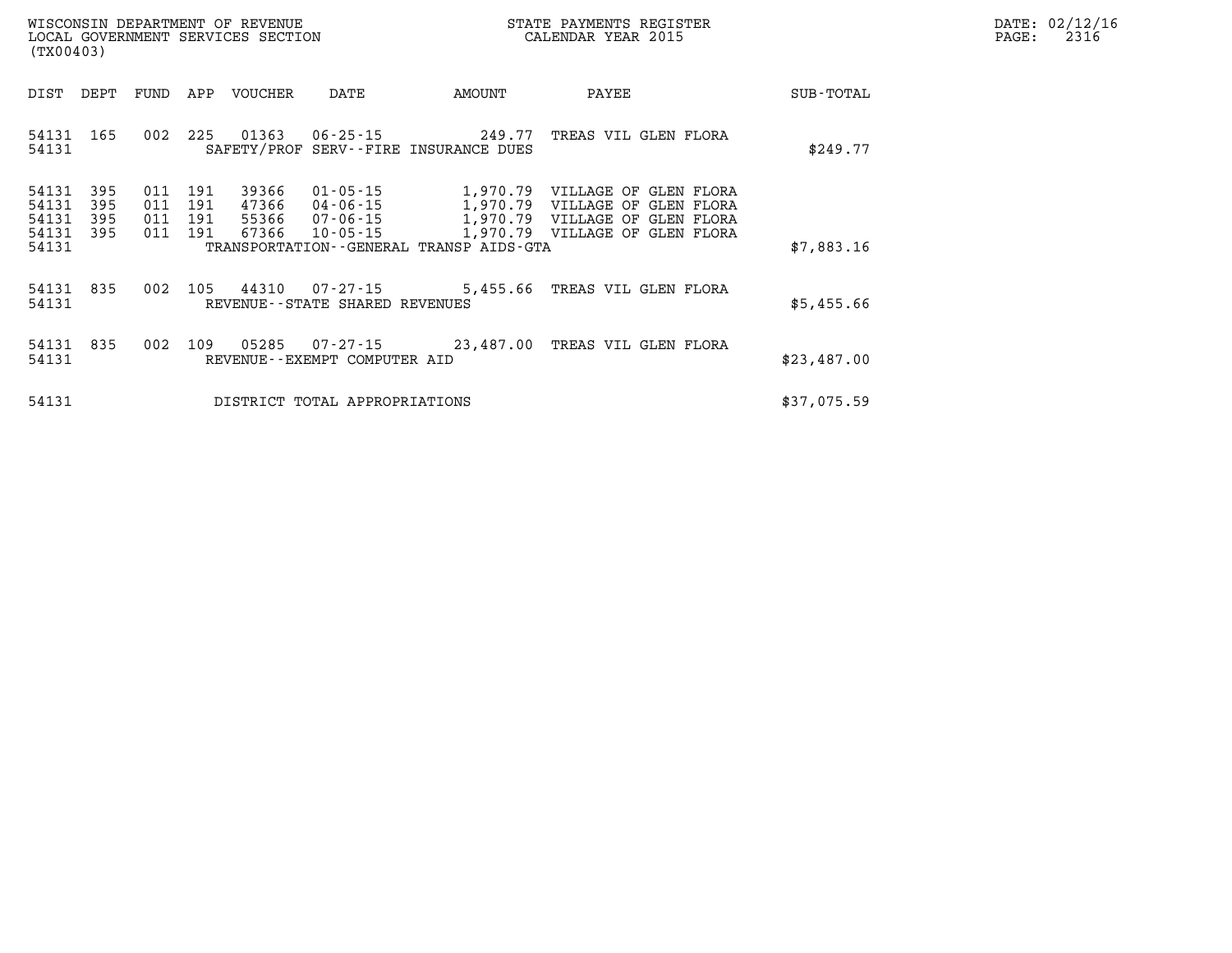WISCONSIN DEPARTMENT OF REVENUE
LOCAL GOVERNMENT SERVICES SECTION
(TX00403)

STATE PAYMENTS REGISTER
CALENDAR YEAR 2015

DATE: 02/12/16

| DIST | DEPT | FUND | APP | VOUCHER | DATE | AMOUNT | PAYEE | SUB-TOTAL |
|---|---|---|---|---|---|---|---|---|
| 54131 | 165 | 002 | 225 | 01363 | 06-25-15 | 249.77 | TREAS VIL GLEN FLORA | |
| 54131 | | | | SAFETY/PROF SERV--FIRE INSURANCE DUES | | | | $249.77 |
| 54131 | 395 | 011 | 191 | 39366 | 01-05-15 | 1,970.79 | VILLAGE OF GLEN FLORA | |
| 54131 | 395 | 011 | 191 | 47366 | 04-06-15 | 1,970.79 | VILLAGE OF GLEN FLORA | |
| 54131 | 395 | 011 | 191 | 55366 | 07-06-15 | 1,970.79 | VILLAGE OF GLEN FLORA | |
| 54131 | 395 | 011 | 191 | 67366 | 10-05-15 | 1,970.79 | VILLAGE OF GLEN FLORA | |
| 54131 | | | | TRANSPORTATION--GENERAL TRANSP AIDS-GTA | | | | $7,883.16 |
| 54131 | 835 | 002 | 105 | 44310 | 07-27-15 | 5,455.66 | TREAS VIL GLEN FLORA | |
| 54131 | | | | REVENUE--STATE SHARED REVENUES | | | | $5,455.66 |
| 54131 | 835 | 002 | 109 | 05285 | 07-27-15 | 23,487.00 | TREAS VIL GLEN FLORA | |
| 54131 | | | | REVENUE--EXEMPT COMPUTER AID | | | | $23,487.00 |
| 54131 | | | | DISTRICT TOTAL APPROPRIATIONS | | | | $37,075.59 |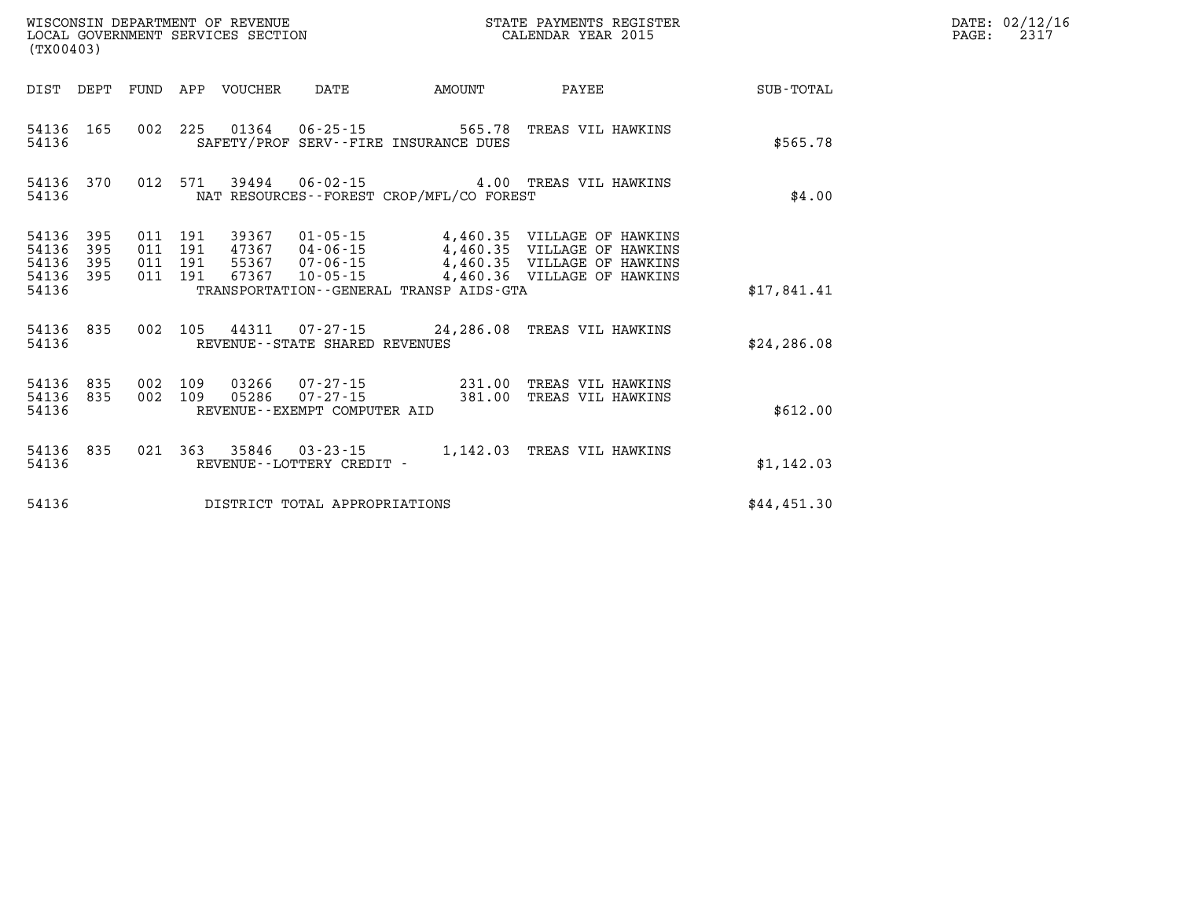WISCONSIN DEPARTMENT OF REVENUE
LOCAL GOVERNMENT SERVICES SECTION
(TX00403)

STATE PAYMENTS REGISTER
CALENDAR YEAR 2015

DATE: 02/12/16
PAGE: 2317

| DIST | DEPT | FUND | APP | VOUCHER | DATE | AMOUNT | PAYEE | SUB-TOTAL |
|---|---|---|---|---|---|---|---|---|
| 54136 | 165 | 002 | 225 | 01364 | 06-25-15 | 565.78 | TREAS VIL HAWKINS | |
| 54136 | | | | SAFETY/PROF SERV--FIRE INSURANCE DUES | | | | $565.78 |
| 54136 | 370 | 012 | 571 | 39494 | 06-02-15 | 4.00 | TREAS VIL HAWKINS | |
| 54136 | | | | NAT RESOURCES--FOREST CROP/MFL/CO FOREST | | | | $4.00 |
| 54136 | 395 | 011 | 191 | 39367 | 01-05-15 | 4,460.35 | VILLAGE OF HAWKINS | |
| 54136 | 395 | 011 | 191 | 47367 | 04-06-15 | 4,460.35 | VILLAGE OF HAWKINS | |
| 54136 | 395 | 011 | 191 | 55367 | 07-06-15 | 4,460.35 | VILLAGE OF HAWKINS | |
| 54136 | 395 | 011 | 191 | 67367 | 10-05-15 | 4,460.36 | VILLAGE OF HAWKINS | |
| 54136 | | | | TRANSPORTATION--GENERAL TRANSP AIDS-GTA | | | | $17,841.41 |
| 54136 | 835 | 002 | 105 | 44311 | 07-27-15 | 24,286.08 | TREAS VIL HAWKINS | |
| 54136 | | | | REVENUE--STATE SHARED REVENUES | | | | $24,286.08 |
| 54136 | 835 | 002 | 109 | 03266 | 07-27-15 | 231.00 | TREAS VIL HAWKINS | |
| 54136 | 835 | 002 | 109 | 05286 | 07-27-15 | 381.00 | TREAS VIL HAWKINS | |
| 54136 | | | | REVENUE--EXEMPT COMPUTER AID | | | | $612.00 |
| 54136 | 835 | 021 | 363 | 35846 | 03-23-15 | 1,142.03 | TREAS VIL HAWKINS | |
| 54136 | | | | REVENUE--LOTTERY CREDIT - | | | | $1,142.03 |
| 54136 | | | | DISTRICT TOTAL APPROPRIATIONS | | | | $44,451.30 |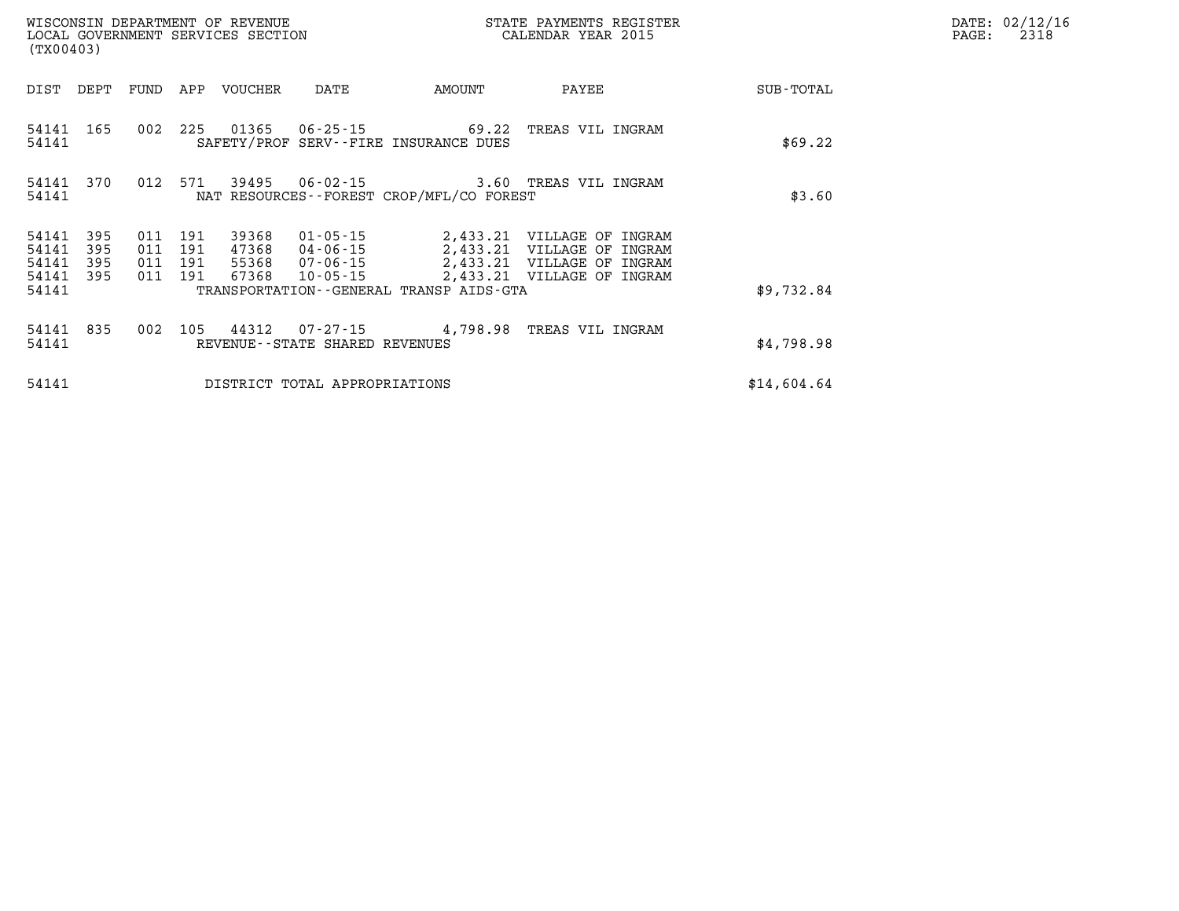WISCONSIN DEPARTMENT OF REVENUE
LOCAL GOVERNMENT SERVICES SECTION
(TX00403)

STATE PAYMENTS REGISTER
CALENDAR YEAR 2015

DATE: 02/12/16

| DIST | DEPT | FUND | APP | VOUCHER | DATE | AMOUNT | PAYEE | SUB-TOTAL |
|---|---|---|---|---|---|---|---|---|
| 54141 | 165 | 002 | 225 | 01365 | 06-25-15 | 69.22 | TREAS VIL INGRAM | |
| 54141 | | | | SAFETY/PROF SERV--FIRE INSURANCE DUES | | | | $69.22 |
| 54141 | 370 | 012 | 571 | 39495 | 06-02-15 | 3.60 | TREAS VIL INGRAM | |
| 54141 | | | | NAT RESOURCES--FOREST CROP/MFL/CO FOREST | | | | $3.60 |
| 54141 | 395 | 011 | 191 | 39368 | 01-05-15 | 2,433.21 | VILLAGE OF INGRAM | |
| 54141 | 395 | 011 | 191 | 47368 | 04-06-15 | 2,433.21 | VILLAGE OF INGRAM | |
| 54141 | 395 | 011 | 191 | 55368 | 07-06-15 | 2,433.21 | VILLAGE OF INGRAM | |
| 54141 | 395 | 011 | 191 | 67368 | 10-05-15 | 2,433.21 | VILLAGE OF INGRAM | |
| 54141 | | | | TRANSPORTATION--GENERAL TRANSP AIDS-GTA | | | | $9,732.84 |
| 54141 | 835 | 002 | 105 | 44312 | 07-27-15 | 4,798.98 | TREAS VIL INGRAM | |
| 54141 | | | | REVENUE--STATE SHARED REVENUES | | | | $4,798.98 |
| 54141 | | | | DISTRICT TOTAL APPROPRIATIONS | | | | $14,604.64 |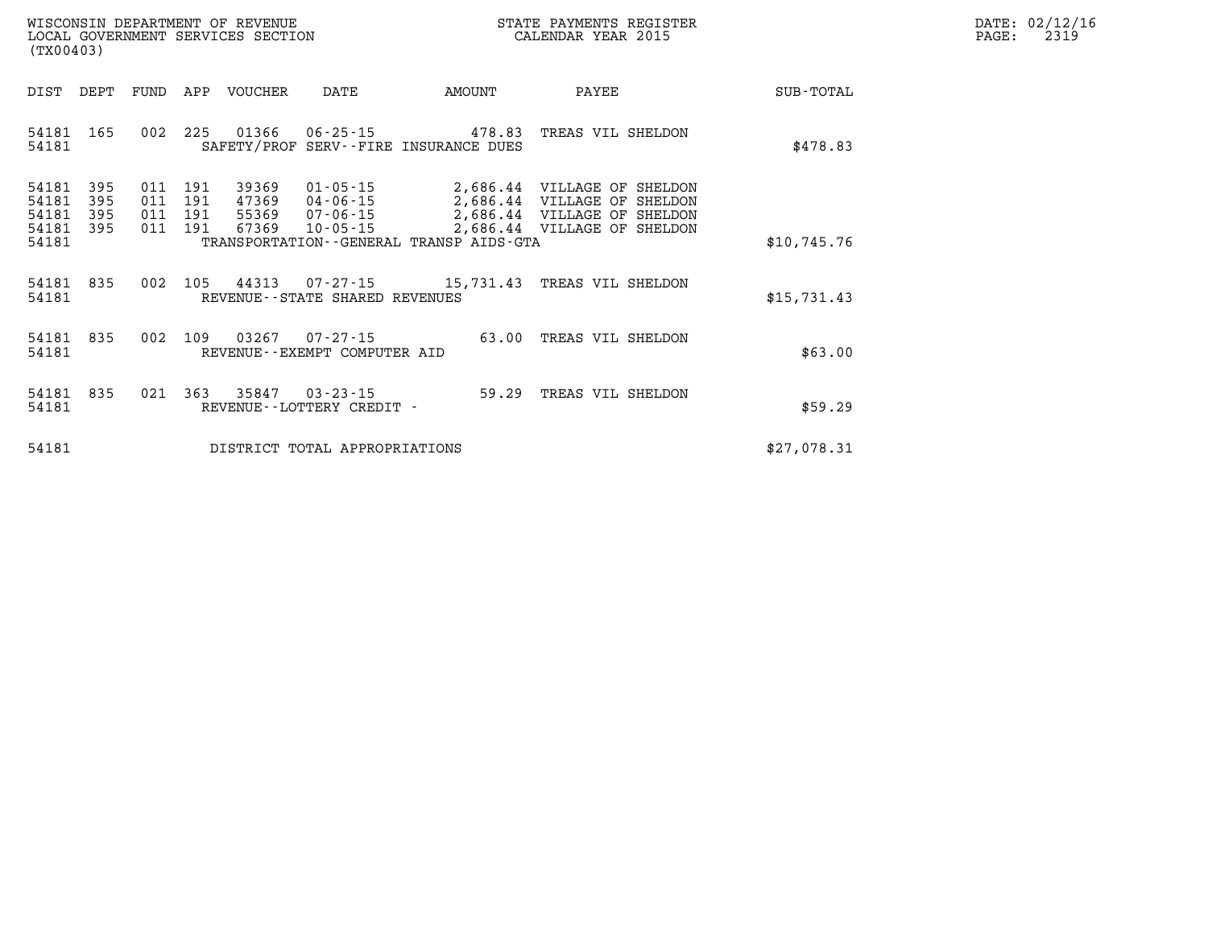WISCONSIN DEPARTMENT OF REVENUE
LOCAL GOVERNMENT SERVICES SECTION
(TX00403)

STATE PAYMENTS REGISTER
CALENDAR YEAR 2015

DATE: 02/12/16

| DIST | DEPT | FUND | APP | VOUCHER | DATE | AMOUNT | PAYEE | SUB-TOTAL |
|---|---|---|---|---|---|---|---|---|
| 54181 | 165 | 002 | 225 | 01366 | 06-25-15 | 478.83 | TREAS VIL SHELDON | |
| 54181 | | | | SAFETY/PROF SERV--FIRE INSURANCE DUES | | | | $478.83 |
| 54181 | 395 | 011 | 191 | 39369 | 01-05-15 | 2,686.44 | VILLAGE OF SHELDON | |
| 54181 | 395 | 011 | 191 | 47369 | 04-06-15 | 2,686.44 | VILLAGE OF SHELDON | |
| 54181 | 395 | 011 | 191 | 55369 | 07-06-15 | 2,686.44 | VILLAGE OF SHELDON | |
| 54181 | 395 | 011 | 191 | 67369 | 10-05-15 | 2,686.44 | VILLAGE OF SHELDON | |
| 54181 | | | | TRANSPORTATION--GENERAL TRANSP AIDS-GTA | | | | $10,745.76 |
| 54181 | 835 | 002 | 105 | 44313 | 07-27-15 | 15,731.43 | TREAS VIL SHELDON | |
| 54181 | | | | REVENUE--STATE SHARED REVENUES | | | | $15,731.43 |
| 54181 | 835 | 002 | 109 | 03267 | 07-27-15 | 63.00 | TREAS VIL SHELDON | |
| 54181 | | | | REVENUE--EXEMPT COMPUTER AID | | | | $63.00 |
| 54181 | 835 | 021 | 363 | 35847 | 03-23-15 | 59.29 | TREAS VIL SHELDON | |
| 54181 | | | | REVENUE--LOTTERY CREDIT - | | | | $59.29 |
| 54181 | | | | DISTRICT TOTAL APPROPRIATIONS | | | | $27,078.31 |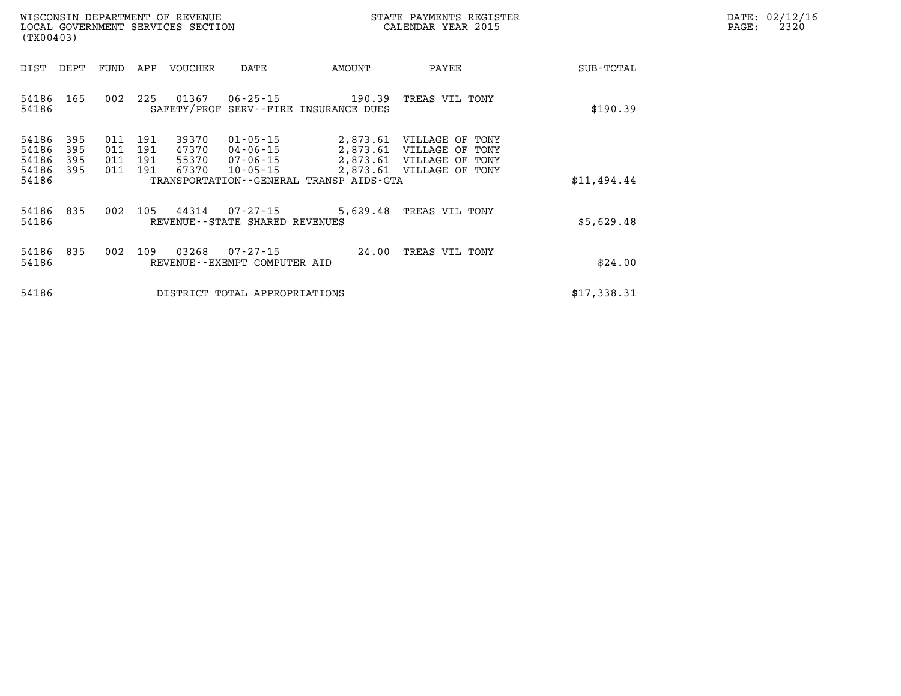WISCONSIN DEPARTMENT OF REVENUE
LOCAL GOVERNMENT SERVICES SECTION
(TX00403)

STATE PAYMENTS REGISTER
CALENDAR YEAR 2015

DATE: 02/12/16

| DIST | DEPT | FUND | APP | VOUCHER | DATE | AMOUNT | PAYEE | SUB-TOTAL |
|---|---|---|---|---|---|---|---|---|
| 54186 | 165 | 002 | 225 | 01367 | 06-25-15 | 190.39 | TREAS VIL TONY | |
| 54186 | | | | SAFETY/PROF SERV--FIRE INSURANCE DUES | | | | $190.39 |
| 54186 | 395 | 011 | 191 | 39370 | 01-05-15 | 2,873.61 | VILLAGE OF TONY | |
| 54186 | 395 | 011 | 191 | 47370 | 04-06-15 | 2,873.61 | VILLAGE OF TONY | |
| 54186 | 395 | 011 | 191 | 55370 | 07-06-15 | 2,873.61 | VILLAGE OF TONY | |
| 54186 | 395 | 011 | 191 | 67370 | 10-05-15 | 2,873.61 | VILLAGE OF TONY | |
| 54186 | | | | TRANSPORTATION--GENERAL TRANSP AIDS-GTA | | | | $11,494.44 |
| 54186 | 835 | 002 | 105 | 44314 | 07-27-15 | 5,629.48 | TREAS VIL TONY | |
| 54186 | | | | REVENUE--STATE SHARED REVENUES | | | | $5,629.48 |
| 54186 | 835 | 002 | 109 | 03268 | 07-27-15 | 24.00 | TREAS VIL TONY | |
| 54186 | | | | REVENUE--EXEMPT COMPUTER AID | | | | $24.00 |
| 54186 | | | | DISTRICT TOTAL APPROPRIATIONS | | | | $17,338.31 |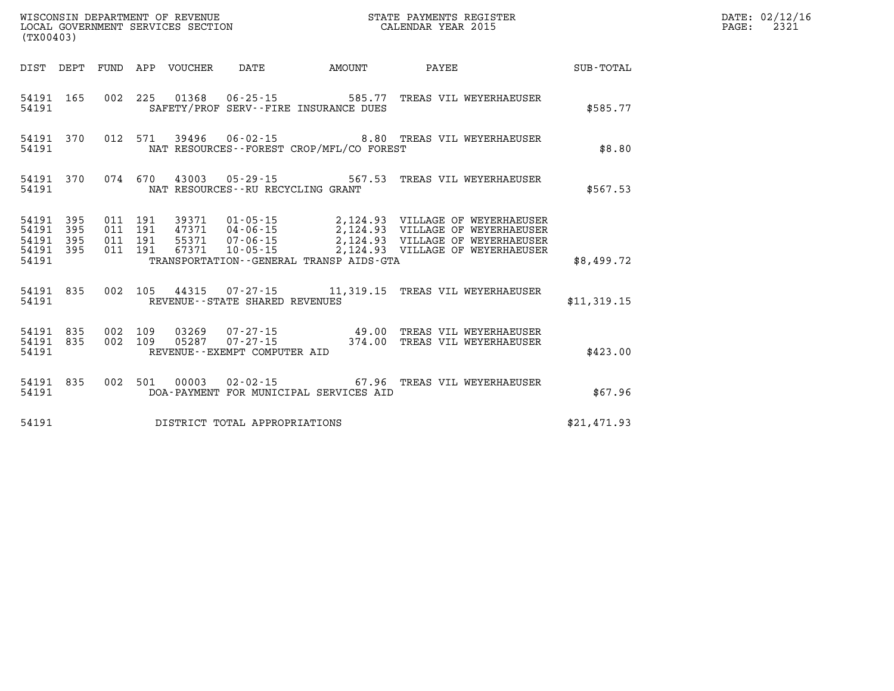WISCONSIN DEPARTMENT OF REVENUE
LOCAL GOVERNMENT SERVICES SECTION
(TX00403)

STATE PAYMENTS REGISTER
CALENDAR YEAR 2015

DATE: 02/12/16

| DIST | DEPT | FUND | APP | VOUCHER | DATE | AMOUNT | PAYEE | SUB-TOTAL |
|---|---|---|---|---|---|---|---|---|
| 54191 | 165 | 002 | 225 | 01368 | 06-25-15 | 585.77 | TREAS VIL WEYERHAEUSER | |
| 54191 | | | | SAFETY/PROF SERV--FIRE INSURANCE DUES | | | | $585.77 |
| 54191 | 370 | 012 | 571 | 39496 | 06-02-15 | 8.80 | TREAS VIL WEYERHAEUSER | |
| 54191 | | | | NAT RESOURCES--FOREST CROP/MFL/CO FOREST | | | | $8.80 |
| 54191 | 370 | 074 | 670 | 43003 | 05-29-15 | 567.53 | TREAS VIL WEYERHAEUSER | |
| 54191 | | | | NAT RESOURCES--RU RECYCLING GRANT | | | | $567.53 |
| 54191 | 395 | 011 | 191 | 39371 | 01-05-15 | 2,124.93 | VILLAGE OF WEYERHAEUSER | |
| 54191 | 395 | 011 | 191 | 47371 | 04-06-15 | 2,124.93 | VILLAGE OF WEYERHAEUSER | |
| 54191 | 395 | 011 | 191 | 55371 | 07-06-15 | 2,124.93 | VILLAGE OF WEYERHAEUSER | |
| 54191 | 395 | 011 | 191 | 67371 | 10-05-15 | 2,124.93 | VILLAGE OF WEYERHAEUSER | |
| 54191 | | | | TRANSPORTATION--GENERAL TRANSP AIDS-GTA | | | | $8,499.72 |
| 54191 | 835 | 002 | 105 | 44315 | 07-27-15 | 11,319.15 | TREAS VIL WEYERHAEUSER | |
| 54191 | | | | REVENUE--STATE SHARED REVENUES | | | | $11,319.15 |
| 54191 | 835 | 002 | 109 | 03269 | 07-27-15 | 49.00 | TREAS VIL WEYERHAEUSER | |
| 54191 | 835 | 002 | 109 | 05287 | 07-27-15 | 374.00 | TREAS VIL WEYERHAEUSER | |
| 54191 | | | | REVENUE--EXEMPT COMPUTER AID | | | | $423.00 |
| 54191 | 835 | 002 | 501 | 00003 | 02-02-15 | 67.96 | TREAS VIL WEYERHAEUSER | |
| 54191 | | | | DOA-PAYMENT FOR MUNICIPAL SERVICES AID | | | | $67.96 |
| 54191 | | | | DISTRICT TOTAL APPROPRIATIONS | | | | $21,471.93 |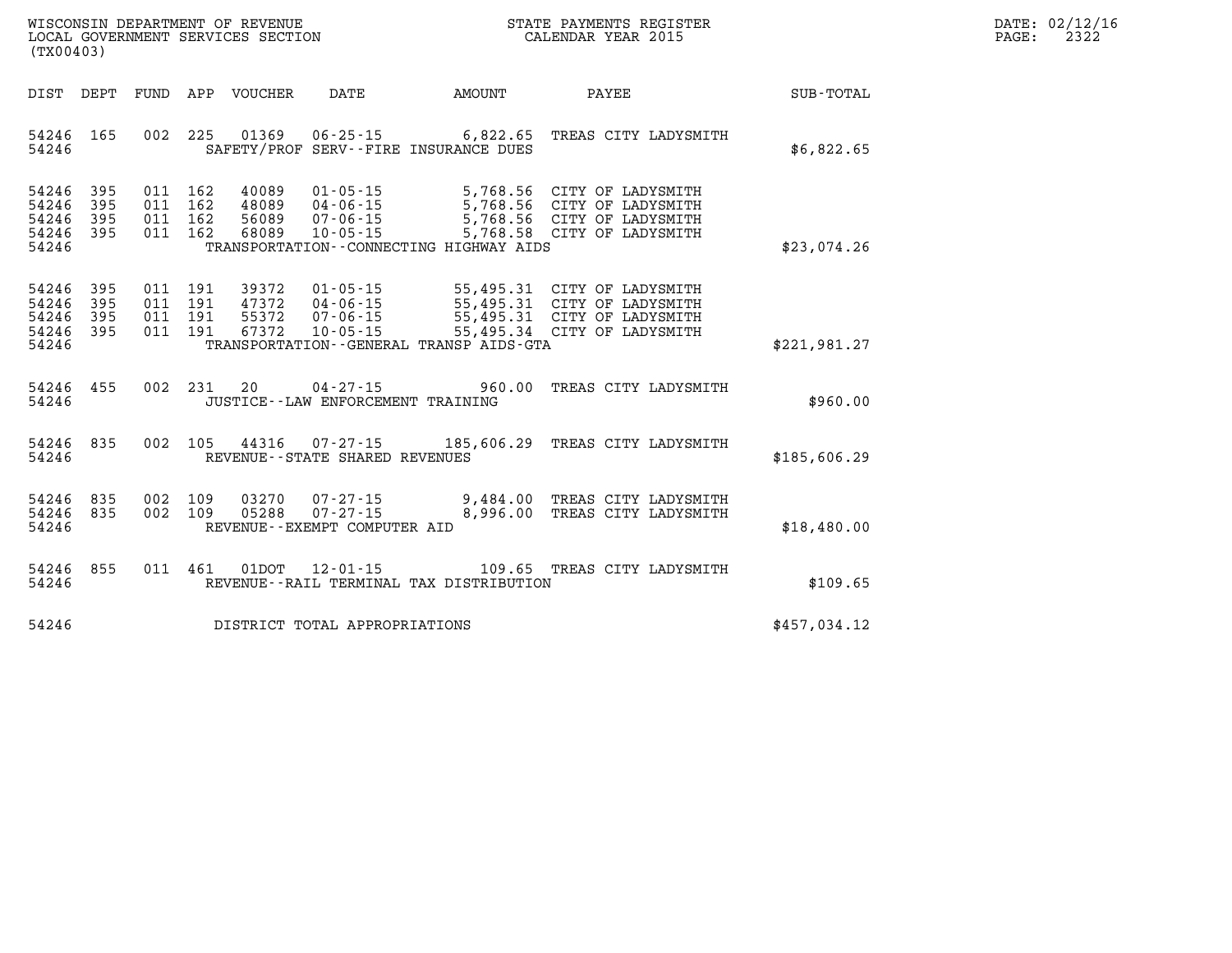WISCONSIN DEPARTMENT OF REVENUE
LOCAL GOVERNMENT SERVICES SECTION
(TX00403)

STATE PAYMENTS REGISTER
CALENDAR YEAR 2015

DATE: 02/12/16
PAGE: 2322

| DIST | DEPT | FUND | APP | VOUCHER | DATE | AMOUNT | PAYEE | SUB-TOTAL |
|---|---|---|---|---|---|---|---|---|
| 54246 | 165 | 002 | 225 | 01369 | 06-25-15 | 6,822.65 | TREAS CITY LADYSMITH | |
| 54246 | | | | | SAFETY/PROF SERV--FIRE INSURANCE DUES | | | $6,822.65 |
| 54246 | 395 | 011 | 162 | 40089 | 01-05-15 | 5,768.56 | CITY OF LADYSMITH | |
| 54246 | 395 | 011 | 162 | 48089 | 04-06-15 | 5,768.56 | CITY OF LADYSMITH | |
| 54246 | 395 | 011 | 162 | 56089 | 07-06-15 | 5,768.56 | CITY OF LADYSMITH | |
| 54246 | 395 | 011 | 162 | 68089 | 10-05-15 | 5,768.58 | CITY OF LADYSMITH | |
| 54246 | | | | | TRANSPORTATION--CONNECTING HIGHWAY AIDS | | | $23,074.26 |
| 54246 | 395 | 011 | 191 | 39372 | 01-05-15 | 55,495.31 | CITY OF LADYSMITH | |
| 54246 | 395 | 011 | 191 | 47372 | 04-06-15 | 55,495.31 | CITY OF LADYSMITH | |
| 54246 | 395 | 011 | 191 | 55372 | 07-06-15 | 55,495.31 | CITY OF LADYSMITH | |
| 54246 | 395 | 011 | 191 | 67372 | 10-05-15 | 55,495.34 | CITY OF LADYSMITH | |
| 54246 | | | | | TRANSPORTATION--GENERAL TRANSP AIDS-GTA | | | $221,981.27 |
| 54246 | 455 | 002 | 231 | 20 | 04-27-15 | 960.00 | TREAS CITY LADYSMITH | |
| 54246 | | | | | JUSTICE--LAW ENFORCEMENT TRAINING | | | $960.00 |
| 54246 | 835 | 002 | 105 | 44316 | 07-27-15 | 185,606.29 | TREAS CITY LADYSMITH | |
| 54246 | | | | | REVENUE--STATE SHARED REVENUES | | | $185,606.29 |
| 54246 | 835 | 002 | 109 | 03270 | 07-27-15 | 9,484.00 | TREAS CITY LADYSMITH | |
| 54246 | 835 | 002 | 109 | 05288 | 07-27-15 | 8,996.00 | TREAS CITY LADYSMITH | |
| 54246 | | | | | REVENUE--EXEMPT COMPUTER AID | | | $18,480.00 |
| 54246 | 855 | 011 | 461 | 01DOT | 12-01-15 | 109.65 | TREAS CITY LADYSMITH | |
| 54246 | | | | | REVENUE--RAIL TERMINAL TAX DISTRIBUTION | | | $109.65 |
| 54246 | | | | | DISTRICT TOTAL APPROPRIATIONS | | | $457,034.12 |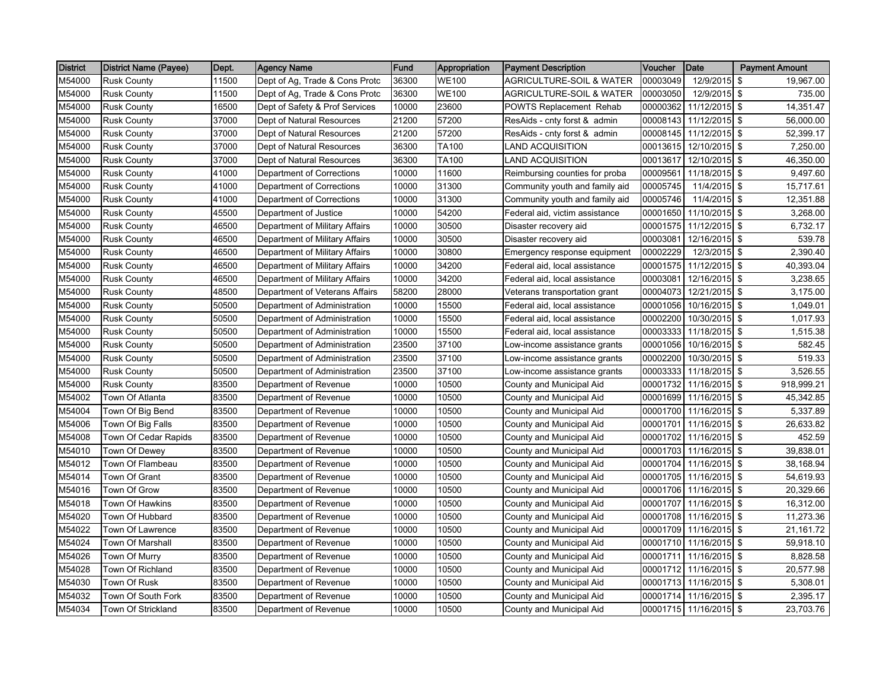| District | District Name (Payee) | Dept. | Agency Name | Fund | Appropriation | Payment Description | Voucher | Date | Payment Amount |
|---|---|---|---|---|---|---|---|---|---|
| M54000 | Rusk County | 11500 | Dept of Ag, Trade & Cons Protc | 36300 | WE100 | AGRICULTURE-SOIL & WATER | 00003049 | 12/9/2015 | $ 19,967.00 |
| M54000 | Rusk County | 11500 | Dept of Ag, Trade & Cons Protc | 36300 | WE100 | AGRICULTURE-SOIL & WATER | 00003050 | 12/9/2015 | $ 735.00 |
| M54000 | Rusk County | 16500 | Dept of Safety & Prof Services | 10000 | 23600 | POWTS Replacement Rehab | 00000362 | 11/12/2015 | $ 14,351.47 |
| M54000 | Rusk County | 37000 | Dept of Natural Resources | 21200 | 57200 | ResAids - cnty forst & admin | 00008143 | 11/12/2015 | $ 56,000.00 |
| M54000 | Rusk County | 37000 | Dept of Natural Resources | 21200 | 57200 | ResAids - cnty forst & admin | 00008145 | 11/12/2015 | $ 52,399.17 |
| M54000 | Rusk County | 37000 | Dept of Natural Resources | 36300 | TA100 | LAND ACQUISITION | 00013615 | 12/10/2015 | $ 7,250.00 |
| M54000 | Rusk County | 37000 | Dept of Natural Resources | 36300 | TA100 | LAND ACQUISITION | 00013617 | 12/10/2015 | $ 46,350.00 |
| M54000 | Rusk County | 41000 | Department of Corrections | 10000 | 11600 | Reimbursing counties for proba | 00009561 | 11/18/2015 | $ 9,497.60 |
| M54000 | Rusk County | 41000 | Department of Corrections | 10000 | 31300 | Community youth and family aid | 00005745 | 11/4/2015 | $ 15,717.61 |
| M54000 | Rusk County | 41000 | Department of Corrections | 10000 | 31300 | Community youth and family aid | 00005746 | 11/4/2015 | $ 12,351.88 |
| M54000 | Rusk County | 45500 | Department of Justice | 10000 | 54200 | Federal aid, victim assistance | 00001650 | 11/10/2015 | $ 3,268.00 |
| M54000 | Rusk County | 46500 | Department of Military Affairs | 10000 | 30500 | Disaster recovery aid | 00001575 | 11/12/2015 | $ 6,732.17 |
| M54000 | Rusk County | 46500 | Department of Military Affairs | 10000 | 30500 | Disaster recovery aid | 00003081 | 12/16/2015 | $ 539.78 |
| M54000 | Rusk County | 46500 | Department of Military Affairs | 10000 | 30800 | Emergency response equipment | 00002229 | 12/3/2015 | $ 2,390.40 |
| M54000 | Rusk County | 46500 | Department of Military Affairs | 10000 | 34200 | Federal aid, local assistance | 00001575 | 11/12/2015 | $ 40,393.04 |
| M54000 | Rusk County | 46500 | Department of Military Affairs | 10000 | 34200 | Federal aid, local assistance | 00003081 | 12/16/2015 | $ 3,238.65 |
| M54000 | Rusk County | 48500 | Department of Veterans Affairs | 58200 | 28000 | Veterans transportation grant | 00004073 | 12/21/2015 | $ 3,175.00 |
| M54000 | Rusk County | 50500 | Department of Administration | 10000 | 15500 | Federal aid, local assistance | 00001056 | 10/16/2015 | $ 1,049.01 |
| M54000 | Rusk County | 50500 | Department of Administration | 10000 | 15500 | Federal aid, local assistance | 00002200 | 10/30/2015 | $ 1,017.93 |
| M54000 | Rusk County | 50500 | Department of Administration | 10000 | 15500 | Federal aid, local assistance | 00003333 | 11/18/2015 | $ 1,515.38 |
| M54000 | Rusk County | 50500 | Department of Administration | 23500 | 37100 | Low-income assistance grants | 00001056 | 10/16/2015 | $ 582.45 |
| M54000 | Rusk County | 50500 | Department of Administration | 23500 | 37100 | Low-income assistance grants | 00002200 | 10/30/2015 | $ 519.33 |
| M54000 | Rusk County | 50500 | Department of Administration | 23500 | 37100 | Low-income assistance grants | 00003333 | 11/18/2015 | $ 3,526.55 |
| M54000 | Rusk County | 83500 | Department of Revenue | 10000 | 10500 | County and Municipal Aid | 00001732 | 11/16/2015 | $ 918,999.21 |
| M54002 | Town Of Atlanta | 83500 | Department of Revenue | 10000 | 10500 | County and Municipal Aid | 00001699 | 11/16/2015 | $ 45,342.85 |
| M54004 | Town Of Big Bend | 83500 | Department of Revenue | 10000 | 10500 | County and Municipal Aid | 00001700 | 11/16/2015 | $ 5,337.89 |
| M54006 | Town Of Big Falls | 83500 | Department of Revenue | 10000 | 10500 | County and Municipal Aid | 00001701 | 11/16/2015 | $ 26,633.82 |
| M54008 | Town Of Cedar Rapids | 83500 | Department of Revenue | 10000 | 10500 | County and Municipal Aid | 00001702 | 11/16/2015 | $ 452.59 |
| M54010 | Town Of Dewey | 83500 | Department of Revenue | 10000 | 10500 | County and Municipal Aid | 00001703 | 11/16/2015 | $ 39,838.01 |
| M54012 | Town Of Flambeau | 83500 | Department of Revenue | 10000 | 10500 | County and Municipal Aid | 00001704 | 11/16/2015 | $ 38,168.94 |
| M54014 | Town Of Grant | 83500 | Department of Revenue | 10000 | 10500 | County and Municipal Aid | 00001705 | 11/16/2015 | $ 54,619.93 |
| M54016 | Town Of Grow | 83500 | Department of Revenue | 10000 | 10500 | County and Municipal Aid | 00001706 | 11/16/2015 | $ 20,329.66 |
| M54018 | Town Of Hawkins | 83500 | Department of Revenue | 10000 | 10500 | County and Municipal Aid | 00001707 | 11/16/2015 | $ 16,312.00 |
| M54020 | Town Of Hubbard | 83500 | Department of Revenue | 10000 | 10500 | County and Municipal Aid | 00001708 | 11/16/2015 | $ 11,273.36 |
| M54022 | Town Of Lawrence | 83500 | Department of Revenue | 10000 | 10500 | County and Municipal Aid | 00001709 | 11/16/2015 | $ 21,161.72 |
| M54024 | Town Of Marshall | 83500 | Department of Revenue | 10000 | 10500 | County and Municipal Aid | 00001710 | 11/16/2015 | $ 59,918.10 |
| M54026 | Town Of Murry | 83500 | Department of Revenue | 10000 | 10500 | County and Municipal Aid | 00001711 | 11/16/2015 | $ 8,828.58 |
| M54028 | Town Of Richland | 83500 | Department of Revenue | 10000 | 10500 | County and Municipal Aid | 00001712 | 11/16/2015 | $ 20,577.98 |
| M54030 | Town Of Rusk | 83500 | Department of Revenue | 10000 | 10500 | County and Municipal Aid | 00001713 | 11/16/2015 | $ 5,308.01 |
| M54032 | Town Of South Fork | 83500 | Department of Revenue | 10000 | 10500 | County and Municipal Aid | 00001714 | 11/16/2015 | $ 2,395.17 |
| M54034 | Town Of Strickland | 83500 | Department of Revenue | 10000 | 10500 | County and Municipal Aid | 00001715 | 11/16/2015 | $ 23,703.76 |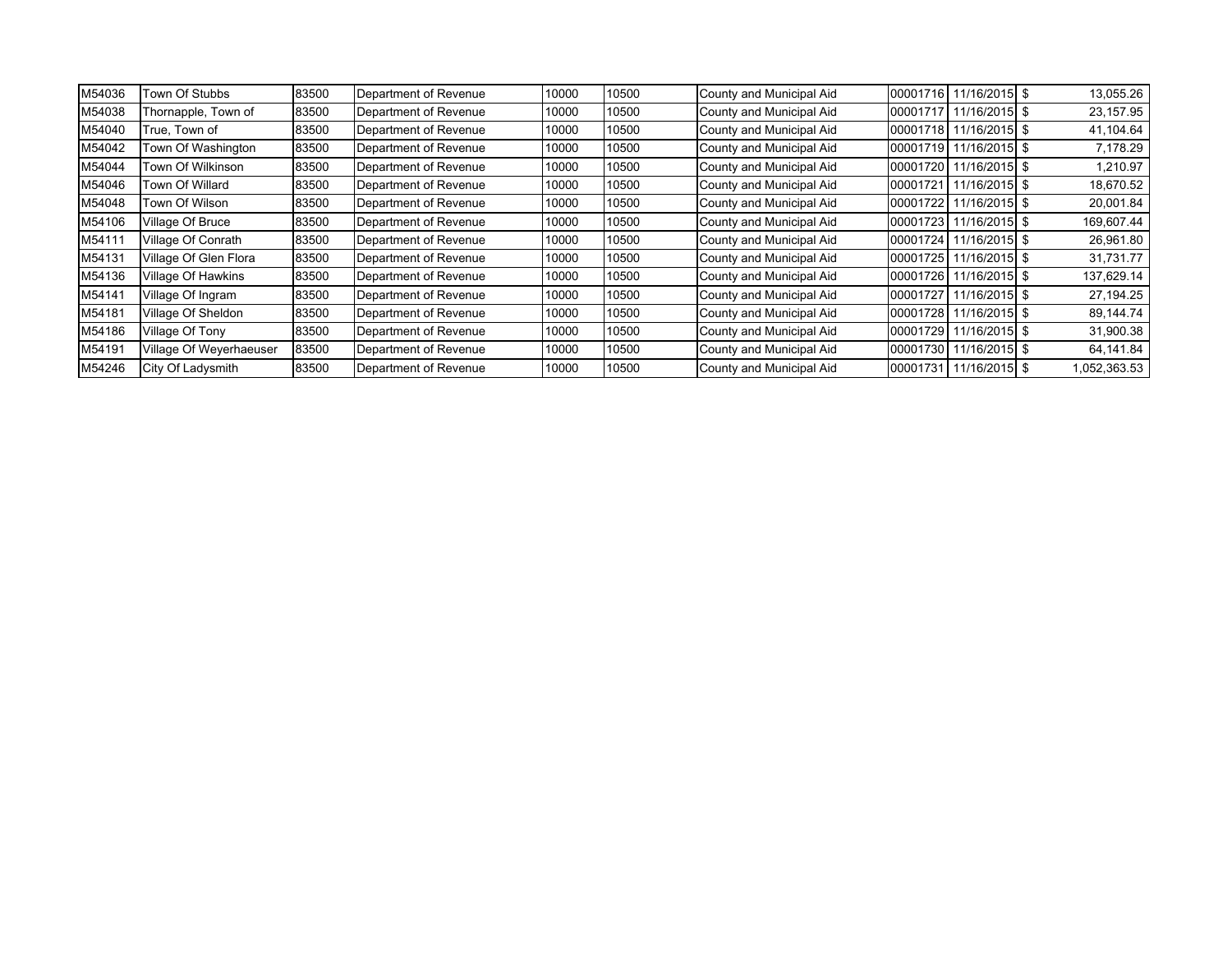| | | | | | | | | | | |
|---|---|---|---|---|---|---|---|---|---|---|
| M54036 | Town Of Stubbs | 83500 | Department of Revenue | 10000 | 10500 | County and Municipal Aid | 00001716 | 11/16/2015 | $ | 13,055.26 |
| M54038 | Thornapple, Town of | 83500 | Department of Revenue | 10000 | 10500 | County and Municipal Aid | 00001717 | 11/16/2015 | $ | 23,157.95 |
| M54040 | True, Town of | 83500 | Department of Revenue | 10000 | 10500 | County and Municipal Aid | 00001718 | 11/16/2015 | $ | 41,104.64 |
| M54042 | Town Of Washington | 83500 | Department of Revenue | 10000 | 10500 | County and Municipal Aid | 00001719 | 11/16/2015 | $ | 7,178.29 |
| M54044 | Town Of Wilkinson | 83500 | Department of Revenue | 10000 | 10500 | County and Municipal Aid | 00001720 | 11/16/2015 | $ | 1,210.97 |
| M54046 | Town Of Willard | 83500 | Department of Revenue | 10000 | 10500 | County and Municipal Aid | 00001721 | 11/16/2015 | $ | 18,670.52 |
| M54048 | Town Of Wilson | 83500 | Department of Revenue | 10000 | 10500 | County and Municipal Aid | 00001722 | 11/16/2015 | $ | 20,001.84 |
| M54106 | Village Of Bruce | 83500 | Department of Revenue | 10000 | 10500 | County and Municipal Aid | 00001723 | 11/16/2015 | $ | 169,607.44 |
| M54111 | Village Of Conrath | 83500 | Department of Revenue | 10000 | 10500 | County and Municipal Aid | 00001724 | 11/16/2015 | $ | 26,961.80 |
| M54131 | Village Of Glen Flora | 83500 | Department of Revenue | 10000 | 10500 | County and Municipal Aid | 00001725 | 11/16/2015 | $ | 31,731.77 |
| M54136 | Village Of Hawkins | 83500 | Department of Revenue | 10000 | 10500 | County and Municipal Aid | 00001726 | 11/16/2015 | $ | 137,629.14 |
| M54141 | Village Of Ingram | 83500 | Department of Revenue | 10000 | 10500 | County and Municipal Aid | 00001727 | 11/16/2015 | $ | 27,194.25 |
| M54181 | Village Of Sheldon | 83500 | Department of Revenue | 10000 | 10500 | County and Municipal Aid | 00001728 | 11/16/2015 | $ | 89,144.74 |
| M54186 | Village Of Tony | 83500 | Department of Revenue | 10000 | 10500 | County and Municipal Aid | 00001729 | 11/16/2015 | $ | 31,900.38 |
| M54191 | Village Of Weyerhaeuser | 83500 | Department of Revenue | 10000 | 10500 | County and Municipal Aid | 00001730 | 11/16/2015 | $ | 64,141.84 |
| M54246 | City Of Ladysmith | 83500 | Department of Revenue | 10000 | 10500 | County and Municipal Aid | 00001731 | 11/16/2015 | $ | 1,052,363.53 |